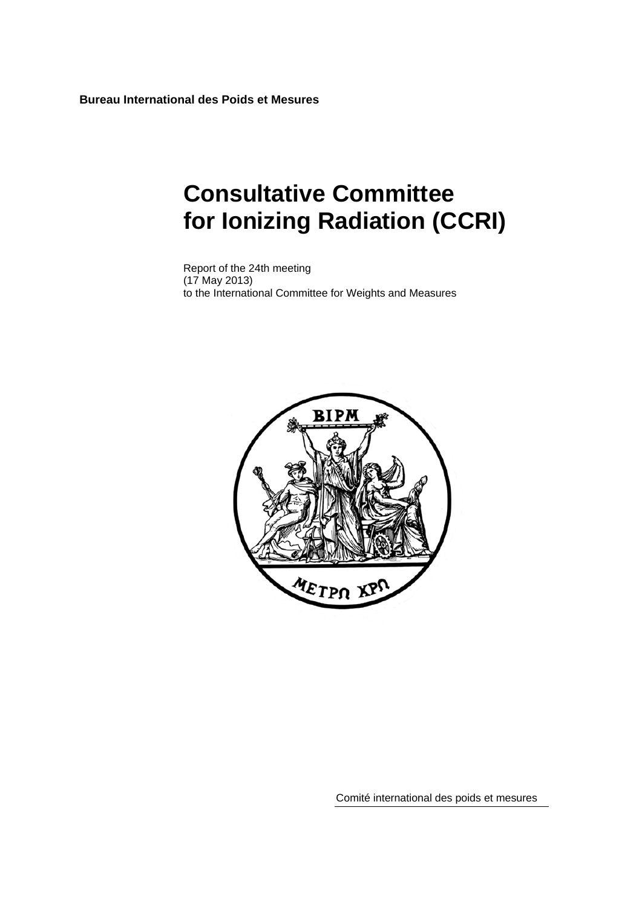**Bureau International des Poids et Mesures**

# Consultative Committee for Ionizing Radiation (CCRI)

Report of the 24th meeting
(17 May 2013)
to the International Committee for Weights and Measures

Comité international des poids et mesures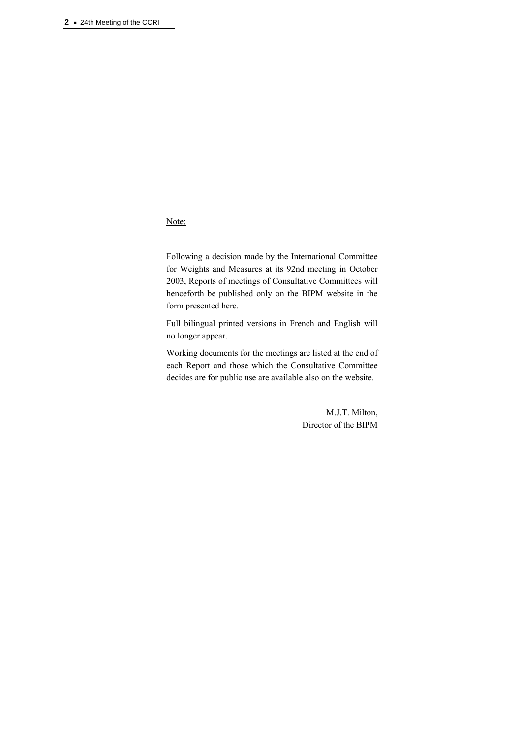Note:

Following a decision made by the International Committee for Weights and Measures at its 92nd meeting in October 2003, Reports of meetings of Consultative Committees will henceforth be published only on the BIPM website in the form presented here.

Full bilingual printed versions in French and English will no longer appear.

Working documents for the meetings are listed at the end of each Report and those which the Consultative Committee decides are for public use are available also on the website.

M.J.T. Milton,
Director of the BIPM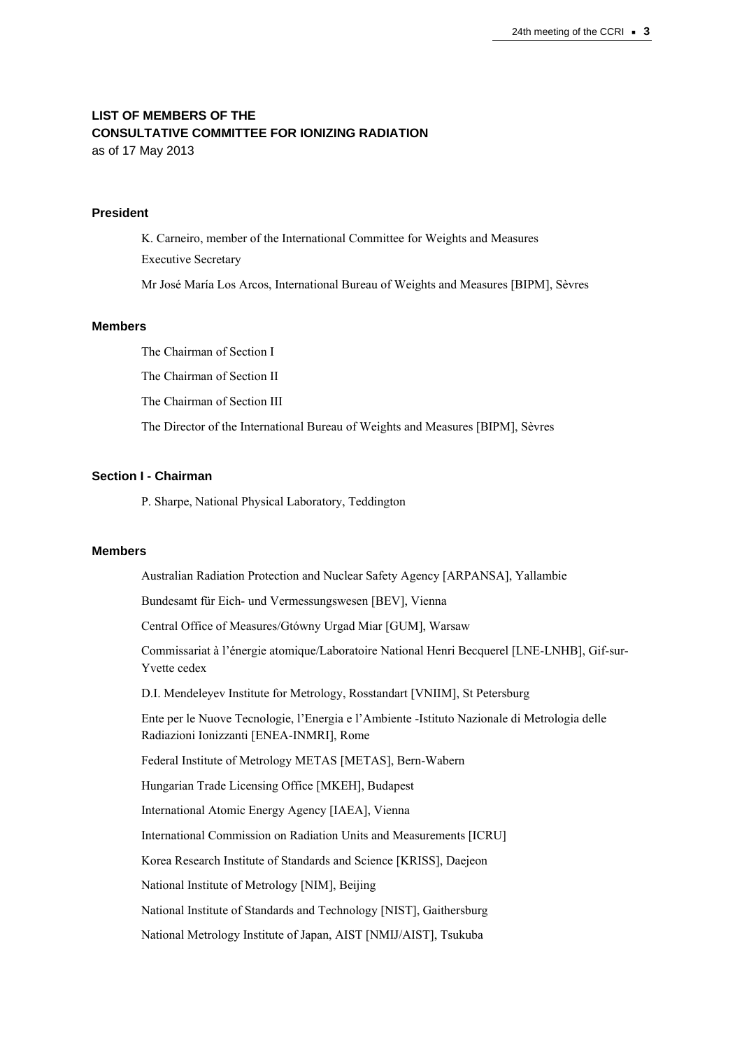**LIST OF MEMBERS OF THE**
**CONSULTATIVE COMMITTEE FOR IONIZING RADIATION**
as of 17 May 2013

#### President

K. Carneiro, member of the International Committee for Weights and Measures

Executive Secretary

Mr José María Los Arcos, International Bureau of Weights and Measures [BIPM], Sèvres

#### Members

The Chairman of Section I

The Chairman of Section II

The Chairman of Section III

The Director of the International Bureau of Weights and Measures [BIPM], Sèvres

#### Section I - Chairman

P. Sharpe, National Physical Laboratory, Teddington

#### Members

Australian Radiation Protection and Nuclear Safety Agency [ARPANSA], Yallambie

Bundesamt für Eich- und Vermessungswesen [BEV], Vienna

Central Office of Measures/Gtówny Urgad Miar [GUM], Warsaw

Commissariat à l'énergie atomique/Laboratoire National Henri Becquerel [LNE-LNHB], Gif-sur-Yvette cedex

D.I. Mendeleyev Institute for Metrology, Rosstandart [VNIIM], St Petersburg

Ente per le Nuove Tecnologie, l'Energia e l'Ambiente -Istituto Nazionale di Metrologia delle Radiazioni Ionizzanti [ENEA-INMRI], Rome

Federal Institute of Metrology METAS [METAS], Bern-Wabern

Hungarian Trade Licensing Office [MKEH], Budapest

International Atomic Energy Agency [IAEA], Vienna

International Commission on Radiation Units and Measurements [ICRU]

Korea Research Institute of Standards and Science [KRISS], Daejeon

National Institute of Metrology [NIM], Beijing

National Institute of Standards and Technology [NIST], Gaithersburg

National Metrology Institute of Japan, AIST [NMIJ/AIST], Tsukuba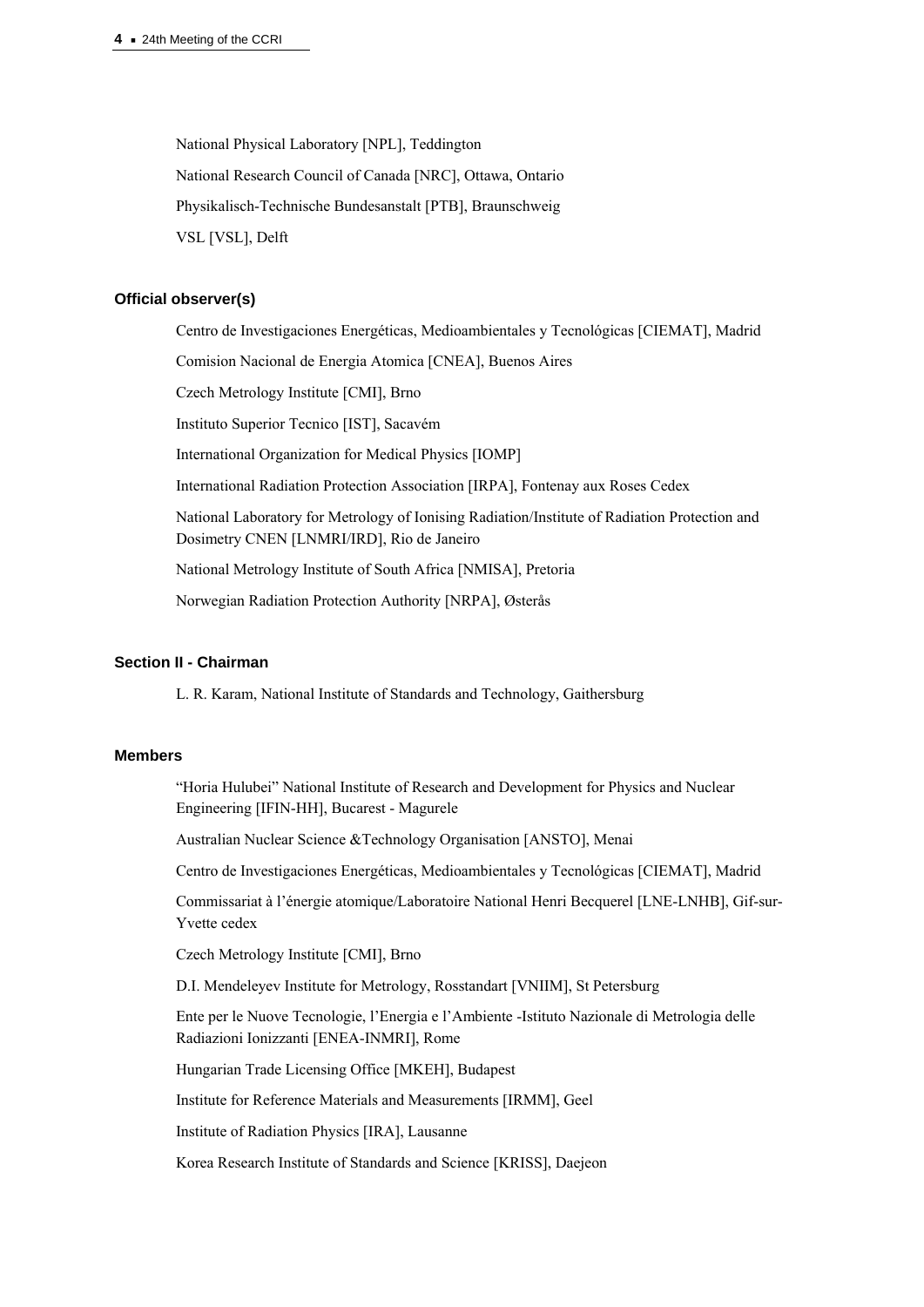National Physical Laboratory [NPL], Teddington

National Research Council of Canada [NRC], Ottawa, Ontario

Physikalisch-Technische Bundesanstalt [PTB], Braunschweig

VSL [VSL], Delft

### Official observer(s)

Centro de Investigaciones Energéticas, Medioambientales y Tecnológicas [CIEMAT], Madrid

Comision Nacional de Energia Atomica [CNEA], Buenos Aires

Czech Metrology Institute [CMI], Brno

Instituto Superior Tecnico [IST], Sacavém

International Organization for Medical Physics [IOMP]

International Radiation Protection Association [IRPA], Fontenay aux Roses Cedex

National Laboratory for Metrology of Ionising Radiation/Institute of Radiation Protection and Dosimetry CNEN [LNMRI/IRD], Rio de Janeiro

National Metrology Institute of South Africa [NMISA], Pretoria

Norwegian Radiation Protection Authority [NRPA], Østerås

### Section II - Chairman

L. R. Karam, National Institute of Standards and Technology, Gaithersburg

### Members

"Horia Hulubei" National Institute of Research and Development for Physics and Nuclear Engineering [IFIN-HH], Bucarest - Magurele

Australian Nuclear Science &Technology Organisation [ANSTO], Menai

Centro de Investigaciones Energéticas, Medioambientales y Tecnológicas [CIEMAT], Madrid

Commissariat à l'énergie atomique/Laboratoire National Henri Becquerel [LNE-LNHB], Gif-sur-Yvette cedex

Czech Metrology Institute [CMI], Brno

D.I. Mendeleyev Institute for Metrology, Rosstandart [VNIIM], St Petersburg

Ente per le Nuove Tecnologie, l'Energia e l'Ambiente -Istituto Nazionale di Metrologia delle Radiazioni Ionizzanti [ENEA-INMRI], Rome

Hungarian Trade Licensing Office [MKEH], Budapest

Institute for Reference Materials and Measurements [IRMM], Geel

Institute of Radiation Physics [IRA], Lausanne

Korea Research Institute of Standards and Science [KRISS], Daejeon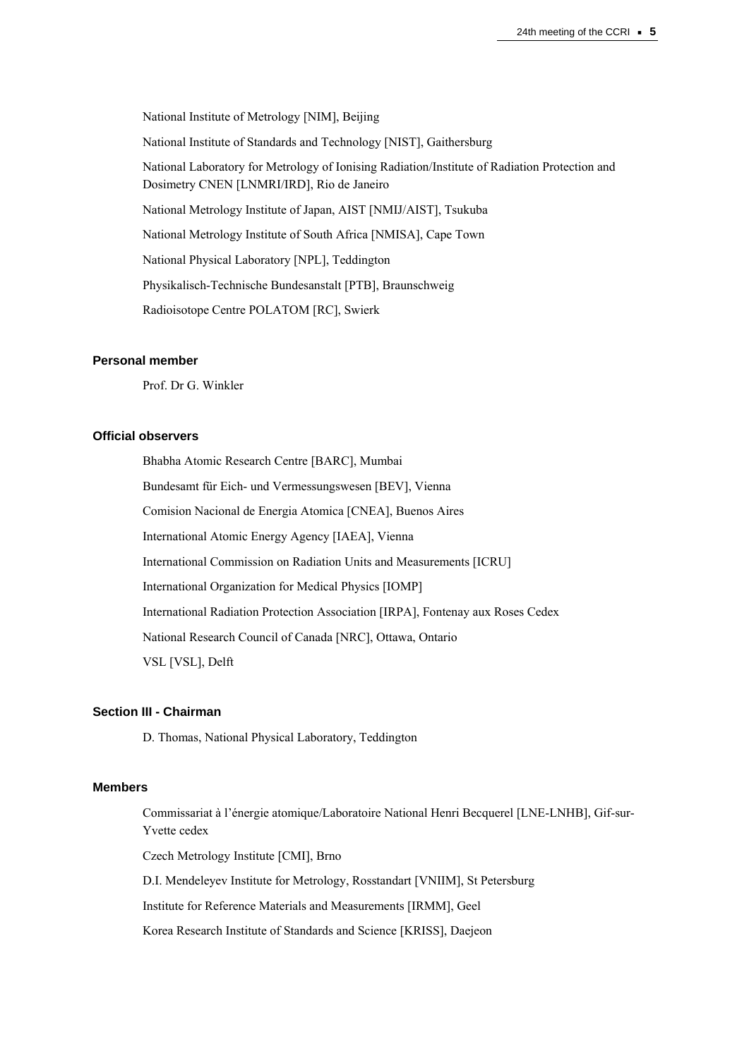National Institute of Metrology [NIM], Beijing

National Institute of Standards and Technology [NIST], Gaithersburg

National Laboratory for Metrology of Ionising Radiation/Institute of Radiation Protection and Dosimetry CNEN [LNMRI/IRD], Rio de Janeiro

National Metrology Institute of Japan, AIST [NMIJ/AIST], Tsukuba

National Metrology Institute of South Africa [NMISA], Cape Town

National Physical Laboratory [NPL], Teddington

Physikalisch-Technische Bundesanstalt [PTB], Braunschweig

Radioisotope Centre POLATOM [RC], Swierk

#### Personal member

Prof. Dr G. Winkler

#### Official observers

Bhabha Atomic Research Centre [BARC], Mumbai

Bundesamt für Eich- und Vermessungswesen [BEV], Vienna

Comision Nacional de Energia Atomica [CNEA], Buenos Aires

International Atomic Energy Agency [IAEA], Vienna

International Commission on Radiation Units and Measurements [ICRU]

International Organization for Medical Physics [IOMP]

International Radiation Protection Association [IRPA], Fontenay aux Roses Cedex

National Research Council of Canada [NRC], Ottawa, Ontario

VSL [VSL], Delft

#### Section III - Chairman

D. Thomas, National Physical Laboratory, Teddington

#### Members

Commissariat à l'énergie atomique/Laboratoire National Henri Becquerel [LNE-LNHB], Gif-sur-Yvette cedex

Czech Metrology Institute [CMI], Brno

D.I. Mendeleyev Institute for Metrology, Rosstandart [VNIIM], St Petersburg

Institute for Reference Materials and Measurements [IRMM], Geel

Korea Research Institute of Standards and Science [KRISS], Daejeon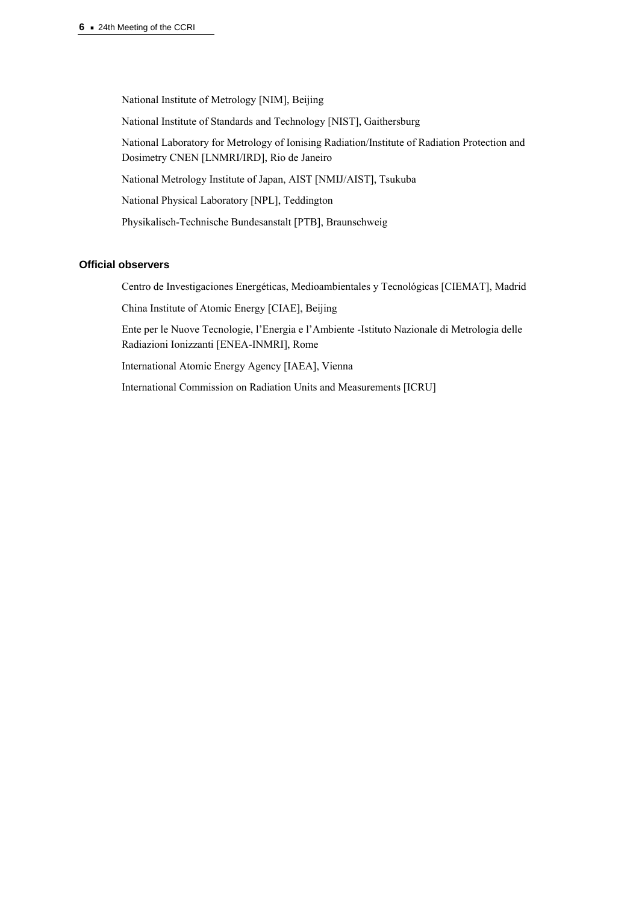National Institute of Metrology [NIM], Beijing

National Institute of Standards and Technology [NIST], Gaithersburg

National Laboratory for Metrology of Ionising Radiation/Institute of Radiation Protection and Dosimetry CNEN [LNMRI/IRD], Rio de Janeiro

National Metrology Institute of Japan, AIST [NMIJ/AIST], Tsukuba

National Physical Laboratory [NPL], Teddington

Physikalisch-Technische Bundesanstalt [PTB], Braunschweig

### Official observers

Centro de Investigaciones Energéticas, Medioambientales y Tecnológicas [CIEMAT], Madrid

China Institute of Atomic Energy [CIAE], Beijing

Ente per le Nuove Tecnologie, l'Energia e l'Ambiente -Istituto Nazionale di Metrologia delle Radiazioni Ionizzanti [ENEA-INMRI], Rome

International Atomic Energy Agency [IAEA], Vienna

International Commission on Radiation Units and Measurements [ICRU]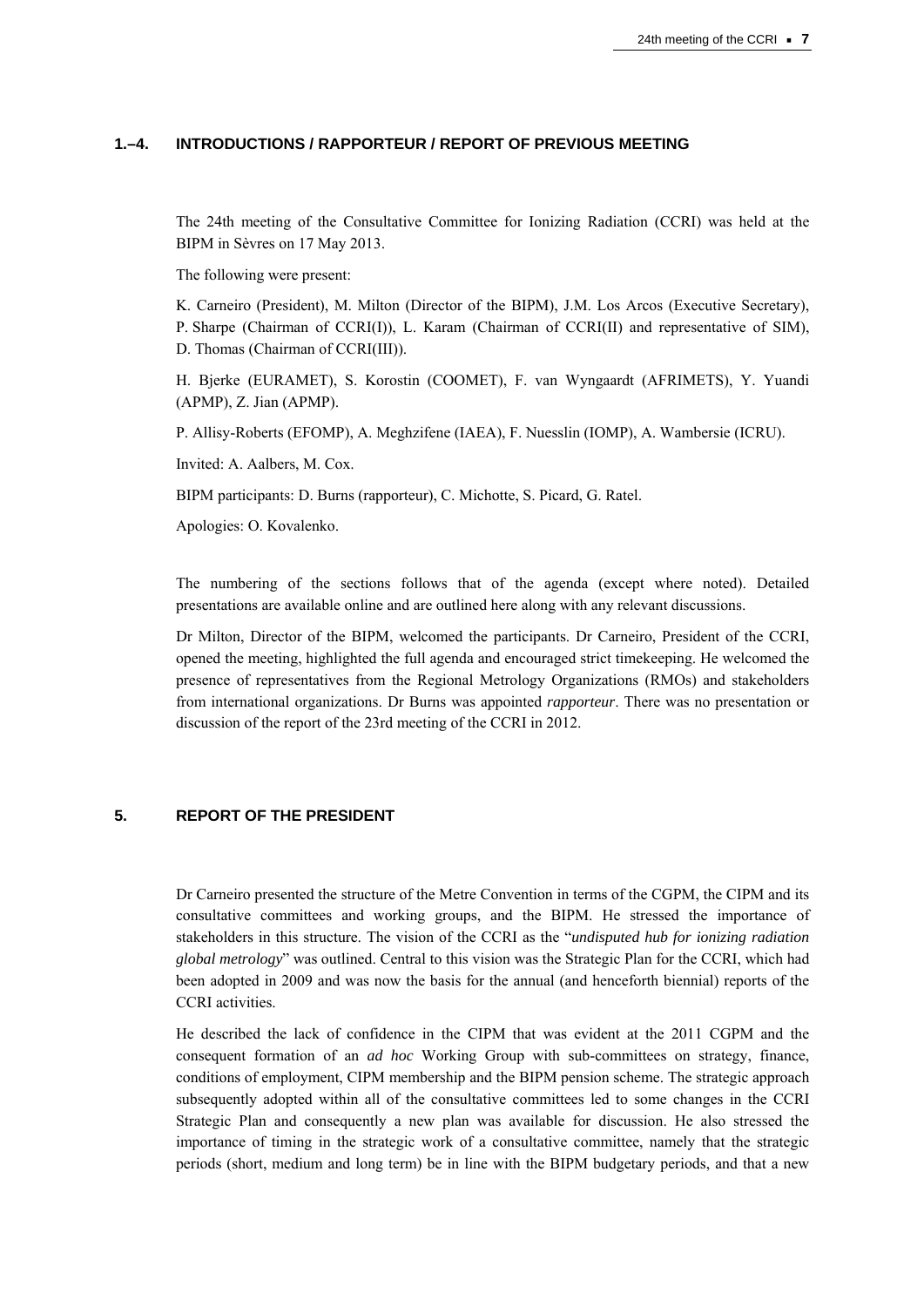## 1.–4. INTRODUCTIONS / RAPPORTEUR / REPORT OF PREVIOUS MEETING

The 24th meeting of the Consultative Committee for Ionizing Radiation (CCRI) was held at the BIPM in Sèvres on 17 May 2013.

The following were present:

K. Carneiro (President), M. Milton (Director of the BIPM), J.M. Los Arcos (Executive Secretary), P. Sharpe (Chairman of CCRI(I)), L. Karam (Chairman of CCRI(II) and representative of SIM), D. Thomas (Chairman of CCRI(III)).

H. Bjerke (EURAMET), S. Korostin (COOMET), F. van Wyngaardt (AFRIMETS), Y. Yuandi (APMP), Z. Jian (APMP).

P. Allisy-Roberts (EFOMP), A. Meghzifene (IAEA), F. Nuesslin (IOMP), A. Wambersie (ICRU).

Invited: A. Aalbers, M. Cox.

BIPM participants: D. Burns (rapporteur), C. Michotte, S. Picard, G. Ratel.

Apologies: O. Kovalenko.

The numbering of the sections follows that of the agenda (except where noted). Detailed presentations are available online and are outlined here along with any relevant discussions.

Dr Milton, Director of the BIPM, welcomed the participants. Dr Carneiro, President of the CCRI, opened the meeting, highlighted the full agenda and encouraged strict timekeeping. He welcomed the presence of representatives from the Regional Metrology Organizations (RMOs) and stakeholders from international organizations. Dr Burns was appointed *rapporteur*. There was no presentation or discussion of the report of the 23rd meeting of the CCRI in 2012.

## 5. REPORT OF THE PRESIDENT

Dr Carneiro presented the structure of the Metre Convention in terms of the CGPM, the CIPM and its consultative committees and working groups, and the BIPM. He stressed the importance of stakeholders in this structure. The vision of the CCRI as the "*undisputed hub for ionizing radiation global metrology*" was outlined. Central to this vision was the Strategic Plan for the CCRI, which had been adopted in 2009 and was now the basis for the annual (and henceforth biennial) reports of the CCRI activities.

He described the lack of confidence in the CIPM that was evident at the 2011 CGPM and the consequent formation of an *ad hoc* Working Group with sub-committees on strategy, finance, conditions of employment, CIPM membership and the BIPM pension scheme. The strategic approach subsequently adopted within all of the consultative committees led to some changes in the CCRI Strategic Plan and consequently a new plan was available for discussion. He also stressed the importance of timing in the strategic work of a consultative committee, namely that the strategic periods (short, medium and long term) be in line with the BIPM budgetary periods, and that a new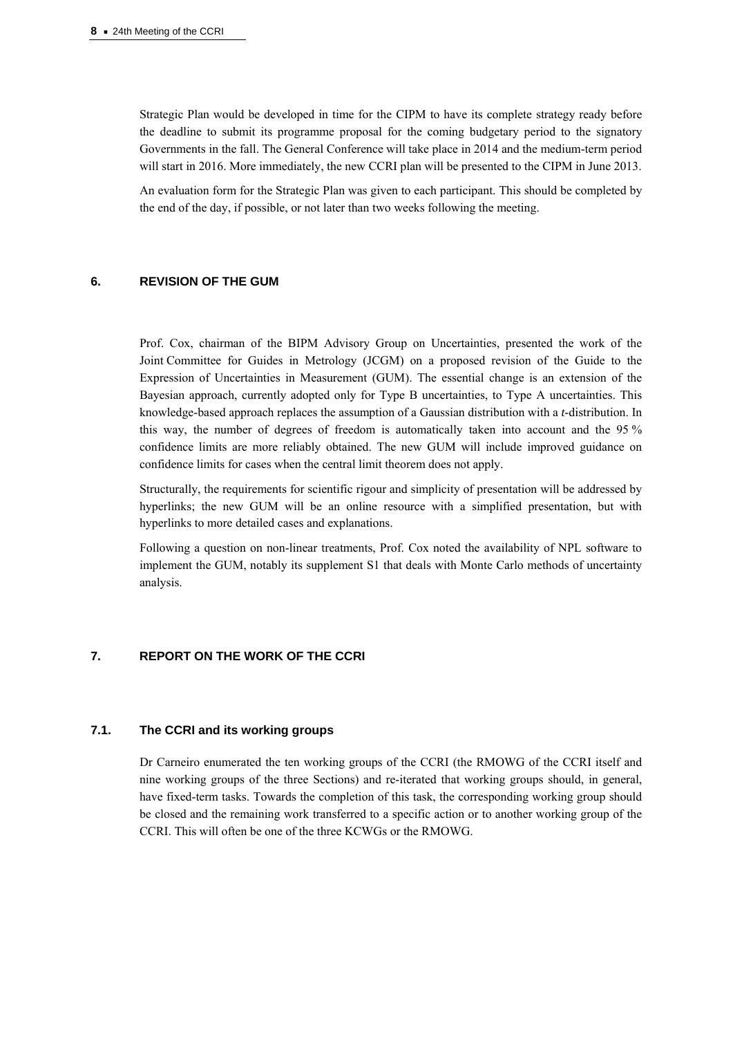Strategic Plan would be developed in time for the CIPM to have its complete strategy ready before the deadline to submit its programme proposal for the coming budgetary period to the signatory Governments in the fall. The General Conference will take place in 2014 and the medium-term period will start in 2016. More immediately, the new CCRI plan will be presented to the CIPM in June 2013.

An evaluation form for the Strategic Plan was given to each participant. This should be completed by the end of the day, if possible, or not later than two weeks following the meeting.

## 6. REVISION OF THE GUM

Prof. Cox, chairman of the BIPM Advisory Group on Uncertainties, presented the work of the Joint Committee for Guides in Metrology (JCGM) on a proposed revision of the Guide to the Expression of Uncertainties in Measurement (GUM). The essential change is an extension of the Bayesian approach, currently adopted only for Type B uncertainties, to Type A uncertainties. This knowledge-based approach replaces the assumption of a Gaussian distribution with a *t*-distribution. In this way, the number of degrees of freedom is automatically taken into account and the 95 % confidence limits are more reliably obtained. The new GUM will include improved guidance on confidence limits for cases when the central limit theorem does not apply.

Structurally, the requirements for scientific rigour and simplicity of presentation will be addressed by hyperlinks; the new GUM will be an online resource with a simplified presentation, but with hyperlinks to more detailed cases and explanations.

Following a question on non-linear treatments, Prof. Cox noted the availability of NPL software to implement the GUM, notably its supplement S1 that deals with Monte Carlo methods of uncertainty analysis.

## 7. REPORT ON THE WORK OF THE CCRI

### 7.1. The CCRI and its working groups

Dr Carneiro enumerated the ten working groups of the CCRI (the RMOWG of the CCRI itself and nine working groups of the three Sections) and re-iterated that working groups should, in general, have fixed-term tasks. Towards the completion of this task, the corresponding working group should be closed and the remaining work transferred to a specific action or to another working group of the CCRI. This will often be one of the three KCWGs or the RMOWG.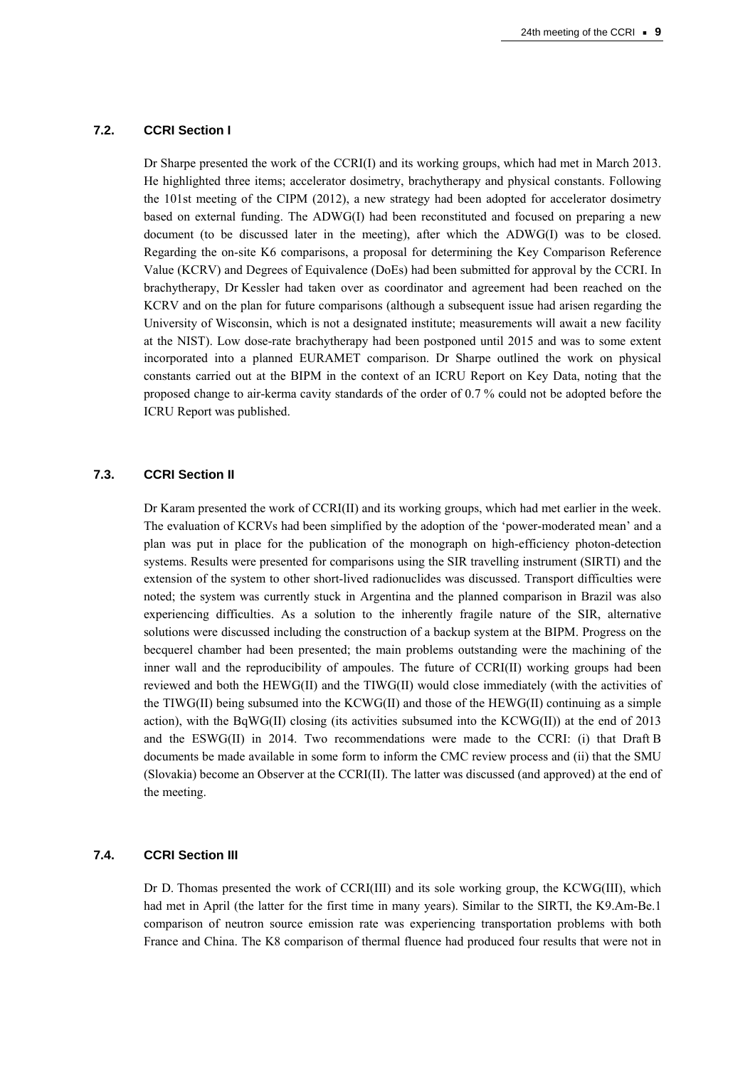### 7.2. CCRI Section I

Dr Sharpe presented the work of the CCRI(I) and its working groups, which had met in March 2013. He highlighted three items; accelerator dosimetry, brachytherapy and physical constants. Following the 101st meeting of the CIPM (2012), a new strategy had been adopted for accelerator dosimetry based on external funding. The ADWG(I) had been reconstituted and focused on preparing a new document (to be discussed later in the meeting), after which the ADWG(I) was to be closed. Regarding the on-site K6 comparisons, a proposal for determining the Key Comparison Reference Value (KCRV) and Degrees of Equivalence (DoEs) had been submitted for approval by the CCRI. In brachytherapy, Dr Kessler had taken over as coordinator and agreement had been reached on the KCRV and on the plan for future comparisons (although a subsequent issue had arisen regarding the University of Wisconsin, which is not a designated institute; measurements will await a new facility at the NIST). Low dose-rate brachytherapy had been postponed until 2015 and was to some extent incorporated into a planned EURAMET comparison. Dr Sharpe outlined the work on physical constants carried out at the BIPM in the context of an ICRU Report on Key Data, noting that the proposed change to air-kerma cavity standards of the order of 0.7 % could not be adopted before the ICRU Report was published.

### 7.3. CCRI Section II

Dr Karam presented the work of CCRI(II) and its working groups, which had met earlier in the week. The evaluation of KCRVs had been simplified by the adoption of the 'power-moderated mean' and a plan was put in place for the publication of the monograph on high-efficiency photon-detection systems. Results were presented for comparisons using the SIR travelling instrument (SIRTI) and the extension of the system to other short-lived radionuclides was discussed. Transport difficulties were noted; the system was currently stuck in Argentina and the planned comparison in Brazil was also experiencing difficulties. As a solution to the inherently fragile nature of the SIR, alternative solutions were discussed including the construction of a backup system at the BIPM. Progress on the becquerel chamber had been presented; the main problems outstanding were the machining of the inner wall and the reproducibility of ampoules. The future of CCRI(II) working groups had been reviewed and both the HEWG(II) and the TIWG(II) would close immediately (with the activities of the TIWG(II) being subsumed into the KCWG(II) and those of the HEWG(II) continuing as a simple action), with the BqWG(II) closing (its activities subsumed into the KCWG(II)) at the end of 2013 and the ESWG(II) in 2014. Two recommendations were made to the CCRI: (i) that Draft B documents be made available in some form to inform the CMC review process and (ii) that the SMU (Slovakia) become an Observer at the CCRI(II). The latter was discussed (and approved) at the end of the meeting.

### 7.4. CCRI Section III

Dr D. Thomas presented the work of CCRI(III) and its sole working group, the KCWG(III), which had met in April (the latter for the first time in many years). Similar to the SIRTI, the K9.Am-Be.1 comparison of neutron source emission rate was experiencing transportation problems with both France and China. The K8 comparison of thermal fluence had produced four results that were not in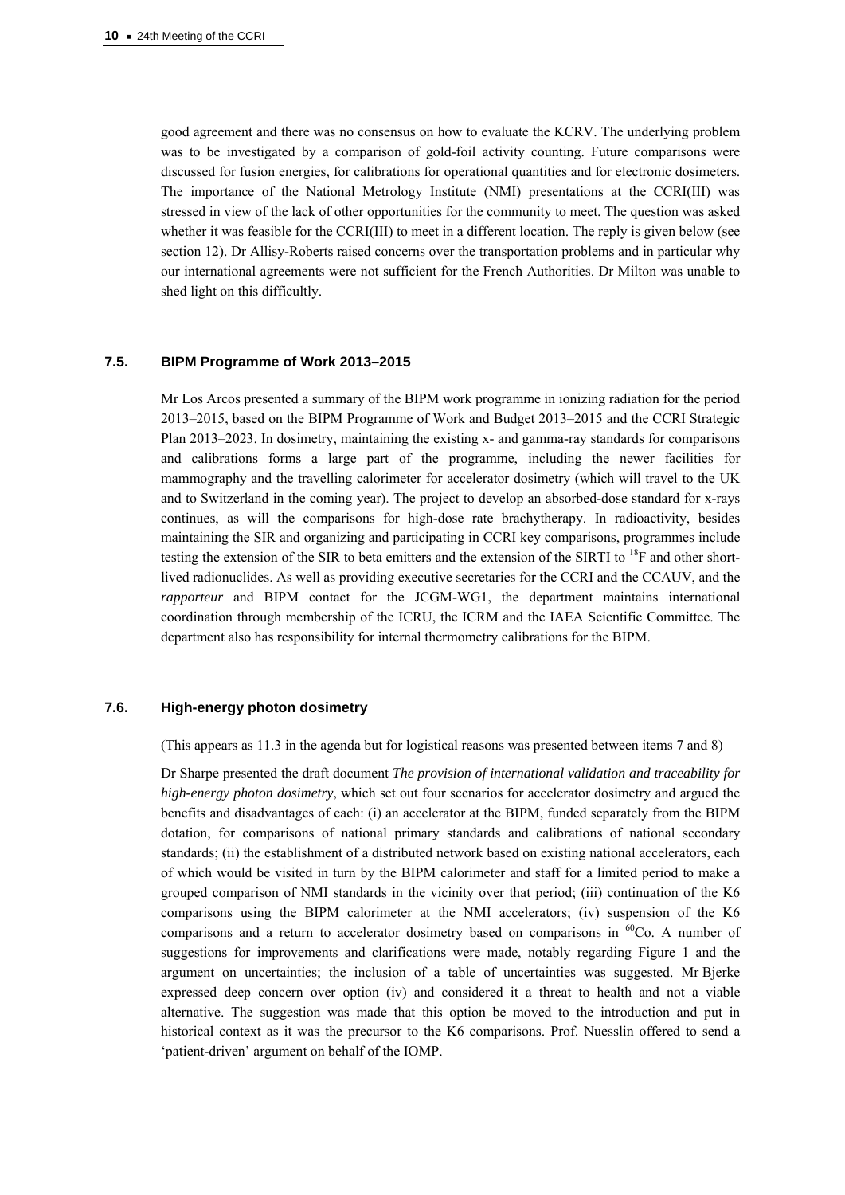good agreement and there was no consensus on how to evaluate the KCRV. The underlying problem was to be investigated by a comparison of gold-foil activity counting. Future comparisons were discussed for fusion energies, for calibrations for operational quantities and for electronic dosimeters. The importance of the National Metrology Institute (NMI) presentations at the CCRI(III) was stressed in view of the lack of other opportunities for the community to meet. The question was asked whether it was feasible for the CCRI(III) to meet in a different location. The reply is given below (see section 12). Dr Allisy-Roberts raised concerns over the transportation problems and in particular why our international agreements were not sufficient for the French Authorities. Dr Milton was unable to shed light on this difficultly.

### 7.5. BIPM Programme of Work 2013–2015

Mr Los Arcos presented a summary of the BIPM work programme in ionizing radiation for the period 2013–2015, based on the BIPM Programme of Work and Budget 2013–2015 and the CCRI Strategic Plan 2013–2023. In dosimetry, maintaining the existing x- and gamma-ray standards for comparisons and calibrations forms a large part of the programme, including the newer facilities for mammography and the travelling calorimeter for accelerator dosimetry (which will travel to the UK and to Switzerland in the coming year). The project to develop an absorbed-dose standard for x-rays continues, as will the comparisons for high-dose rate brachytherapy. In radioactivity, besides maintaining the SIR and organizing and participating in CCRI key comparisons, programmes include testing the extension of the SIR to beta emitters and the extension of the SIRTI to $^{18}$F and other short-lived radionuclides. As well as providing executive secretaries for the CCRI and the CCAUV, and the *rapporteur* and BIPM contact for the JCGM-WG1, the department maintains international coordination through membership of the ICRU, the ICRM and the IAEA Scientific Committee. The department also has responsibility for internal thermometry calibrations for the BIPM.

### 7.6. High-energy photon dosimetry

(This appears as 11.3 in the agenda but for logistical reasons was presented between items 7 and 8)

Dr Sharpe presented the draft document *The provision of international validation and traceability for high-energy photon dosimetry*, which set out four scenarios for accelerator dosimetry and argued the benefits and disadvantages of each: (i) an accelerator at the BIPM, funded separately from the BIPM dotation, for comparisons of national primary standards and calibrations of national secondary standards; (ii) the establishment of a distributed network based on existing national accelerators, each of which would be visited in turn by the BIPM calorimeter and staff for a limited period to make a grouped comparison of NMI standards in the vicinity over that period; (iii) continuation of the K6 comparisons using the BIPM calorimeter at the NMI accelerators; (iv) suspension of the K6 comparisons and a return to accelerator dosimetry based on comparisons in $^{60}$Co. A number of suggestions for improvements and clarifications were made, notably regarding Figure 1 and the argument on uncertainties; the inclusion of a table of uncertainties was suggested. Mr Bjerke expressed deep concern over option (iv) and considered it a threat to health and not a viable alternative. The suggestion was made that this option be moved to the introduction and put in historical context as it was the precursor to the K6 comparisons. Prof. Nuesslin offered to send a 'patient-driven' argument on behalf of the IOMP.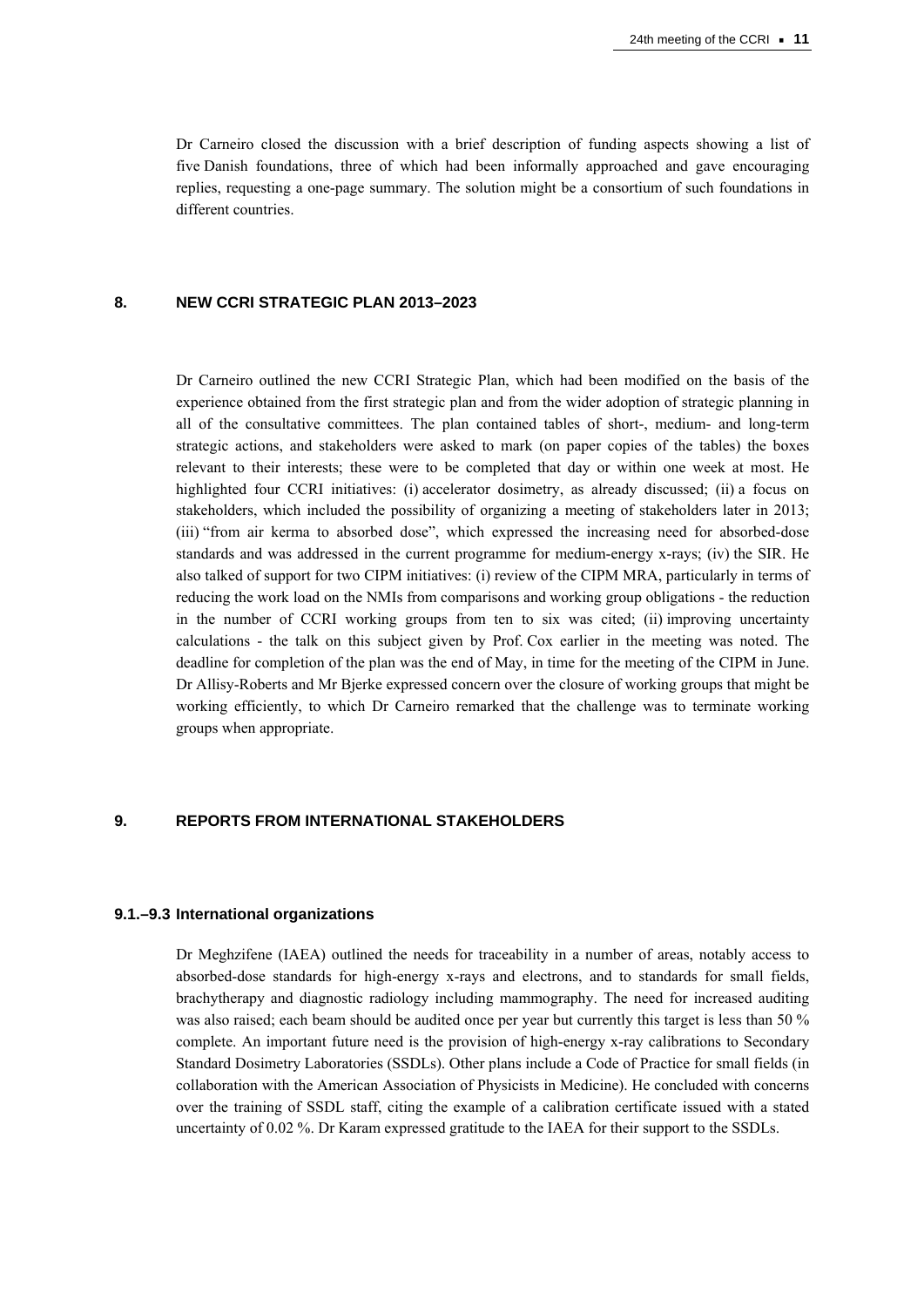Dr Carneiro closed the discussion with a brief description of funding aspects showing a list of five Danish foundations, three of which had been informally approached and gave encouraging replies, requesting a one-page summary. The solution might be a consortium of such foundations in different countries.

## 8. NEW CCRI STRATEGIC PLAN 2013–2023

Dr Carneiro outlined the new CCRI Strategic Plan, which had been modified on the basis of the experience obtained from the first strategic plan and from the wider adoption of strategic planning in all of the consultative committees. The plan contained tables of short-, medium- and long-term strategic actions, and stakeholders were asked to mark (on paper copies of the tables) the boxes relevant to their interests; these were to be completed that day or within one week at most. He highlighted four CCRI initiatives: (i) accelerator dosimetry, as already discussed; (ii) a focus on stakeholders, which included the possibility of organizing a meeting of stakeholders later in 2013; (iii) "from air kerma to absorbed dose", which expressed the increasing need for absorbed-dose standards and was addressed in the current programme for medium-energy x-rays; (iv) the SIR. He also talked of support for two CIPM initiatives: (i) review of the CIPM MRA, particularly in terms of reducing the work load on the NMIs from comparisons and working group obligations - the reduction in the number of CCRI working groups from ten to six was cited; (ii) improving uncertainty calculations - the talk on this subject given by Prof. Cox earlier in the meeting was noted. The deadline for completion of the plan was the end of May, in time for the meeting of the CIPM in June. Dr Allisy-Roberts and Mr Bjerke expressed concern over the closure of working groups that might be working efficiently, to which Dr Carneiro remarked that the challenge was to terminate working groups when appropriate.

## 9. REPORTS FROM INTERNATIONAL STAKEHOLDERS

### 9.1.–9.3 International organizations

Dr Meghzifene (IAEA) outlined the needs for traceability in a number of areas, notably access to absorbed-dose standards for high-energy x-rays and electrons, and to standards for small fields, brachytherapy and diagnostic radiology including mammography. The need for increased auditing was also raised; each beam should be audited once per year but currently this target is less than 50 % complete. An important future need is the provision of high-energy x-ray calibrations to Secondary Standard Dosimetry Laboratories (SSDLs). Other plans include a Code of Practice for small fields (in collaboration with the American Association of Physicists in Medicine). He concluded with concerns over the training of SSDL staff, citing the example of a calibration certificate issued with a stated uncertainty of 0.02 %. Dr Karam expressed gratitude to the IAEA for their support to the SSDLs.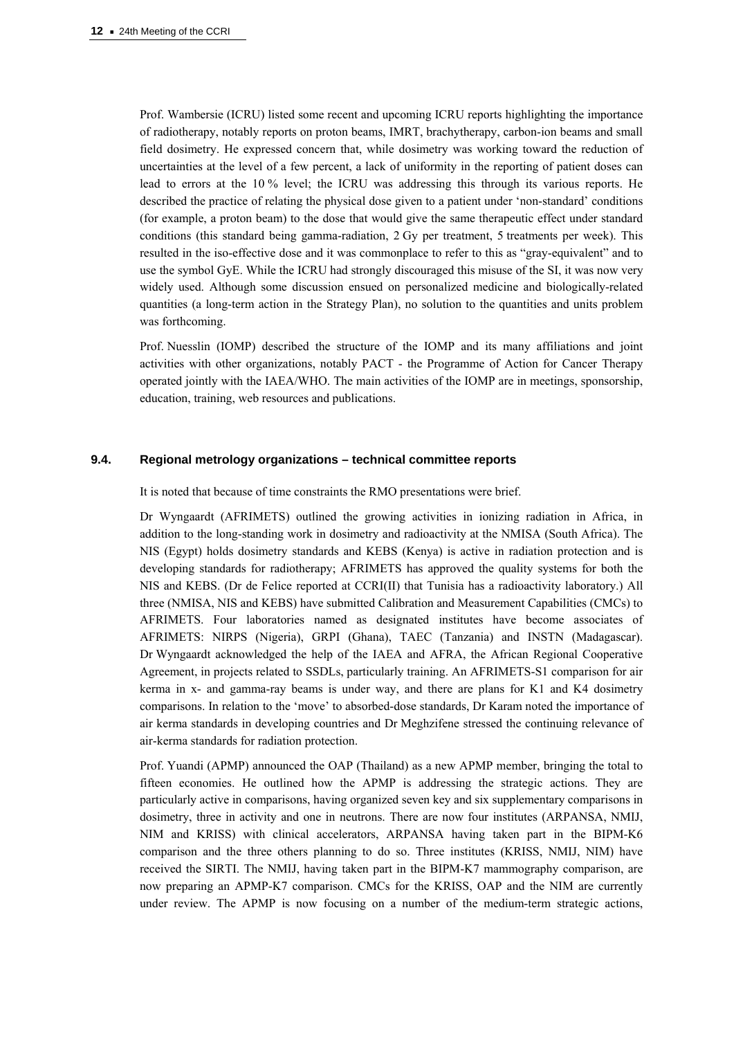Prof. Wambersie (ICRU) listed some recent and upcoming ICRU reports highlighting the importance of radiotherapy, notably reports on proton beams, IMRT, brachytherapy, carbon-ion beams and small field dosimetry. He expressed concern that, while dosimetry was working toward the reduction of uncertainties at the level of a few percent, a lack of uniformity in the reporting of patient doses can lead to errors at the 10 % level; the ICRU was addressing this through its various reports. He described the practice of relating the physical dose given to a patient under 'non-standard' conditions (for example, a proton beam) to the dose that would give the same therapeutic effect under standard conditions (this standard being gamma-radiation, 2 Gy per treatment, 5 treatments per week). This resulted in the iso-effective dose and it was commonplace to refer to this as "gray-equivalent" and to use the symbol GyE. While the ICRU had strongly discouraged this misuse of the SI, it was now very widely used. Although some discussion ensued on personalized medicine and biologically-related quantities (a long-term action in the Strategy Plan), no solution to the quantities and units problem was forthcoming.

Prof. Nuesslin (IOMP) described the structure of the IOMP and its many affiliations and joint activities with other organizations, notably PACT - the Programme of Action for Cancer Therapy operated jointly with the IAEA/WHO. The main activities of the IOMP are in meetings, sponsorship, education, training, web resources and publications.

### 9.4. Regional metrology organizations – technical committee reports

It is noted that because of time constraints the RMO presentations were brief.

Dr Wyngaardt (AFRIMETS) outlined the growing activities in ionizing radiation in Africa, in addition to the long-standing work in dosimetry and radioactivity at the NMISA (South Africa). The NIS (Egypt) holds dosimetry standards and KEBS (Kenya) is active in radiation protection and is developing standards for radiotherapy; AFRIMETS has approved the quality systems for both the NIS and KEBS. (Dr de Felice reported at CCRI(II) that Tunisia has a radioactivity laboratory.) All three (NMISA, NIS and KEBS) have submitted Calibration and Measurement Capabilities (CMCs) to AFRIMETS. Four laboratories named as designated institutes have become associates of AFRIMETS: NIRPS (Nigeria), GRPI (Ghana), TAEC (Tanzania) and INSTN (Madagascar). Dr Wyngaardt acknowledged the help of the IAEA and AFRA, the African Regional Cooperative Agreement, in projects related to SSDLs, particularly training. An AFRIMETS-S1 comparison for air kerma in x- and gamma-ray beams is under way, and there are plans for K1 and K4 dosimetry comparisons. In relation to the 'move' to absorbed-dose standards, Dr Karam noted the importance of air kerma standards in developing countries and Dr Meghzifene stressed the continuing relevance of air-kerma standards for radiation protection.

Prof. Yuandi (APMP) announced the OAP (Thailand) as a new APMP member, bringing the total to fifteen economies. He outlined how the APMP is addressing the strategic actions. They are particularly active in comparisons, having organized seven key and six supplementary comparisons in dosimetry, three in activity and one in neutrons. There are now four institutes (ARPANSA, NMIJ, NIM and KRISS) with clinical accelerators, ARPANSA having taken part in the BIPM-K6 comparison and the three others planning to do so. Three institutes (KRISS, NMIJ, NIM) have received the SIRTI. The NMIJ, having taken part in the BIPM-K7 mammography comparison, are now preparing an APMP-K7 comparison. CMCs for the KRISS, OAP and the NIM are currently under review. The APMP is now focusing on a number of the medium-term strategic actions,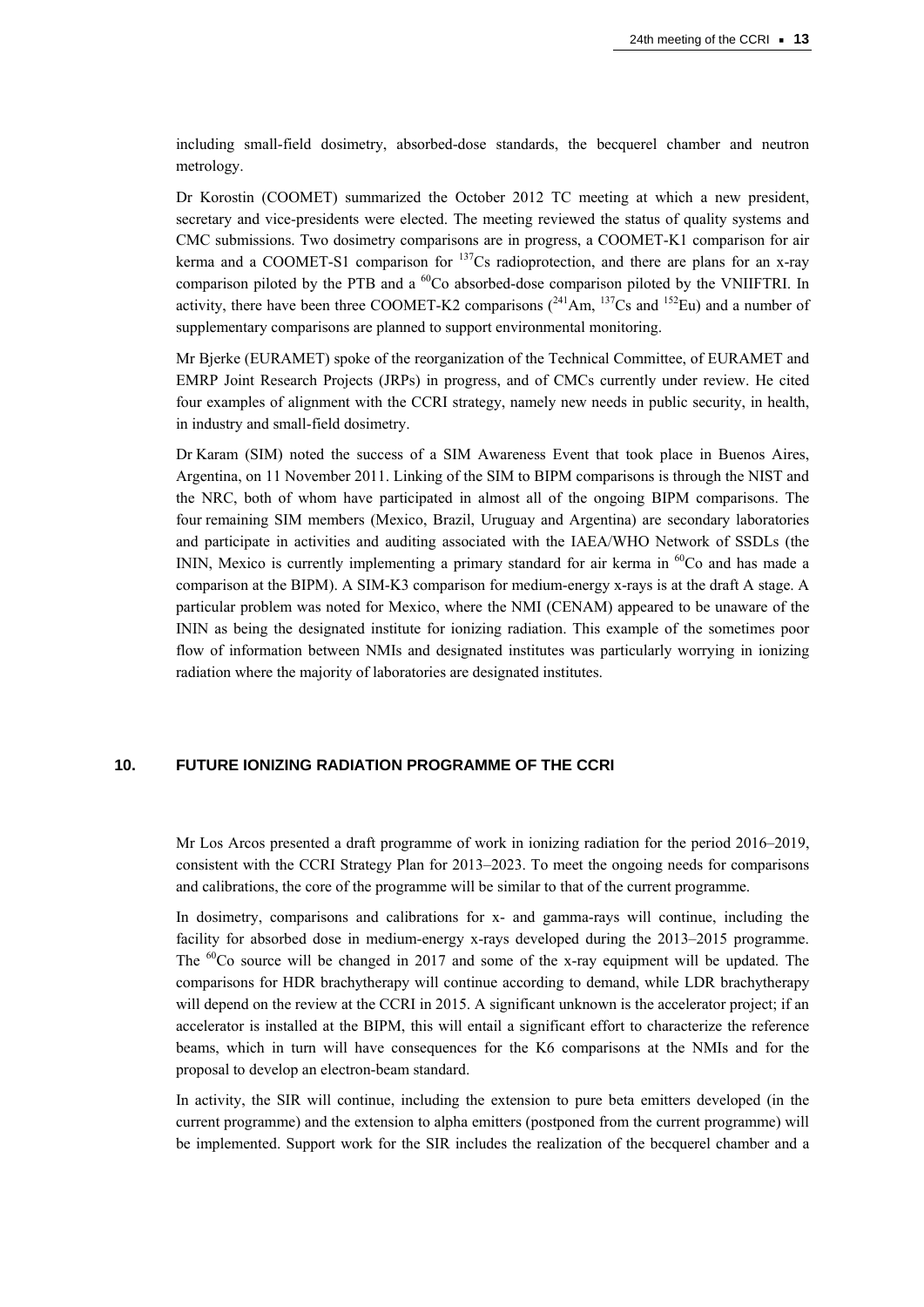including small-field dosimetry, absorbed-dose standards, the becquerel chamber and neutron metrology.

Dr Korostin (COOMET) summarized the October 2012 TC meeting at which a new president, secretary and vice-presidents were elected. The meeting reviewed the status of quality systems and CMC submissions. Two dosimetry comparisons are in progress, a COOMET-K1 comparison for air kerma and a COOMET-S1 comparison for $^{137}$Cs radioprotection, and there are plans for an x-ray comparison piloted by the PTB and a $^{60}$Co absorbed-dose comparison piloted by the VNIIFTRI. In activity, there have been three COOMET-K2 comparisons ($^{241}$Am, $^{137}$Cs and $^{152}$Eu) and a number of supplementary comparisons are planned to support environmental monitoring.

Mr Bjerke (EURAMET) spoke of the reorganization of the Technical Committee, of EURAMET and EMRP Joint Research Projects (JRPs) in progress, and of CMCs currently under review. He cited four examples of alignment with the CCRI strategy, namely new needs in public security, in health, in industry and small-field dosimetry.

Dr Karam (SIM) noted the success of a SIM Awareness Event that took place in Buenos Aires, Argentina, on 11 November 2011. Linking of the SIM to BIPM comparisons is through the NIST and the NRC, both of whom have participated in almost all of the ongoing BIPM comparisons. The four remaining SIM members (Mexico, Brazil, Uruguay and Argentina) are secondary laboratories and participate in activities and auditing associated with the IAEA/WHO Network of SSDLs (the ININ, Mexico is currently implementing a primary standard for air kerma in $^{60}$Co and has made a comparison at the BIPM). A SIM-K3 comparison for medium-energy x-rays is at the draft A stage. A particular problem was noted for Mexico, where the NMI (CENAM) appeared to be unaware of the ININ as being the designated institute for ionizing radiation. This example of the sometimes poor flow of information between NMIs and designated institutes was particularly worrying in ionizing radiation where the majority of laboratories are designated institutes.

## 10. FUTURE IONIZING RADIATION PROGRAMME OF THE CCRI

Mr Los Arcos presented a draft programme of work in ionizing radiation for the period 2016–2019, consistent with the CCRI Strategy Plan for 2013–2023. To meet the ongoing needs for comparisons and calibrations, the core of the programme will be similar to that of the current programme.

In dosimetry, comparisons and calibrations for x- and gamma-rays will continue, including the facility for absorbed dose in medium-energy x-rays developed during the 2013–2015 programme. The $^{60}$Co source will be changed in 2017 and some of the x-ray equipment will be updated. The comparisons for HDR brachytherapy will continue according to demand, while LDR brachytherapy will depend on the review at the CCRI in 2015. A significant unknown is the accelerator project; if an accelerator is installed at the BIPM, this will entail a significant effort to characterize the reference beams, which in turn will have consequences for the K6 comparisons at the NMIs and for the proposal to develop an electron-beam standard.

In activity, the SIR will continue, including the extension to pure beta emitters developed (in the current programme) and the extension to alpha emitters (postponed from the current programme) will be implemented. Support work for the SIR includes the realization of the becquerel chamber and a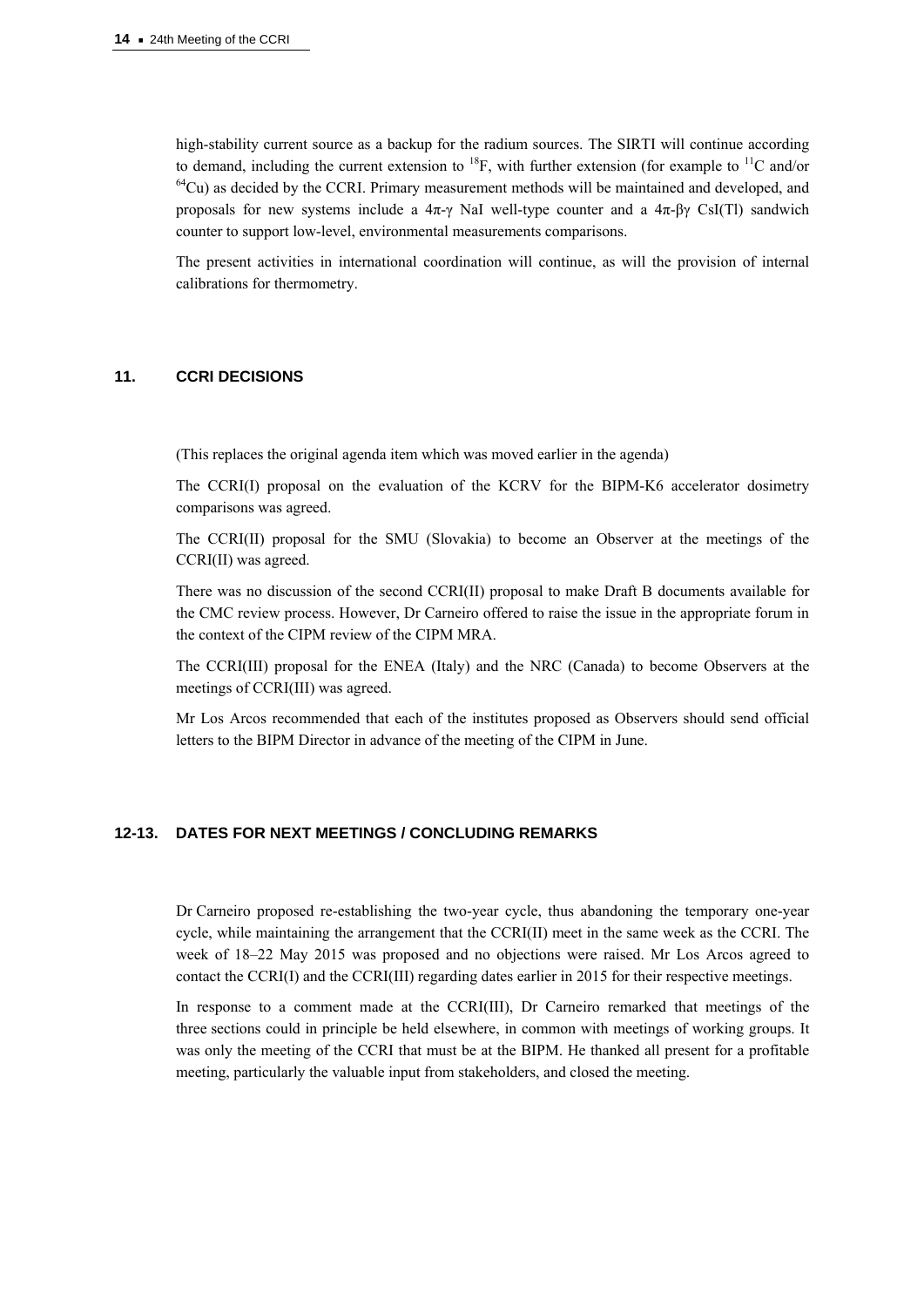high-stability current source as a backup for the radium sources. The SIRTI will continue according to demand, including the current extension to $^{18}$F, with further extension (for example to $^{11}$C and/or $^{64}$Cu) as decided by the CCRI. Primary measurement methods will be maintained and developed, and proposals for new systems include a 4π-γ NaI well-type counter and a 4π-βγ CsI(Tl) sandwich counter to support low-level, environmental measurements comparisons.

The present activities in international coordination will continue, as will the provision of internal calibrations for thermometry.

## 11. CCRI DECISIONS

(This replaces the original agenda item which was moved earlier in the agenda)

The CCRI(I) proposal on the evaluation of the KCRV for the BIPM-K6 accelerator dosimetry comparisons was agreed.

The CCRI(II) proposal for the SMU (Slovakia) to become an Observer at the meetings of the CCRI(II) was agreed.

There was no discussion of the second CCRI(II) proposal to make Draft B documents available for the CMC review process. However, Dr Carneiro offered to raise the issue in the appropriate forum in the context of the CIPM review of the CIPM MRA.

The CCRI(III) proposal for the ENEA (Italy) and the NRC (Canada) to become Observers at the meetings of CCRI(III) was agreed.

Mr Los Arcos recommended that each of the institutes proposed as Observers should send official letters to the BIPM Director in advance of the meeting of the CIPM in June.

## 12-13. DATES FOR NEXT MEETINGS / CONCLUDING REMARKS

Dr Carneiro proposed re-establishing the two-year cycle, thus abandoning the temporary one-year cycle, while maintaining the arrangement that the CCRI(II) meet in the same week as the CCRI. The week of 18–22 May 2015 was proposed and no objections were raised. Mr Los Arcos agreed to contact the CCRI(I) and the CCRI(III) regarding dates earlier in 2015 for their respective meetings.

In response to a comment made at the CCRI(III), Dr Carneiro remarked that meetings of the three sections could in principle be held elsewhere, in common with meetings of working groups. It was only the meeting of the CCRI that must be at the BIPM. He thanked all present for a profitable meeting, particularly the valuable input from stakeholders, and closed the meeting.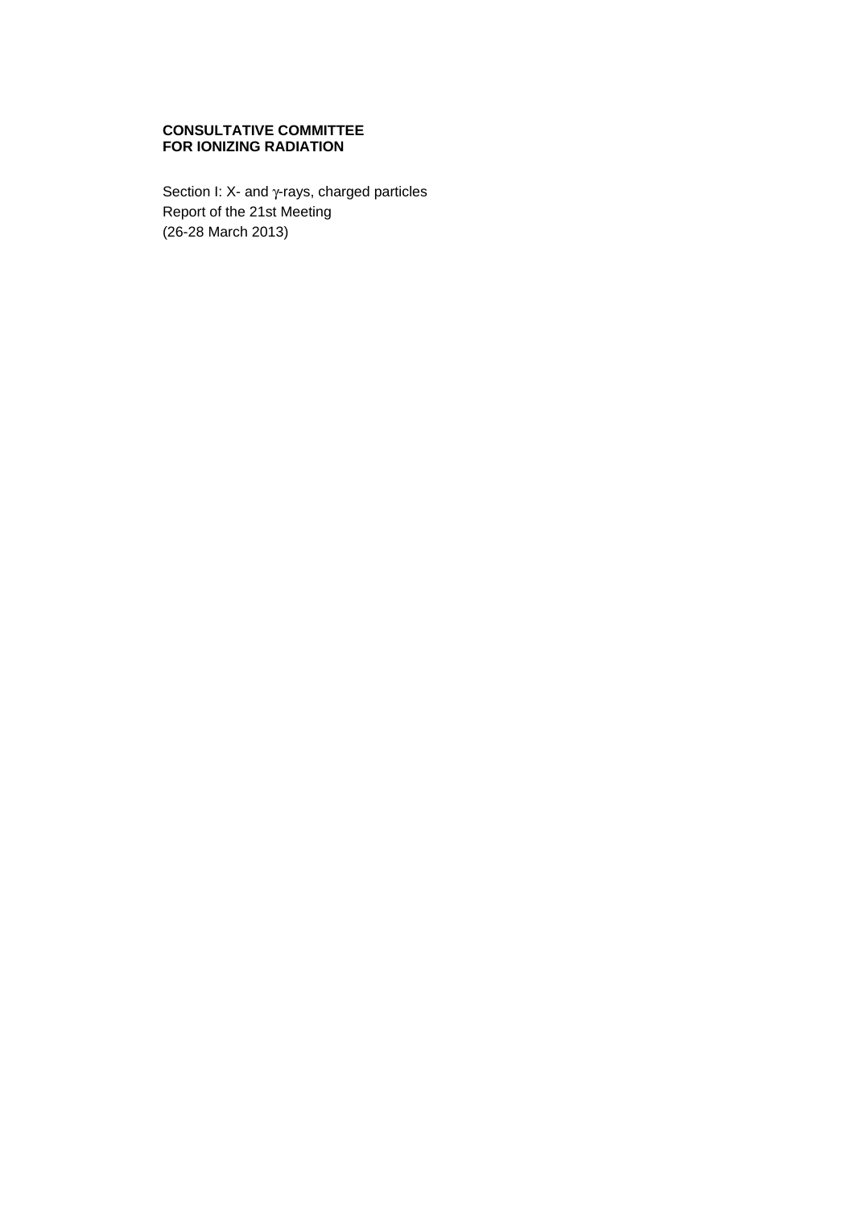**CONSULTATIVE COMMITTEE FOR IONIZING RADIATION**

Section I: X- and γ-rays, charged particles
Report of the 21st Meeting
(26-28 March 2013)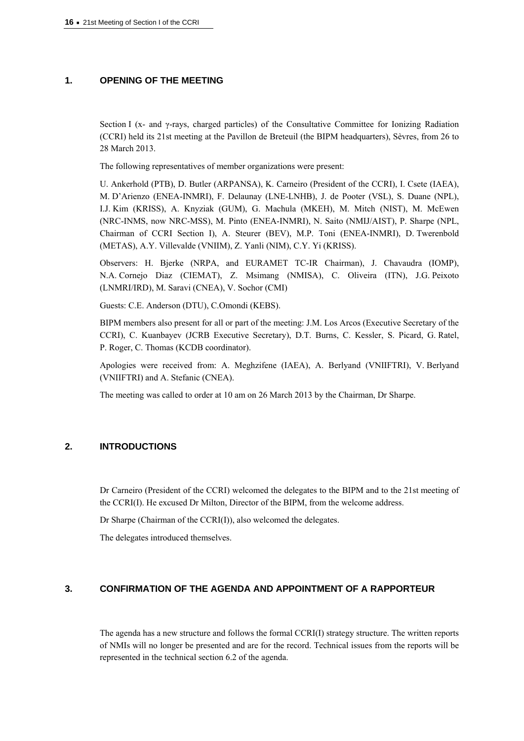## 1. OPENING OF THE MEETING

Section I (x- and γ-rays, charged particles) of the Consultative Committee for Ionizing Radiation (CCRI) held its 21st meeting at the Pavillon de Breteuil (the BIPM headquarters), Sèvres, from 26 to 28 March 2013.

The following representatives of member organizations were present:

U. Ankerhold (PTB), D. Butler (ARPANSA), K. Carneiro (President of the CCRI), I. Csete (IAEA), M. D'Arienzo (ENEA-INMRI), F. Delaunay (LNE-LNHB), J. de Pooter (VSL), S. Duane (NPL), I.J. Kim (KRISS), A. Knyziak (GUM), G. Machula (MKEH), M. Mitch (NIST), M. McEwen (NRC-INMS, now NRC-MSS), M. Pinto (ENEA-INMRI), N. Saito (NMIJ/AIST), P. Sharpe (NPL, Chairman of CCRI Section I), A. Steurer (BEV), M.P. Toni (ENEA-INMRI), D. Twerenbold (METAS), A.Y. Villevalde (VNIIM), Z. Yanli (NIM), C.Y. Yi (KRISS).

Observers: H. Bjerke (NRPA, and EURAMET TC-IR Chairman), J. Chavaudra (IOMP), N.A. Cornejo Diaz (CIEMAT), Z. Msimang (NMISA), C. Oliveira (ITN), J.G. Peixoto (LNMRI/IRD), M. Saravi (CNEA), V. Sochor (CMI)

Guests: C.E. Anderson (DTU), C.Omondi (KEBS).

BIPM members also present for all or part of the meeting: J.M. Los Arcos (Executive Secretary of the CCRI), C. Kuanbayev (JCRB Executive Secretary), D.T. Burns, C. Kessler, S. Picard, G. Ratel, P. Roger, C. Thomas (KCDB coordinator).

Apologies were received from: A. Meghzifene (IAEA), A. Berlyand (VNIIFTRI), V. Berlyand (VNIIFTRI) and A. Stefanic (CNEA).

The meeting was called to order at 10 am on 26 March 2013 by the Chairman, Dr Sharpe.

## 2. INTRODUCTIONS

Dr Carneiro (President of the CCRI) welcomed the delegates to the BIPM and to the 21st meeting of the CCRI(I). He excused Dr Milton, Director of the BIPM, from the welcome address.

Dr Sharpe (Chairman of the CCRI(I)), also welcomed the delegates.

The delegates introduced themselves.

## 3. CONFIRMATION OF THE AGENDA AND APPOINTMENT OF A RAPPORTEUR

The agenda has a new structure and follows the formal CCRI(I) strategy structure. The written reports of NMIs will no longer be presented and are for the record. Technical issues from the reports will be represented in the technical section 6.2 of the agenda.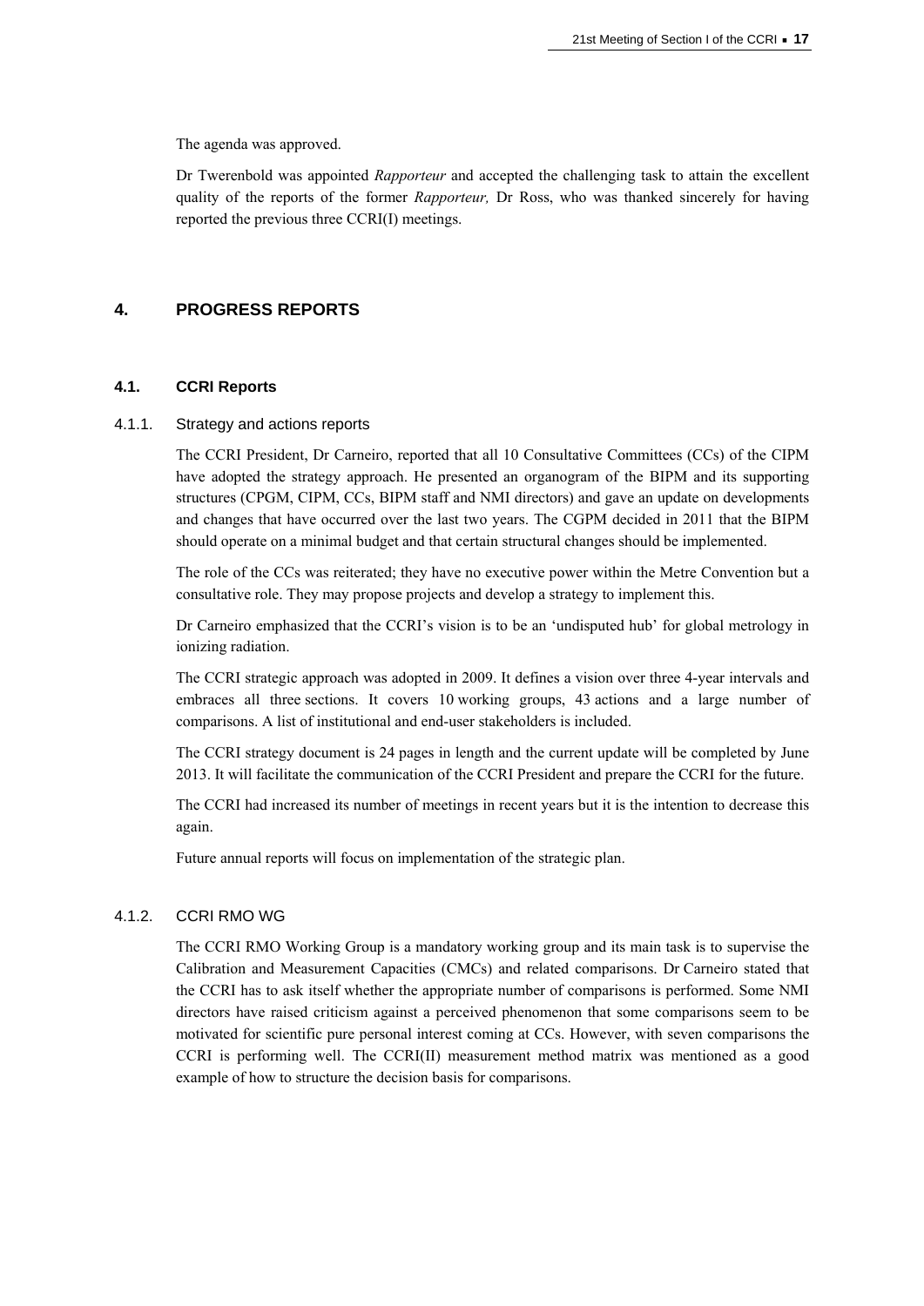The agenda was approved.

Dr Twerenbold was appointed *Rapporteur* and accepted the challenging task to attain the excellent quality of the reports of the former *Rapporteur,* Dr Ross, who was thanked sincerely for having reported the previous three CCRI(I) meetings.

## 4. PROGRESS REPORTS

### 4.1. CCRI Reports

#### 4.1.1. Strategy and actions reports

The CCRI President, Dr Carneiro, reported that all 10 Consultative Committees (CCs) of the CIPM have adopted the strategy approach. He presented an organogram of the BIPM and its supporting structures (CPGM, CIPM, CCs, BIPM staff and NMI directors) and gave an update on developments and changes that have occurred over the last two years. The CGPM decided in 2011 that the BIPM should operate on a minimal budget and that certain structural changes should be implemented.

The role of the CCs was reiterated; they have no executive power within the Metre Convention but a consultative role. They may propose projects and develop a strategy to implement this.

Dr Carneiro emphasized that the CCRI's vision is to be an 'undisputed hub' for global metrology in ionizing radiation.

The CCRI strategic approach was adopted in 2009. It defines a vision over three 4-year intervals and embraces all three sections. It covers 10 working groups, 43 actions and a large number of comparisons. A list of institutional and end-user stakeholders is included.

The CCRI strategy document is 24 pages in length and the current update will be completed by June 2013. It will facilitate the communication of the CCRI President and prepare the CCRI for the future.

The CCRI had increased its number of meetings in recent years but it is the intention to decrease this again.

Future annual reports will focus on implementation of the strategic plan.

#### 4.1.2. CCRI RMO WG

The CCRI RMO Working Group is a mandatory working group and its main task is to supervise the Calibration and Measurement Capacities (CMCs) and related comparisons. Dr Carneiro stated that the CCRI has to ask itself whether the appropriate number of comparisons is performed. Some NMI directors have raised criticism against a perceived phenomenon that some comparisons seem to be motivated for scientific pure personal interest coming at CCs. However, with seven comparisons the CCRI is performing well. The CCRI(II) measurement method matrix was mentioned as a good example of how to structure the decision basis for comparisons.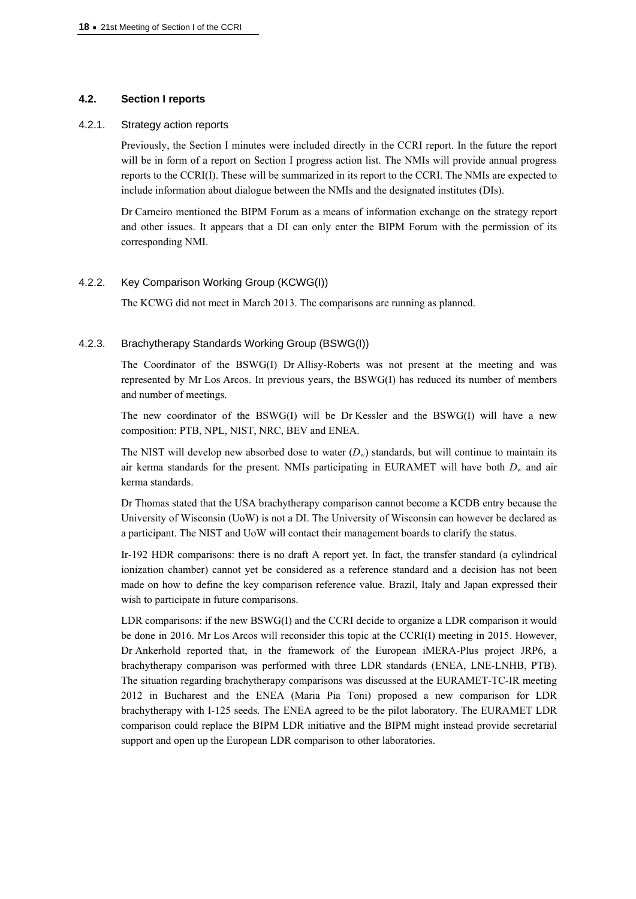### 4.2. Section I reports

#### 4.2.1. Strategy action reports

Previously, the Section I minutes were included directly in the CCRI report. In the future the report will be in form of a report on Section I progress action list. The NMIs will provide annual progress reports to the CCRI(I). These will be summarized in its report to the CCRI. The NMIs are expected to include information about dialogue between the NMIs and the designated institutes (DIs).

Dr Carneiro mentioned the BIPM Forum as a means of information exchange on the strategy report and other issues. It appears that a DI can only enter the BIPM Forum with the permission of its corresponding NMI.

#### 4.2.2. Key Comparison Working Group (KCWG(I))

The KCWG did not meet in March 2013. The comparisons are running as planned.

#### 4.2.3. Brachytherapy Standards Working Group (BSWG(I))

The Coordinator of the BSWG(I) Dr Allisy-Roberts was not present at the meeting and was represented by Mr Los Arcos. In previous years, the BSWG(I) has reduced its number of members and number of meetings.

The new coordinator of the BSWG(I) will be Dr Kessler and the BSWG(I) will have a new composition: PTB, NPL, NIST, NRC, BEV and ENEA.

The NIST will develop new absorbed dose to water ($D_w$) standards, but will continue to maintain its air kerma standards for the present. NMIs participating in EURAMET will have both $D_w$ and air kerma standards.

Dr Thomas stated that the USA brachytherapy comparison cannot become a KCDB entry because the University of Wisconsin (UoW) is not a DI. The University of Wisconsin can however be declared as a participant. The NIST and UoW will contact their management boards to clarify the status.

Ir-192 HDR comparisons: there is no draft A report yet. In fact, the transfer standard (a cylindrical ionization chamber) cannot yet be considered as a reference standard and a decision has not been made on how to define the key comparison reference value. Brazil, Italy and Japan expressed their wish to participate in future comparisons.

LDR comparisons: if the new BSWG(I) and the CCRI decide to organize a LDR comparison it would be done in 2016. Mr Los Arcos will reconsider this topic at the CCRI(I) meeting in 2015. However, Dr Ankerhold reported that, in the framework of the European iMERA-Plus project JRP6, a brachytherapy comparison was performed with three LDR standards (ENEA, LNE-LNHB, PTB). The situation regarding brachytherapy comparisons was discussed at the EURAMET-TC-IR meeting 2012 in Bucharest and the ENEA (Maria Pia Toni) proposed a new comparison for LDR brachytherapy with I-125 seeds. The ENEA agreed to be the pilot laboratory. The EURAMET LDR comparison could replace the BIPM LDR initiative and the BIPM might instead provide secretarial support and open up the European LDR comparison to other laboratories.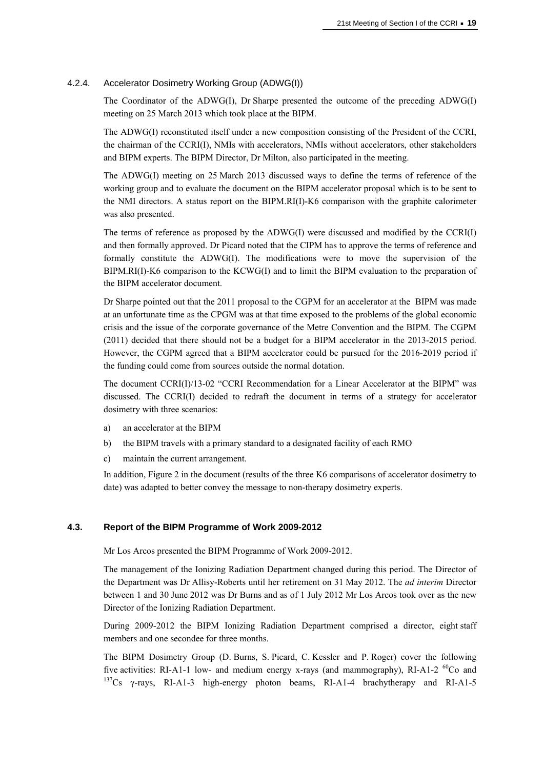#### 4.2.4. Accelerator Dosimetry Working Group (ADWG(I))

The Coordinator of the ADWG(I), Dr Sharpe presented the outcome of the preceding ADWG(I) meeting on 25 March 2013 which took place at the BIPM.

The ADWG(I) reconstituted itself under a new composition consisting of the President of the CCRI, the chairman of the CCRI(I), NMIs with accelerators, NMIs without accelerators, other stakeholders and BIPM experts. The BIPM Director, Dr Milton, also participated in the meeting.

The ADWG(I) meeting on 25 March 2013 discussed ways to define the terms of reference of the working group and to evaluate the document on the BIPM accelerator proposal which is to be sent to the NMI directors. A status report on the BIPM.RI(I)-K6 comparison with the graphite calorimeter was also presented.

The terms of reference as proposed by the ADWG(I) were discussed and modified by the CCRI(I) and then formally approved. Dr Picard noted that the CIPM has to approve the terms of reference and formally constitute the ADWG(I). The modifications were to move the supervision of the BIPM.RI(I)-K6 comparison to the KCWG(I) and to limit the BIPM evaluation to the preparation of the BIPM accelerator document.

Dr Sharpe pointed out that the 2011 proposal to the CGPM for an accelerator at the BIPM was made at an unfortunate time as the CPGM was at that time exposed to the problems of the global economic crisis and the issue of the corporate governance of the Metre Convention and the BIPM. The CGPM (2011) decided that there should not be a budget for a BIPM accelerator in the 2013-2015 period. However, the CGPM agreed that a BIPM accelerator could be pursued for the 2016-2019 period if the funding could come from sources outside the normal dotation.

The document CCRI(I)/13-02 "CCRI Recommendation for a Linear Accelerator at the BIPM" was discussed. The CCRI(I) decided to redraft the document in terms of a strategy for accelerator dosimetry with three scenarios:

a) an accelerator at the BIPM
b) the BIPM travels with a primary standard to a designated facility of each RMO
c) maintain the current arrangement.

In addition, Figure 2 in the document (results of the three K6 comparisons of accelerator dosimetry to date) was adapted to better convey the message to non-therapy dosimetry experts.

### 4.3. Report of the BIPM Programme of Work 2009-2012

Mr Los Arcos presented the BIPM Programme of Work 2009-2012.

The management of the Ionizing Radiation Department changed during this period. The Director of the Department was Dr Allisy-Roberts until her retirement on 31 May 2012. The *ad interim* Director between 1 and 30 June 2012 was Dr Burns and as of 1 July 2012 Mr Los Arcos took over as the new Director of the Ionizing Radiation Department.

During 2009-2012 the BIPM Ionizing Radiation Department comprised a director, eight staff members and one secondee for three months.

The BIPM Dosimetry Group (D. Burns, S. Picard, C. Kessler and P. Roger) cover the following five activities: RI-A1-1 low- and medium energy x-rays (and mammography), RI-A1-2 $^{60}$Co and $^{137}$Cs γ-rays, RI-A1-3 high-energy photon beams, RI-A1-4 brachytherapy and RI-A1-5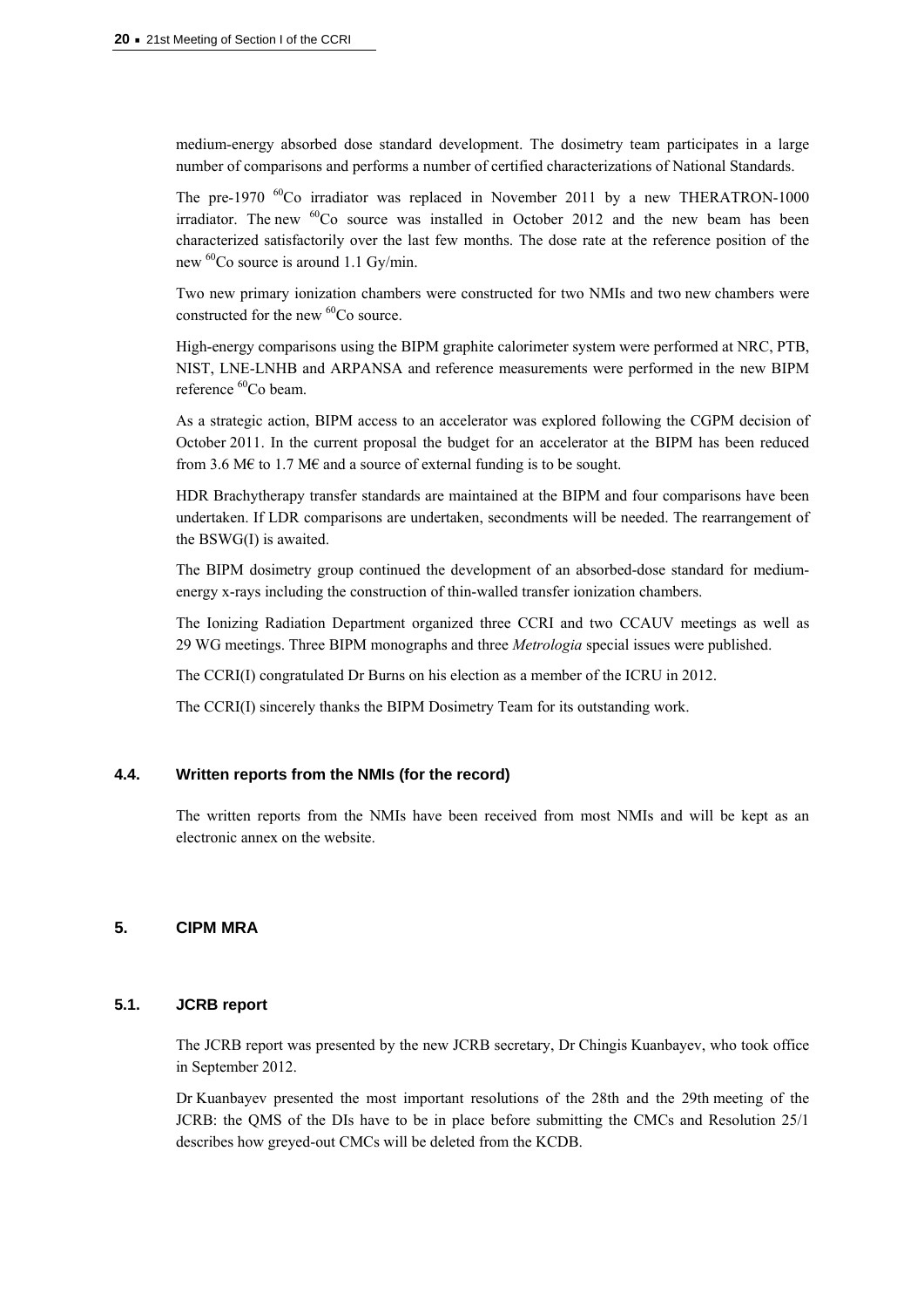medium-energy absorbed dose standard development. The dosimetry team participates in a large number of comparisons and performs a number of certified characterizations of National Standards.

The pre-1970 $^{60}$Co irradiator was replaced in November 2011 by a new THERATRON-1000 irradiator. The new $^{60}$Co source was installed in October 2012 and the new beam has been characterized satisfactorily over the last few months. The dose rate at the reference position of the new $^{60}$Co source is around 1.1 Gy/min.

Two new primary ionization chambers were constructed for two NMIs and two new chambers were constructed for the new $^{60}$Co source.

High-energy comparisons using the BIPM graphite calorimeter system were performed at NRC, PTB, NIST, LNE-LNHB and ARPANSA and reference measurements were performed in the new BIPM reference $^{60}$Co beam.

As a strategic action, BIPM access to an accelerator was explored following the CGPM decision of October 2011. In the current proposal the budget for an accelerator at the BIPM has been reduced from 3.6 M€ to 1.7 M€ and a source of external funding is to be sought.

HDR Brachytherapy transfer standards are maintained at the BIPM and four comparisons have been undertaken. If LDR comparisons are undertaken, secondments will be needed. The rearrangement of the BSWG(I) is awaited.

The BIPM dosimetry group continued the development of an absorbed-dose standard for medium-energy x-rays including the construction of thin-walled transfer ionization chambers.

The Ionizing Radiation Department organized three CCRI and two CCAUV meetings as well as 29 WG meetings. Three BIPM monographs and three *Metrologia* special issues were published.

The CCRI(I) congratulated Dr Burns on his election as a member of the ICRU in 2012.

The CCRI(I) sincerely thanks the BIPM Dosimetry Team for its outstanding work.

### 4.4. Written reports from the NMIs (for the record)

The written reports from the NMIs have been received from most NMIs and will be kept as an electronic annex on the website.

## 5. CIPM MRA

### 5.1. JCRB report

The JCRB report was presented by the new JCRB secretary, Dr Chingis Kuanbayev, who took office in September 2012.

Dr Kuanbayev presented the most important resolutions of the 28th and the 29th meeting of the JCRB: the QMS of the DIs have to be in place before submitting the CMCs and Resolution 25/1 describes how greyed-out CMCs will be deleted from the KCDB.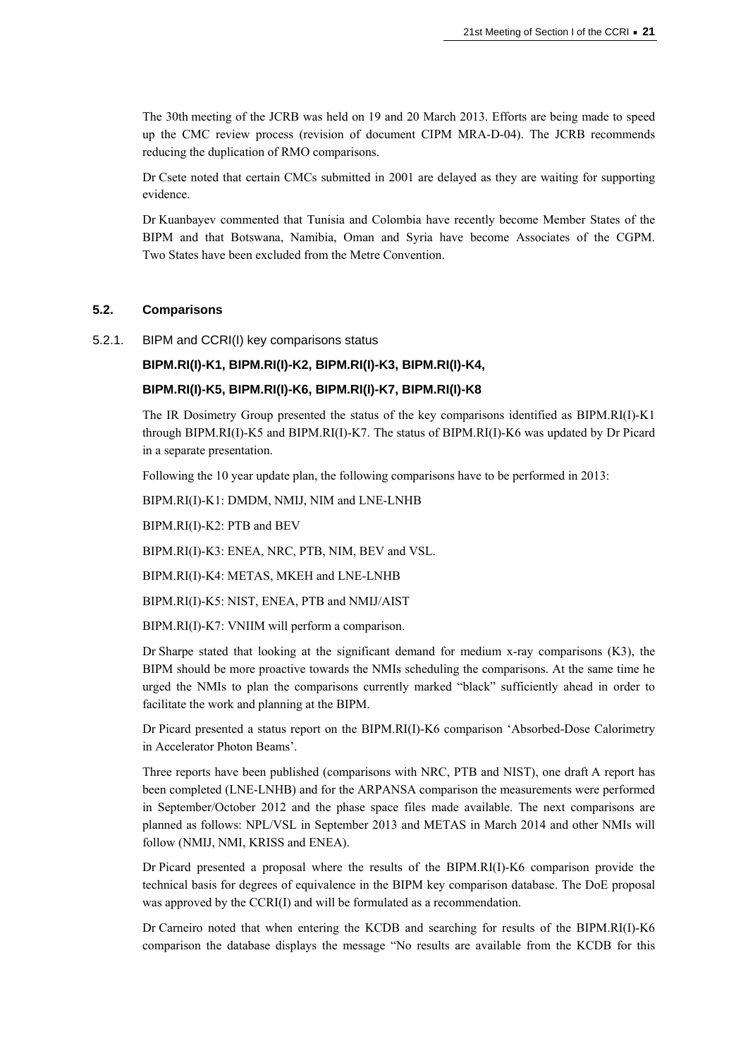The 30th meeting of the JCRB was held on 19 and 20 March 2013. Efforts are being made to speed up the CMC review process (revision of document CIPM MRA-D-04). The JCRB recommends reducing the duplication of RMO comparisons.

Dr Csete noted that certain CMCs submitted in 2001 are delayed as they are waiting for supporting evidence.

Dr Kuanbayev commented that Tunisia and Colombia have recently become Member States of the BIPM and that Botswana, Namibia, Oman and Syria have become Associates of the CGPM. Two States have been excluded from the Metre Convention.

### 5.2. Comparisons

5.2.1. BIPM and CCRI(I) key comparisons status

**BIPM.RI(I)-K1, BIPM.RI(I)-K2, BIPM.RI(I)-K3, BIPM.RI(I)-K4,**

**BIPM.RI(I)-K5, BIPM.RI(I)-K6, BIPM.RI(I)-K7, BIPM.RI(I)-K8**

The IR Dosimetry Group presented the status of the key comparisons identified as BIPM.RI(I)-K1 through BIPM.RI(I)-K5 and BIPM.RI(I)-K7. The status of BIPM.RI(I)-K6 was updated by Dr Picard in a separate presentation.

Following the 10 year update plan, the following comparisons have to be performed in 2013:

BIPM.RI(I)-K1: DMDM, NMIJ, NIM and LNE-LNHB

BIPM.RI(I)-K2: PTB and BEV

BIPM.RI(I)-K3: ENEA, NRC, PTB, NIM, BEV and VSL.

BIPM.RI(I)-K4: METAS, MKEH and LNE-LNHB

BIPM.RI(I)-K5: NIST, ENEA, PTB and NMIJ/AIST

BIPM.RI(I)-K7: VNIIM will perform a comparison.

Dr Sharpe stated that looking at the significant demand for medium x-ray comparisons (K3), the BIPM should be more proactive towards the NMIs scheduling the comparisons. At the same time he urged the NMIs to plan the comparisons currently marked "black" sufficiently ahead in order to facilitate the work and planning at the BIPM.

Dr Picard presented a status report on the BIPM.RI(I)-K6 comparison 'Absorbed-Dose Calorimetry in Accelerator Photon Beams'.

Three reports have been published (comparisons with NRC, PTB and NIST), one draft A report has been completed (LNE-LNHB) and for the ARPANSA comparison the measurements were performed in September/October 2012 and the phase space files made available. The next comparisons are planned as follows: NPL/VSL in September 2013 and METAS in March 2014 and other NMIs will follow (NMIJ, NMI, KRISS and ENEA).

Dr Picard presented a proposal where the results of the BIPM.RI(I)-K6 comparison provide the technical basis for degrees of equivalence in the BIPM key comparison database. The DoE proposal was approved by the CCRI(I) and will be formulated as a recommendation.

Dr Carneiro noted that when entering the KCDB and searching for results of the BIPM.RI(I)-K6 comparison the database displays the message "No results are available from the KCDB for this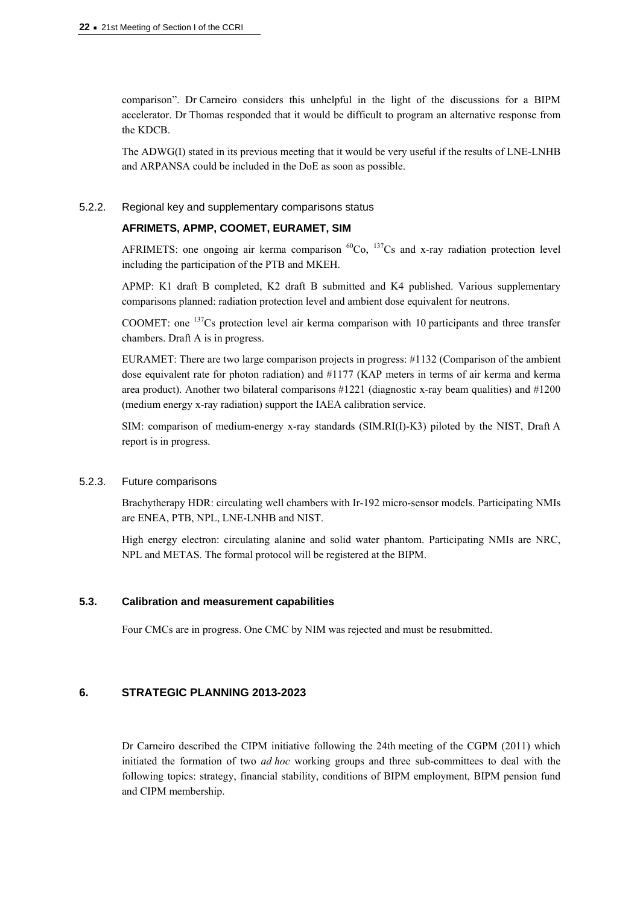comparison". Dr Carneiro considers this unhelpful in the light of the discussions for a BIPM accelerator. Dr Thomas responded that it would be difficult to program an alternative response from the KDCB.

The ADWG(I) stated in its previous meeting that it would be very useful if the results of LNE-LNHB and ARPANSA could be included in the DoE as soon as possible.

#### 5.2.2. Regional key and supplementary comparisons status

**AFRIMETS, APMP, COOMET, EURAMET, SIM**

AFRIMETS: one ongoing air kerma comparison $^{60}$Co, $^{137}$Cs and x-ray radiation protection level including the participation of the PTB and MKEH.

APMP: K1 draft B completed, K2 draft B submitted and K4 published. Various supplementary comparisons planned: radiation protection level and ambient dose equivalent for neutrons.

COOMET: one $^{137}$Cs protection level air kerma comparison with 10 participants and three transfer chambers. Draft A is in progress.

EURAMET: There are two large comparison projects in progress: #1132 (Comparison of the ambient dose equivalent rate for photon radiation) and #1177 (KAP meters in terms of air kerma and kerma area product). Another two bilateral comparisons #1221 (diagnostic x-ray beam qualities) and #1200 (medium energy x-ray radiation) support the IAEA calibration service.

SIM: comparison of medium-energy x-ray standards (SIM.RI(I)-K3) piloted by the NIST, Draft A report is in progress.

#### 5.2.3. Future comparisons

Brachytherapy HDR: circulating well chambers with Ir-192 micro-sensor models. Participating NMIs are ENEA, PTB, NPL, LNE-LNHB and NIST.

High energy electron: circulating alanine and solid water phantom. Participating NMIs are NRC, NPL and METAS. The formal protocol will be registered at the BIPM.

### 5.3. Calibration and measurement capabilities

Four CMCs are in progress. One CMC by NIM was rejected and must be resubmitted.

## 6. STRATEGIC PLANNING 2013-2023

Dr Carneiro described the CIPM initiative following the 24th meeting of the CGPM (2011) which initiated the formation of two *ad hoc* working groups and three sub-committees to deal with the following topics: strategy, financial stability, conditions of BIPM employment, BIPM pension fund and CIPM membership.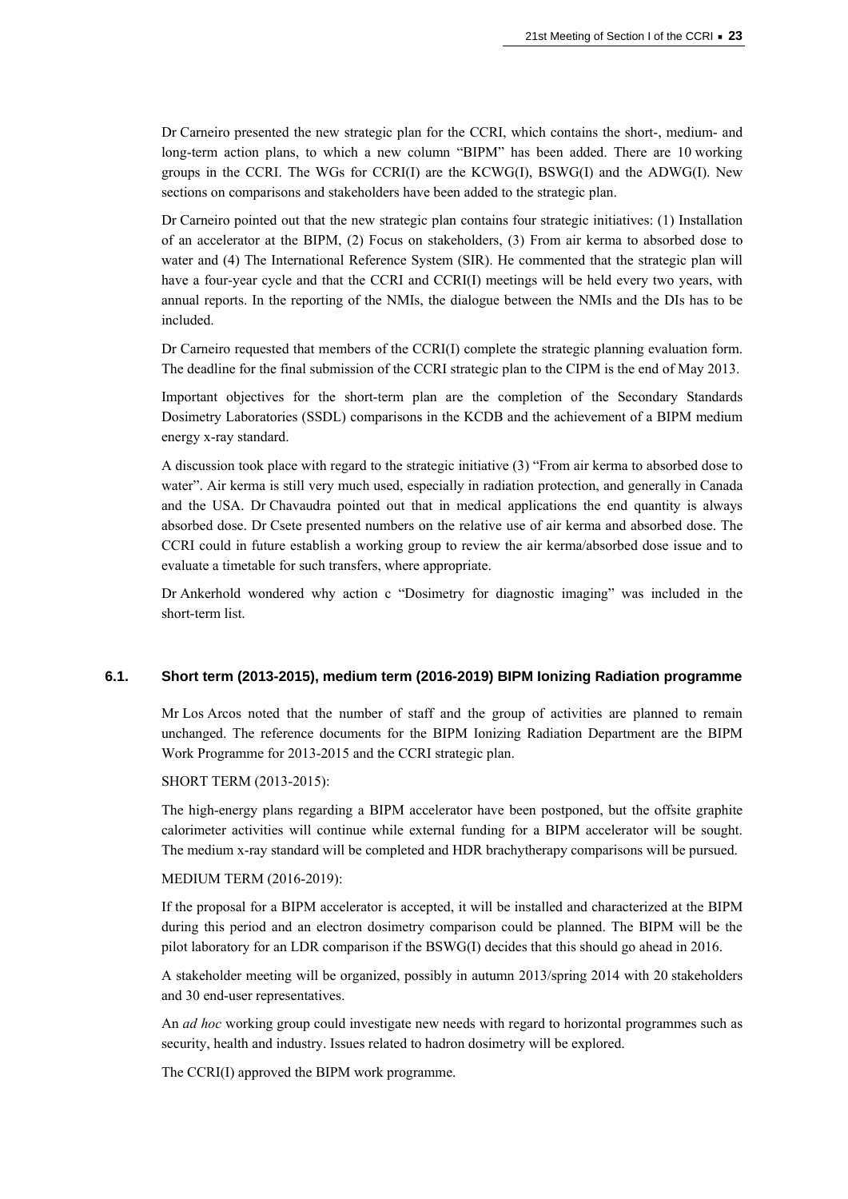Dr Carneiro presented the new strategic plan for the CCRI, which contains the short-, medium- and long-term action plans, to which a new column "BIPM" has been added. There are 10 working groups in the CCRI. The WGs for CCRI(I) are the KCWG(I), BSWG(I) and the ADWG(I). New sections on comparisons and stakeholders have been added to the strategic plan.

Dr Carneiro pointed out that the new strategic plan contains four strategic initiatives: (1) Installation of an accelerator at the BIPM, (2) Focus on stakeholders, (3) From air kerma to absorbed dose to water and (4) The International Reference System (SIR). He commented that the strategic plan will have a four-year cycle and that the CCRI and CCRI(I) meetings will be held every two years, with annual reports. In the reporting of the NMIs, the dialogue between the NMIs and the DIs has to be included.

Dr Carneiro requested that members of the CCRI(I) complete the strategic planning evaluation form. The deadline for the final submission of the CCRI strategic plan to the CIPM is the end of May 2013.

Important objectives for the short-term plan are the completion of the Secondary Standards Dosimetry Laboratories (SSDL) comparisons in the KCDB and the achievement of a BIPM medium energy x-ray standard.

A discussion took place with regard to the strategic initiative (3) "From air kerma to absorbed dose to water". Air kerma is still very much used, especially in radiation protection, and generally in Canada and the USA. Dr Chavaudra pointed out that in medical applications the end quantity is always absorbed dose. Dr Csete presented numbers on the relative use of air kerma and absorbed dose. The CCRI could in future establish a working group to review the air kerma/absorbed dose issue and to evaluate a timetable for such transfers, where appropriate.

Dr Ankerhold wondered why action c "Dosimetry for diagnostic imaging" was included in the short-term list.

### 6.1. Short term (2013-2015), medium term (2016-2019) BIPM Ionizing Radiation programme

Mr Los Arcos noted that the number of staff and the group of activities are planned to remain unchanged. The reference documents for the BIPM Ionizing Radiation Department are the BIPM Work Programme for 2013-2015 and the CCRI strategic plan.

SHORT TERM (2013-2015):

The high-energy plans regarding a BIPM accelerator have been postponed, but the offsite graphite calorimeter activities will continue while external funding for a BIPM accelerator will be sought. The medium x-ray standard will be completed and HDR brachytherapy comparisons will be pursued.

MEDIUM TERM (2016-2019):

If the proposal for a BIPM accelerator is accepted, it will be installed and characterized at the BIPM during this period and an electron dosimetry comparison could be planned. The BIPM will be the pilot laboratory for an LDR comparison if the BSWG(I) decides that this should go ahead in 2016.

A stakeholder meeting will be organized, possibly in autumn 2013/spring 2014 with 20 stakeholders and 30 end-user representatives.

An *ad hoc* working group could investigate new needs with regard to horizontal programmes such as security, health and industry. Issues related to hadron dosimetry will be explored.

The CCRI(I) approved the BIPM work programme.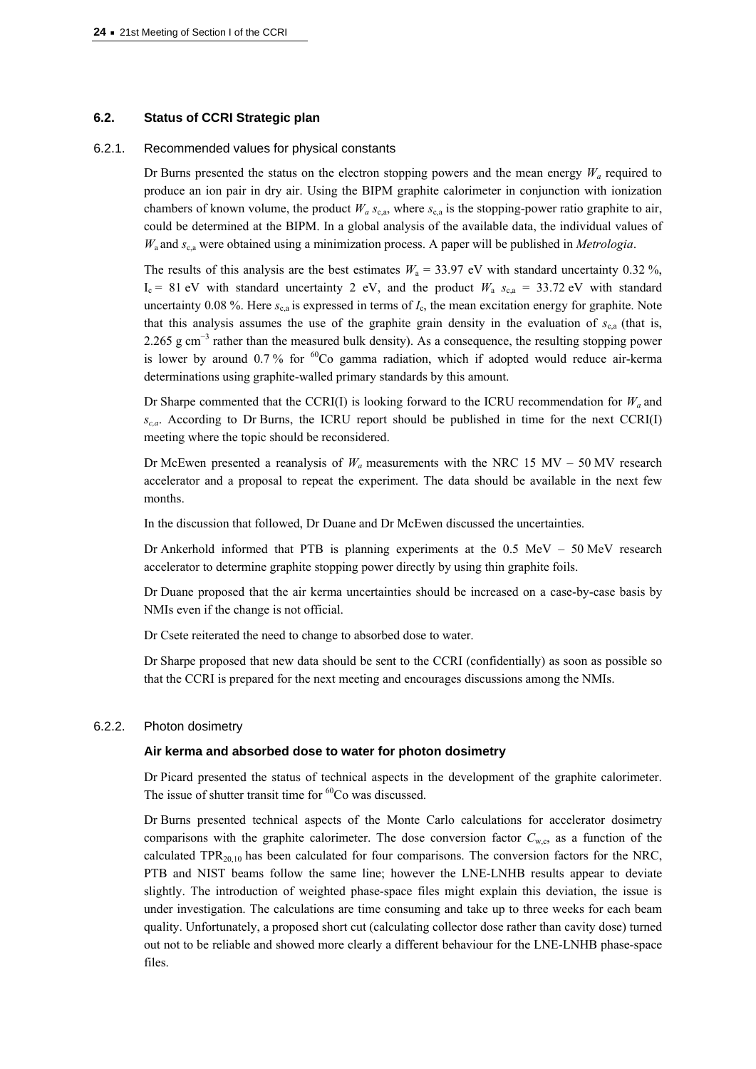### 6.2. Status of CCRI Strategic plan

#### 6.2.1. Recommended values for physical constants

Dr Burns presented the status on the electron stopping powers and the mean energy $W_a$ required to produce an ion pair in dry air. Using the BIPM graphite calorimeter in conjunction with ionization chambers of known volume, the product $W_a\ s_{c,a}$, where $s_{c,a}$ is the stopping-power ratio graphite to air, could be determined at the BIPM. In a global analysis of the available data, the individual values of $W_a$ and $s_{c,a}$ were obtained using a minimization process. A paper will be published in *Metrologia*.

The results of this analysis are the best estimates $W_a$ = 33.97 eV with standard uncertainty 0.32 %, $I_c$ = 81 eV with standard uncertainty 2 eV, and the product $W_a\ s_{c,a}$ = 33.72 eV with standard uncertainty 0.08 %. Here $s_{c,a}$ is expressed in terms of $I_c$, the mean excitation energy for graphite. Note that this analysis assumes the use of the graphite grain density in the evaluation of $s_{c,a}$ (that is, 2.265 g cm$^{-3}$ rather than the measured bulk density). As a consequence, the resulting stopping power is lower by around 0.7 % for $^{60}$Co gamma radiation, which if adopted would reduce air-kerma determinations using graphite-walled primary standards by this amount.

Dr Sharpe commented that the CCRI(I) is looking forward to the ICRU recommendation for $W_a$ and $s_{c,a}$. According to Dr Burns, the ICRU report should be published in time for the next CCRI(I) meeting where the topic should be reconsidered.

Dr McEwen presented a reanalysis of $W_a$ measurements with the NRC 15 MV – 50 MV research accelerator and a proposal to repeat the experiment. The data should be available in the next few months.

In the discussion that followed, Dr Duane and Dr McEwen discussed the uncertainties.

Dr Ankerhold informed that PTB is planning experiments at the 0.5 MeV – 50 MeV research accelerator to determine graphite stopping power directly by using thin graphite foils.

Dr Duane proposed that the air kerma uncertainties should be increased on a case-by-case basis by NMIs even if the change is not official.

Dr Csete reiterated the need to change to absorbed dose to water.

Dr Sharpe proposed that new data should be sent to the CCRI (confidentially) as soon as possible so that the CCRI is prepared for the next meeting and encourages discussions among the NMIs.

#### 6.2.2. Photon dosimetry

**Air kerma and absorbed dose to water for photon dosimetry**

Dr Picard presented the status of technical aspects in the development of the graphite calorimeter. The issue of shutter transit time for $^{60}$Co was discussed.

Dr Burns presented technical aspects of the Monte Carlo calculations for accelerator dosimetry comparisons with the graphite calorimeter. The dose conversion factor $C_{w,c}$, as a function of the calculated $TPR_{20,10}$ has been calculated for four comparisons. The conversion factors for the NRC, PTB and NIST beams follow the same line; however the LNE-LNHB results appear to deviate slightly. The introduction of weighted phase-space files might explain this deviation, the issue is under investigation. The calculations are time consuming and take up to three weeks for each beam quality. Unfortunately, a proposed short cut (calculating collector dose rather than cavity dose) turned out not to be reliable and showed more clearly a different behaviour for the LNE-LNHB phase-space files.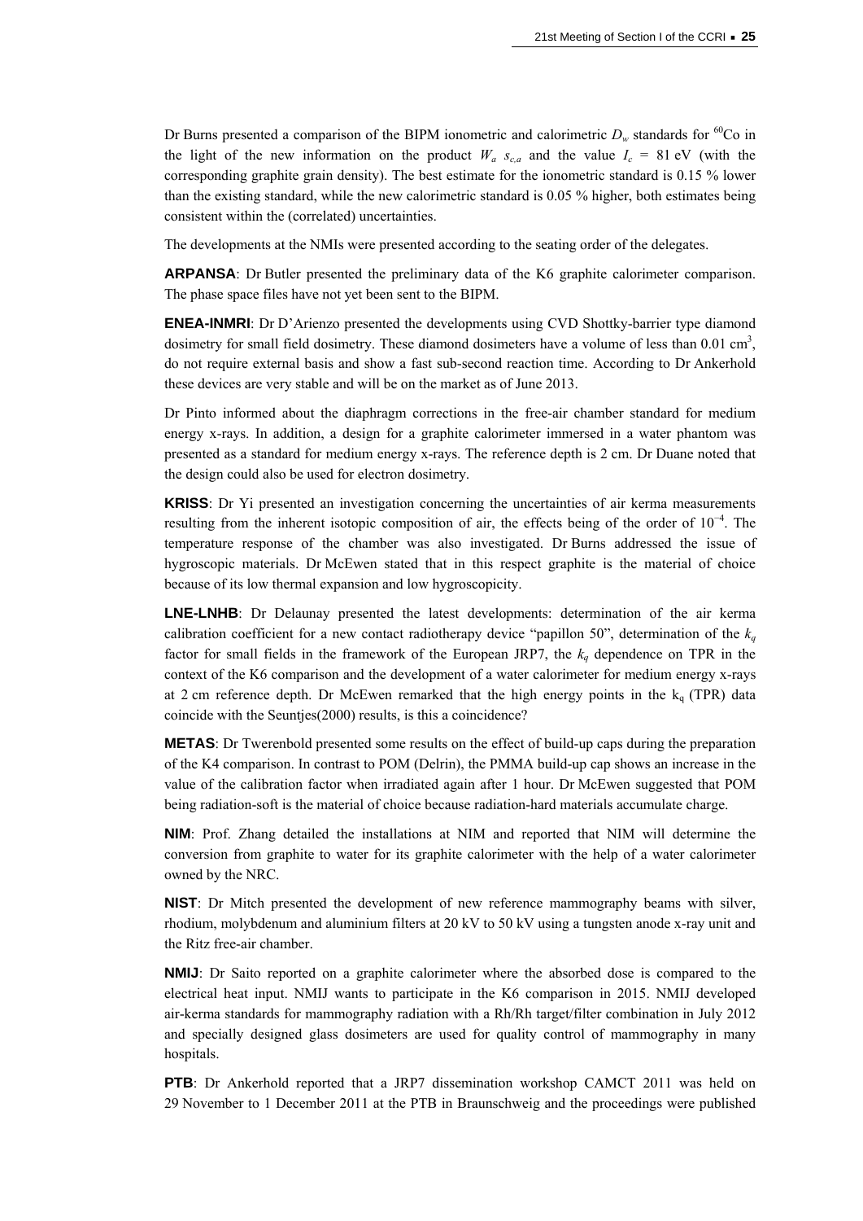Dr Burns presented a comparison of the BIPM ionometric and calorimetric $D_w$ standards for $^{60}$Co in the light of the new information on the product $W_a\ s_{c,a}$ and the value $I_c$ = 81 eV (with the corresponding graphite grain density). The best estimate for the ionometric standard is 0.15 % lower than the existing standard, while the new calorimetric standard is 0.05 % higher, both estimates being consistent within the (correlated) uncertainties.

The developments at the NMIs were presented according to the seating order of the delegates.

**ARPANSA**: Dr Butler presented the preliminary data of the K6 graphite calorimeter comparison. The phase space files have not yet been sent to the BIPM.

**ENEA-INMRI**: Dr D'Arienzo presented the developments using CVD Shottky-barrier type diamond dosimetry for small field dosimetry. These diamond dosimeters have a volume of less than 0.01 cm$^3$, do not require external basis and show a fast sub-second reaction time. According to Dr Ankerhold these devices are very stable and will be on the market as of June 2013.

Dr Pinto informed about the diaphragm corrections in the free-air chamber standard for medium energy x-rays. In addition, a design for a graphite calorimeter immersed in a water phantom was presented as a standard for medium energy x-rays. The reference depth is 2 cm. Dr Duane noted that the design could also be used for electron dosimetry.

**KRISS**: Dr Yi presented an investigation concerning the uncertainties of air kerma measurements resulting from the inherent isotopic composition of air, the effects being of the order of $10^{-4}$. The temperature response of the chamber was also investigated. Dr Burns addressed the issue of hygroscopic materials. Dr McEwen stated that in this respect graphite is the material of choice because of its low thermal expansion and low hygroscopicity.

**LNE-LNHB**: Dr Delaunay presented the latest developments: determination of the air kerma calibration coefficient for a new contact radiotherapy device "papillon 50", determination of the $k_q$ factor for small fields in the framework of the European JRP7, the $k_q$ dependence on TPR in the context of the K6 comparison and the development of a water calorimeter for medium energy x-rays at 2 cm reference depth. Dr McEwen remarked that the high energy points in the $k_q$ (TPR) data coincide with the Seuntjes(2000) results, is this a coincidence?

**METAS**: Dr Twerenbold presented some results on the effect of build-up caps during the preparation of the K4 comparison. In contrast to POM (Delrin), the PMMA build-up cap shows an increase in the value of the calibration factor when irradiated again after 1 hour. Dr McEwen suggested that POM being radiation-soft is the material of choice because radiation-hard materials accumulate charge.

**NIM**: Prof. Zhang detailed the installations at NIM and reported that NIM will determine the conversion from graphite to water for its graphite calorimeter with the help of a water calorimeter owned by the NRC.

**NIST**: Dr Mitch presented the development of new reference mammography beams with silver, rhodium, molybdenum and aluminium filters at 20 kV to 50 kV using a tungsten anode x-ray unit and the Ritz free-air chamber.

**NMIJ**: Dr Saito reported on a graphite calorimeter where the absorbed dose is compared to the electrical heat input. NMIJ wants to participate in the K6 comparison in 2015. NMIJ developed air-kerma standards for mammography radiation with a Rh/Rh target/filter combination in July 2012 and specially designed glass dosimeters are used for quality control of mammography in many hospitals.

**PTB**: Dr Ankerhold reported that a JRP7 dissemination workshop CAMCT 2011 was held on 29 November to 1 December 2011 at the PTB in Braunschweig and the proceedings were published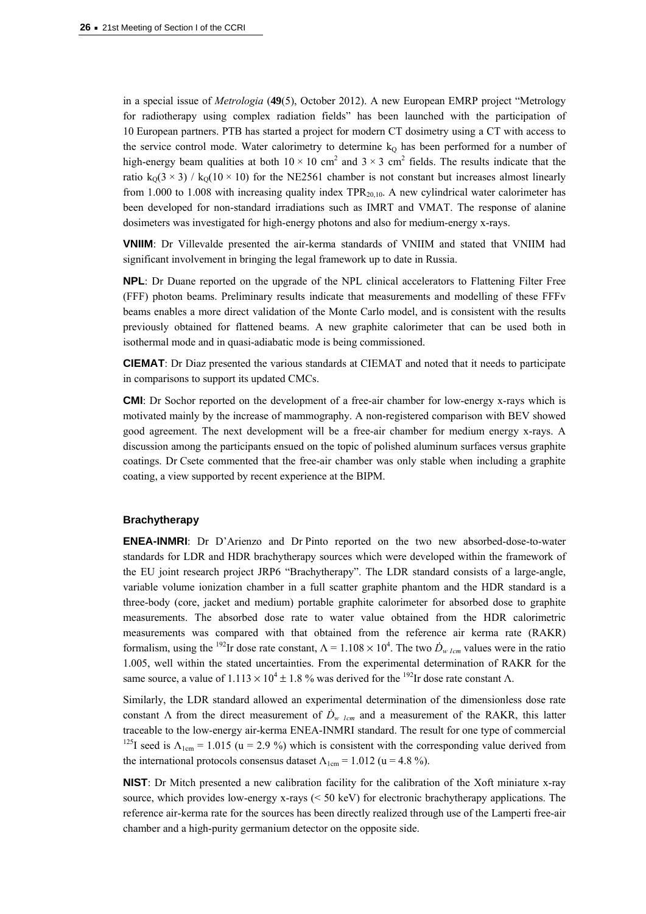in a special issue of *Metrologia* (**49**(5), October 2012). A new European EMRP project "Metrology for radiotherapy using complex radiation fields" has been launched with the participation of 10 European partners. PTB has started a project for modern CT dosimetry using a CT with access to the service control mode. Water calorimetry to determine $k_Q$ has been performed for a number of high-energy beam qualities at both $10 \times 10$ cm$^2$ and $3 \times 3$ cm$^2$ fields. The results indicate that the ratio $k_Q(3 \times 3)$ / $k_Q(10 \times 10)$ for the NE2561 chamber is not constant but increases almost linearly from 1.000 to 1.008 with increasing quality index $TPR_{20,10}$. A new cylindrical water calorimeter has been developed for non-standard irradiations such as IMRT and VMAT. The response of alanine dosimeters was investigated for high-energy photons and also for medium-energy x-rays.

**VNIIM**: Dr Villevalde presented the air-kerma standards of VNIIM and stated that VNIIM had significant involvement in bringing the legal framework up to date in Russia.

**NPL**: Dr Duane reported on the upgrade of the NPL clinical accelerators to Flattening Filter Free (FFF) photon beams. Preliminary results indicate that measurements and modelling of these FFFv beams enables a more direct validation of the Monte Carlo model, and is consistent with the results previously obtained for flattened beams. A new graphite calorimeter that can be used both in isothermal mode and in quasi-adiabatic mode is being commissioned.

**CIEMAT**: Dr Diaz presented the various standards at CIEMAT and noted that it needs to participate in comparisons to support its updated CMCs.

**CMI**: Dr Sochor reported on the development of a free-air chamber for low-energy x-rays which is motivated mainly by the increase of mammography. A non-registered comparison with BEV showed good agreement. The next development will be a free-air chamber for medium energy x-rays. A discussion among the participants ensued on the topic of polished aluminum surfaces versus graphite coatings. Dr Csete commented that the free-air chamber was only stable when including a graphite coating, a view supported by recent experience at the BIPM.

### Brachytherapy

**ENEA-INMRI**: Dr D'Arienzo and Dr Pinto reported on the two new absorbed-dose-to-water standards for LDR and HDR brachytherapy sources which were developed within the framework of the EU joint research project JRP6 "Brachytherapy". The LDR standard consists of a large-angle, variable volume ionization chamber in a full scatter graphite phantom and the HDR standard is a three-body (core, jacket and medium) portable graphite calorimeter for absorbed dose to graphite measurements. The absorbed dose rate to water value obtained from the HDR calorimetric measurements was compared with that obtained from the reference air kerma rate (RAKR) formalism, using the $^{192}$Ir dose rate constant, $\Lambda = 1.108 \times 10^4$. The two $\dot{D}_{w\ 1cm}$ values were in the ratio 1.005, well within the stated uncertainties. From the experimental determination of RAKR for the same source, a value of $1.113 \times 10^4 \pm 1.8$ % was derived for the $^{192}$Ir dose rate constant $\Lambda$.

Similarly, the LDR standard allowed an experimental determination of the dimensionless dose rate constant $\Lambda$ from the direct measurement of $\dot{D}_{w\ 1cm}$ and a measurement of the RAKR, this latter traceable to the low-energy air-kerma ENEA-INMRI standard. The result for one type of commercial $^{125}$I seed is $\Lambda_{1cm} = 1.015$ (u = 2.9 %) which is consistent with the corresponding value derived from the international protocols consensus dataset $\Lambda_{1cm} = 1.012$ (u = 4.8 %).

**NIST**: Dr Mitch presented a new calibration facility for the calibration of the Xoft miniature x-ray source, which provides low-energy x-rays (< 50 keV) for electronic brachytherapy applications. The reference air-kerma rate for the sources has been directly realized through use of the Lamperti free-air chamber and a high-purity germanium detector on the opposite side.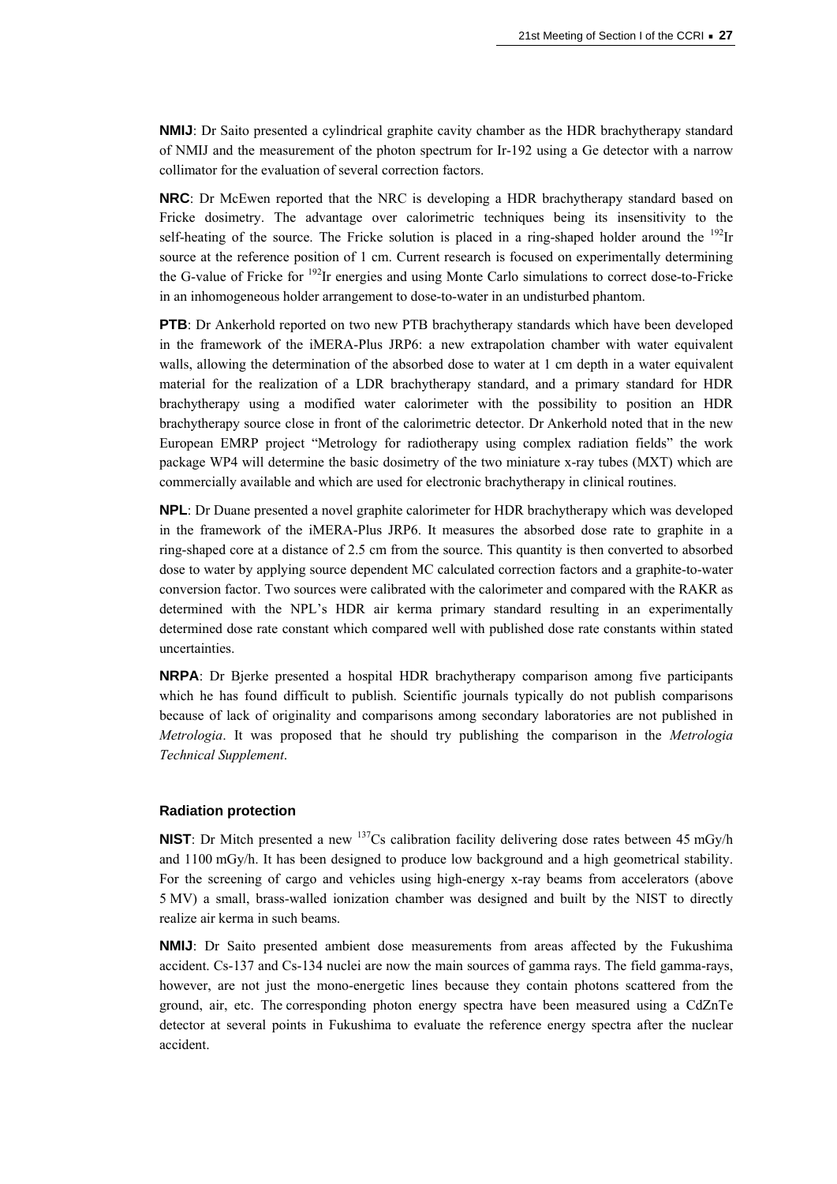**NMIJ**: Dr Saito presented a cylindrical graphite cavity chamber as the HDR brachytherapy standard of NMIJ and the measurement of the photon spectrum for Ir-192 using a Ge detector with a narrow collimator for the evaluation of several correction factors.

**NRC**: Dr McEwen reported that the NRC is developing a HDR brachytherapy standard based on Fricke dosimetry. The advantage over calorimetric techniques being its insensitivity to the self-heating of the source. The Fricke solution is placed in a ring-shaped holder around the $^{192}$Ir source at the reference position of 1 cm. Current research is focused on experimentally determining the G-value of Fricke for $^{192}$Ir energies and using Monte Carlo simulations to correct dose-to-Fricke in an inhomogeneous holder arrangement to dose-to-water in an undisturbed phantom.

**PTB**: Dr Ankerhold reported on two new PTB brachytherapy standards which have been developed in the framework of the iMERA-Plus JRP6: a new extrapolation chamber with water equivalent walls, allowing the determination of the absorbed dose to water at 1 cm depth in a water equivalent material for the realization of a LDR brachytherapy standard, and a primary standard for HDR brachytherapy using a modified water calorimeter with the possibility to position an HDR brachytherapy source close in front of the calorimetric detector. Dr Ankerhold noted that in the new European EMRP project "Metrology for radiotherapy using complex radiation fields" the work package WP4 will determine the basic dosimetry of the two miniature x-ray tubes (MXT) which are commercially available and which are used for electronic brachytherapy in clinical routines.

**NPL**: Dr Duane presented a novel graphite calorimeter for HDR brachytherapy which was developed in the framework of the iMERA-Plus JRP6. It measures the absorbed dose rate to graphite in a ring-shaped core at a distance of 2.5 cm from the source. This quantity is then converted to absorbed dose to water by applying source dependent MC calculated correction factors and a graphite-to-water conversion factor. Two sources were calibrated with the calorimeter and compared with the RAKR as determined with the NPL's HDR air kerma primary standard resulting in an experimentally determined dose rate constant which compared well with published dose rate constants within stated uncertainties.

**NRPA**: Dr Bjerke presented a hospital HDR brachytherapy comparison among five participants which he has found difficult to publish. Scientific journals typically do not publish comparisons because of lack of originality and comparisons among secondary laboratories are not published in *Metrologia*. It was proposed that he should try publishing the comparison in the *Metrologia Technical Supplement*.

### Radiation protection

**NIST**: Dr Mitch presented a new $^{137}$Cs calibration facility delivering dose rates between 45 mGy/h and 1100 mGy/h. It has been designed to produce low background and a high geometrical stability. For the screening of cargo and vehicles using high-energy x-ray beams from accelerators (above 5 MV) a small, brass-walled ionization chamber was designed and built by the NIST to directly realize air kerma in such beams.

**NMIJ**: Dr Saito presented ambient dose measurements from areas affected by the Fukushima accident. Cs-137 and Cs-134 nuclei are now the main sources of gamma rays. The field gamma-rays, however, are not just the mono-energetic lines because they contain photons scattered from the ground, air, etc. The corresponding photon energy spectra have been measured using a CdZnTe detector at several points in Fukushima to evaluate the reference energy spectra after the nuclear accident.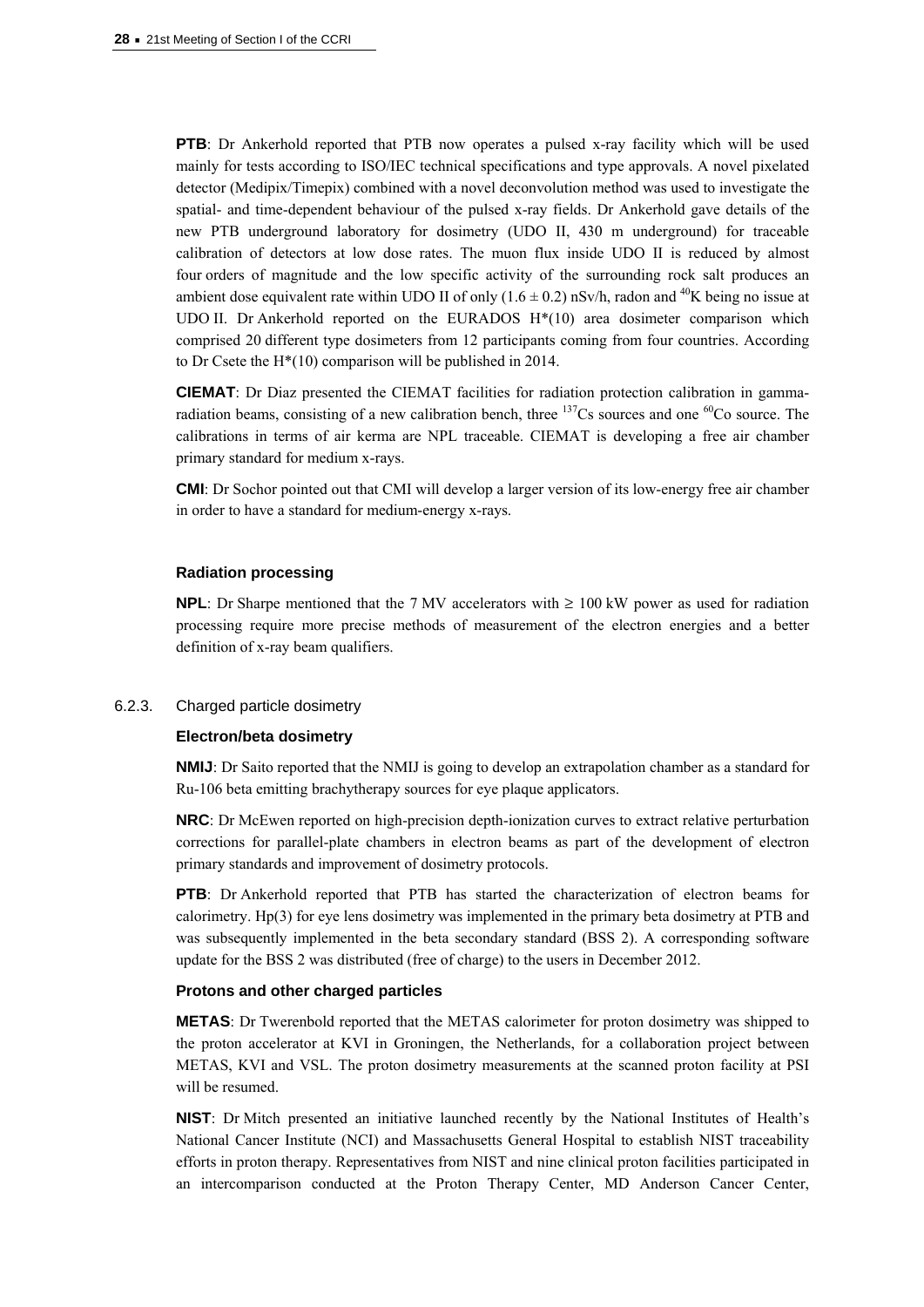**PTB**: Dr Ankerhold reported that PTB now operates a pulsed x-ray facility which will be used mainly for tests according to ISO/IEC technical specifications and type approvals. A novel pixelated detector (Medipix/Timepix) combined with a novel deconvolution method was used to investigate the spatial- and time-dependent behaviour of the pulsed x-ray fields. Dr Ankerhold gave details of the new PTB underground laboratory for dosimetry (UDO II, 430 m underground) for traceable calibration of detectors at low dose rates. The muon flux inside UDO II is reduced by almost four orders of magnitude and the low specific activity of the surrounding rock salt produces an ambient dose equivalent rate within UDO II of only $(1.6 \pm 0.2)$ nSv/h, radon and $^{40}$K being no issue at UDO II. Dr Ankerhold reported on the EURADOS H*(10) area dosimeter comparison which comprised 20 different type dosimeters from 12 participants coming from four countries. According to Dr Csete the H*(10) comparison will be published in 2014.

**CIEMAT**: Dr Diaz presented the CIEMAT facilities for radiation protection calibration in gamma-radiation beams, consisting of a new calibration bench, three $^{137}$Cs sources and one $^{60}$Co source. The calibrations in terms of air kerma are NPL traceable. CIEMAT is developing a free air chamber primary standard for medium x-rays.

**CMI**: Dr Sochor pointed out that CMI will develop a larger version of its low-energy free air chamber in order to have a standard for medium-energy x-rays.

#### Radiation processing

**NPL**: Dr Sharpe mentioned that the 7 MV accelerators with $\geq$ 100 kW power as used for radiation processing require more precise methods of measurement of the electron energies and a better definition of x-ray beam qualifiers.

### 6.2.3. Charged particle dosimetry

#### Electron/beta dosimetry

**NMIJ**: Dr Saito reported that the NMIJ is going to develop an extrapolation chamber as a standard for Ru-106 beta emitting brachytherapy sources for eye plaque applicators.

**NRC**: Dr McEwen reported on high-precision depth-ionization curves to extract relative perturbation corrections for parallel-plate chambers in electron beams as part of the development of electron primary standards and improvement of dosimetry protocols.

**PTB**: Dr Ankerhold reported that PTB has started the characterization of electron beams for calorimetry. Hp(3) for eye lens dosimetry was implemented in the primary beta dosimetry at PTB and was subsequently implemented in the beta secondary standard (BSS 2). A corresponding software update for the BSS 2 was distributed (free of charge) to the users in December 2012.

#### Protons and other charged particles

**METAS**: Dr Twerenbold reported that the METAS calorimeter for proton dosimetry was shipped to the proton accelerator at KVI in Groningen, the Netherlands, for a collaboration project between METAS, KVI and VSL. The proton dosimetry measurements at the scanned proton facility at PSI will be resumed.

**NIST**: Dr Mitch presented an initiative launched recently by the National Institutes of Health's National Cancer Institute (NCI) and Massachusetts General Hospital to establish NIST traceability efforts in proton therapy. Representatives from NIST and nine clinical proton facilities participated in an intercomparison conducted at the Proton Therapy Center, MD Anderson Cancer Center,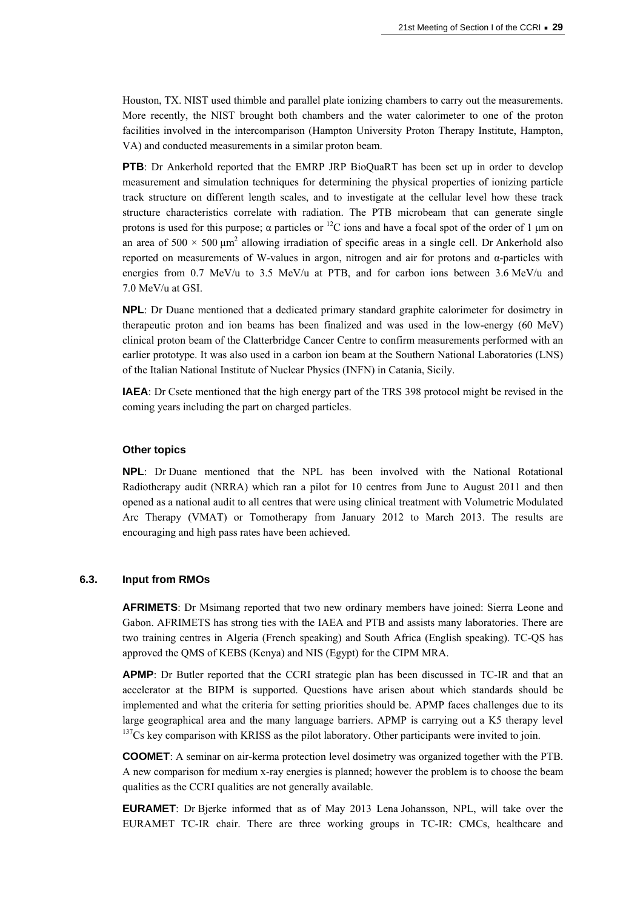Houston, TX. NIST used thimble and parallel plate ionizing chambers to carry out the measurements. More recently, the NIST brought both chambers and the water calorimeter to one of the proton facilities involved in the intercomparison (Hampton University Proton Therapy Institute, Hampton, VA) and conducted measurements in a similar proton beam.

**PTB**: Dr Ankerhold reported that the EMRP JRP BioQuaRT has been set up in order to develop measurement and simulation techniques for determining the physical properties of ionizing particle track structure on different length scales, and to investigate at the cellular level how these track structure characteristics correlate with radiation. The PTB microbeam that can generate single protons is used for this purpose; α particles or $^{12}$C ions and have a focal spot of the order of 1 μm on an area of $500 \times 500$ μm$^2$ allowing irradiation of specific areas in a single cell. Dr Ankerhold also reported on measurements of W-values in argon, nitrogen and air for protons and α-particles with energies from 0.7 MeV/u to 3.5 MeV/u at PTB, and for carbon ions between 3.6 MeV/u and 7.0 MeV/u at GSI.

**NPL**: Dr Duane mentioned that a dedicated primary standard graphite calorimeter for dosimetry in therapeutic proton and ion beams has been finalized and was used in the low-energy (60 MeV) clinical proton beam of the Clatterbridge Cancer Centre to confirm measurements performed with an earlier prototype. It was also used in a carbon ion beam at the Southern National Laboratories (LNS) of the Italian National Institute of Nuclear Physics (INFN) in Catania, Sicily.

**IAEA**: Dr Csete mentioned that the high energy part of the TRS 398 protocol might be revised in the coming years including the part on charged particles.

#### Other topics

**NPL**: Dr Duane mentioned that the NPL has been involved with the National Rotational Radiotherapy audit (NRRA) which ran a pilot for 10 centres from June to August 2011 and then opened as a national audit to all centres that were using clinical treatment with Volumetric Modulated Arc Therapy (VMAT) or Tomotherapy from January 2012 to March 2013. The results are encouraging and high pass rates have been achieved.

### 6.3. Input from RMOs

**AFRIMETS**: Dr Msimang reported that two new ordinary members have joined: Sierra Leone and Gabon. AFRIMETS has strong ties with the IAEA and PTB and assists many laboratories. There are two training centres in Algeria (French speaking) and South Africa (English speaking). TC-QS has approved the QMS of KEBS (Kenya) and NIS (Egypt) for the CIPM MRA.

**APMP**: Dr Butler reported that the CCRI strategic plan has been discussed in TC-IR and that an accelerator at the BIPM is supported. Questions have arisen about which standards should be implemented and what the criteria for setting priorities should be. APMP faces challenges due to its large geographical area and the many language barriers. APMP is carrying out a K5 therapy level $^{137}$Cs key comparison with KRISS as the pilot laboratory. Other participants were invited to join.

**COOMET**: A seminar on air-kerma protection level dosimetry was organized together with the PTB. A new comparison for medium x-ray energies is planned; however the problem is to choose the beam qualities as the CCRI qualities are not generally available.

**EURAMET**: Dr Bjerke informed that as of May 2013 Lena Johansson, NPL, will take over the EURAMET TC-IR chair. There are three working groups in TC-IR: CMCs, healthcare and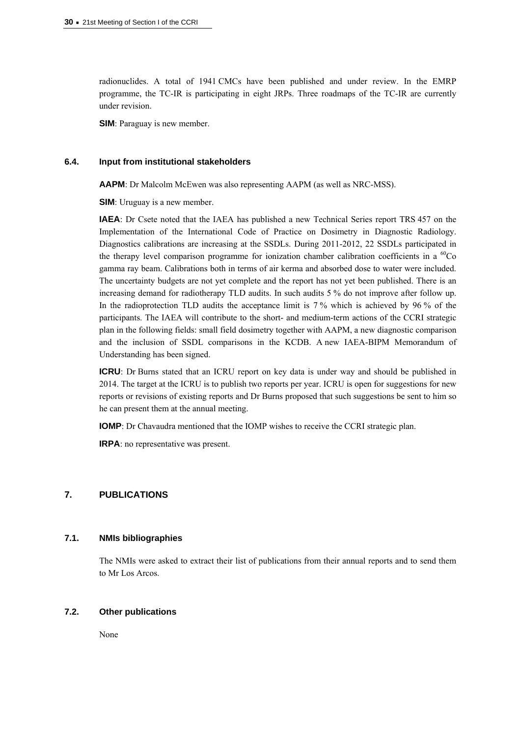radionuclides. A total of 1941 CMCs have been published and under review. In the EMRP programme, the TC-IR is participating in eight JRPs. Three roadmaps of the TC-IR are currently under revision.

**SIM**: Paraguay is new member.

### 6.4. Input from institutional stakeholders

**AAPM**: Dr Malcolm McEwen was also representing AAPM (as well as NRC-MSS).

**SIM**: Uruguay is a new member.

**IAEA**: Dr Csete noted that the IAEA has published a new Technical Series report TRS 457 on the Implementation of the International Code of Practice on Dosimetry in Diagnostic Radiology. Diagnostics calibrations are increasing at the SSDLs. During 2011-2012, 22 SSDLs participated in the therapy level comparison programme for ionization chamber calibration coefficients in a $^{60}$Co gamma ray beam. Calibrations both in terms of air kerma and absorbed dose to water were included. The uncertainty budgets are not yet complete and the report has not yet been published. There is an increasing demand for radiotherapy TLD audits. In such audits 5 % do not improve after follow up. In the radioprotection TLD audits the acceptance limit is 7 % which is achieved by 96 % of the participants. The IAEA will contribute to the short- and medium-term actions of the CCRI strategic plan in the following fields: small field dosimetry together with AAPM, a new diagnostic comparison and the inclusion of SSDL comparisons in the KCDB. A new IAEA-BIPM Memorandum of Understanding has been signed.

**ICRU**: Dr Burns stated that an ICRU report on key data is under way and should be published in 2014. The target at the ICRU is to publish two reports per year. ICRU is open for suggestions for new reports or revisions of existing reports and Dr Burns proposed that such suggestions be sent to him so he can present them at the annual meeting.

**IOMP**: Dr Chavaudra mentioned that the IOMP wishes to receive the CCRI strategic plan.

**IRPA**: no representative was present.

## 7. PUBLICATIONS

### 7.1. NMIs bibliographies

The NMIs were asked to extract their list of publications from their annual reports and to send them to Mr Los Arcos.

### 7.2. Other publications

None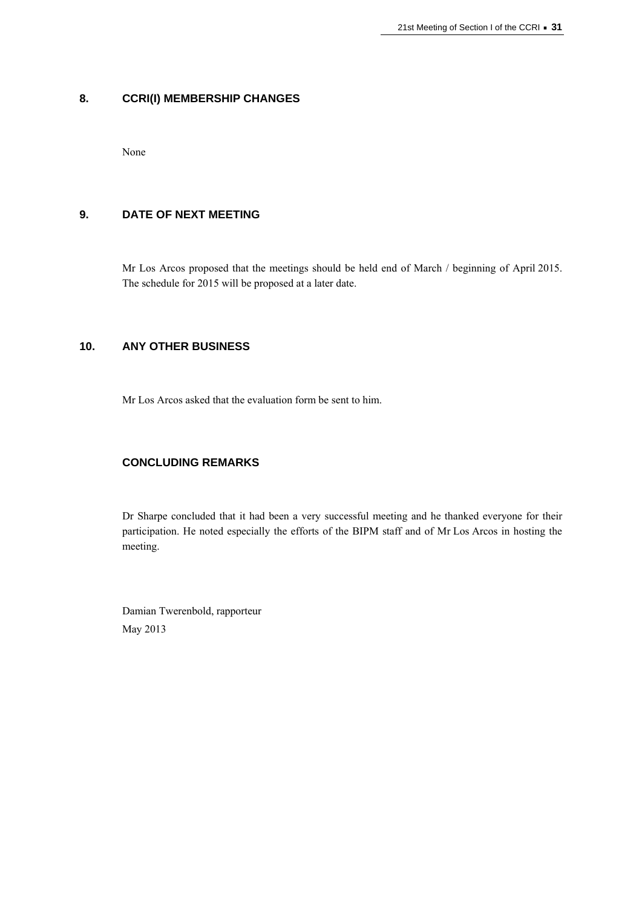## 8. CCRI(I) MEMBERSHIP CHANGES

None

## 9. DATE OF NEXT MEETING

Mr Los Arcos proposed that the meetings should be held end of March / beginning of April 2015. The schedule for 2015 will be proposed at a later date.

## 10. ANY OTHER BUSINESS

Mr Los Arcos asked that the evaluation form be sent to him.

## CONCLUDING REMARKS

Dr Sharpe concluded that it had been a very successful meeting and he thanked everyone for their participation. He noted especially the efforts of the BIPM staff and of Mr Los Arcos in hosting the meeting.

Damian Twerenbold, rapporteur
May 2013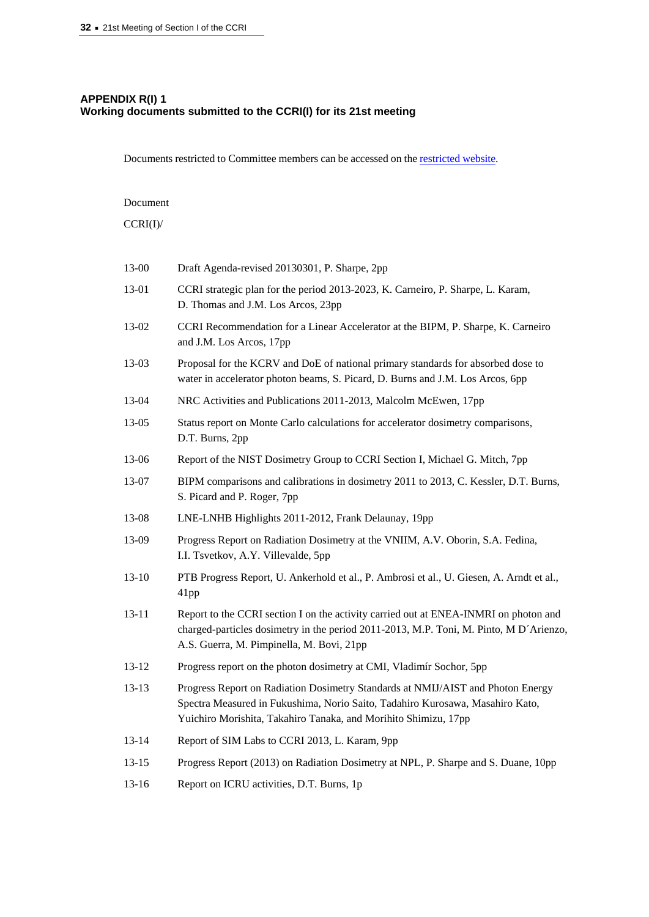## APPENDIX R(I) 1
## Working documents submitted to the CCRI(I) for its 21st meeting

Documents restricted to Committee members can be accessed on the restricted website.

Document

CCRI(I)/

| | |
|---|---|
| 13-00 | Draft Agenda-revised 20130301, P. Sharpe, 2pp |
| 13-01 | CCRI strategic plan for the period 2013-2023, K. Carneiro, P. Sharpe, L. Karam, D. Thomas and J.M. Los Arcos, 23pp |
| 13-02 | CCRI Recommendation for a Linear Accelerator at the BIPM, P. Sharpe, K. Carneiro and J.M. Los Arcos, 17pp |
| 13-03 | Proposal for the KCRV and DoE of national primary standards for absorbed dose to water in accelerator photon beams, S. Picard, D. Burns and J.M. Los Arcos, 6pp |
| 13-04 | NRC Activities and Publications 2011-2013, Malcolm McEwen, 17pp |
| 13-05 | Status report on Monte Carlo calculations for accelerator dosimetry comparisons, D.T. Burns, 2pp |
| 13-06 | Report of the NIST Dosimetry Group to CCRI Section I, Michael G. Mitch, 7pp |
| 13-07 | BIPM comparisons and calibrations in dosimetry 2011 to 2013, C. Kessler, D.T. Burns, S. Picard and P. Roger, 7pp |
| 13-08 | LNE-LNHB Highlights 2011-2012, Frank Delaunay, 19pp |
| 13-09 | Progress Report on Radiation Dosimetry at the VNIIM, A.V. Oborin, S.A. Fedina, I.I. Tsvetkov, A.Y. Villevalde, 5pp |
| 13-10 | PTB Progress Report, U. Ankerhold et al., P. Ambrosi et al., U. Giesen, A. Arndt et al., 41pp |
| 13-11 | Report to the CCRI section I on the activity carried out at ENEA-INMRI on photon and charged-particles dosimetry in the period 2011-2013, M.P. Toni, M. Pinto, M D´Arienzo, A.S. Guerra, M. Pimpinella, M. Bovi, 21pp |
| 13-12 | Progress report on the photon dosimetry at CMI, Vladimír Sochor, 5pp |
| 13-13 | Progress Report on Radiation Dosimetry Standards at NMIJ/AIST and Photon Energy Spectra Measured in Fukushima, Norio Saito, Tadahiro Kurosawa, Masahiro Kato, Yuichiro Morishita, Takahiro Tanaka, and Morihito Shimizu, 17pp |
| 13-14 | Report of SIM Labs to CCRI 2013, L. Karam, 9pp |
| 13-15 | Progress Report (2013) on Radiation Dosimetry at NPL, P. Sharpe and S. Duane, 10pp |
| 13-16 | Report on ICRU activities, D.T. Burns, 1p |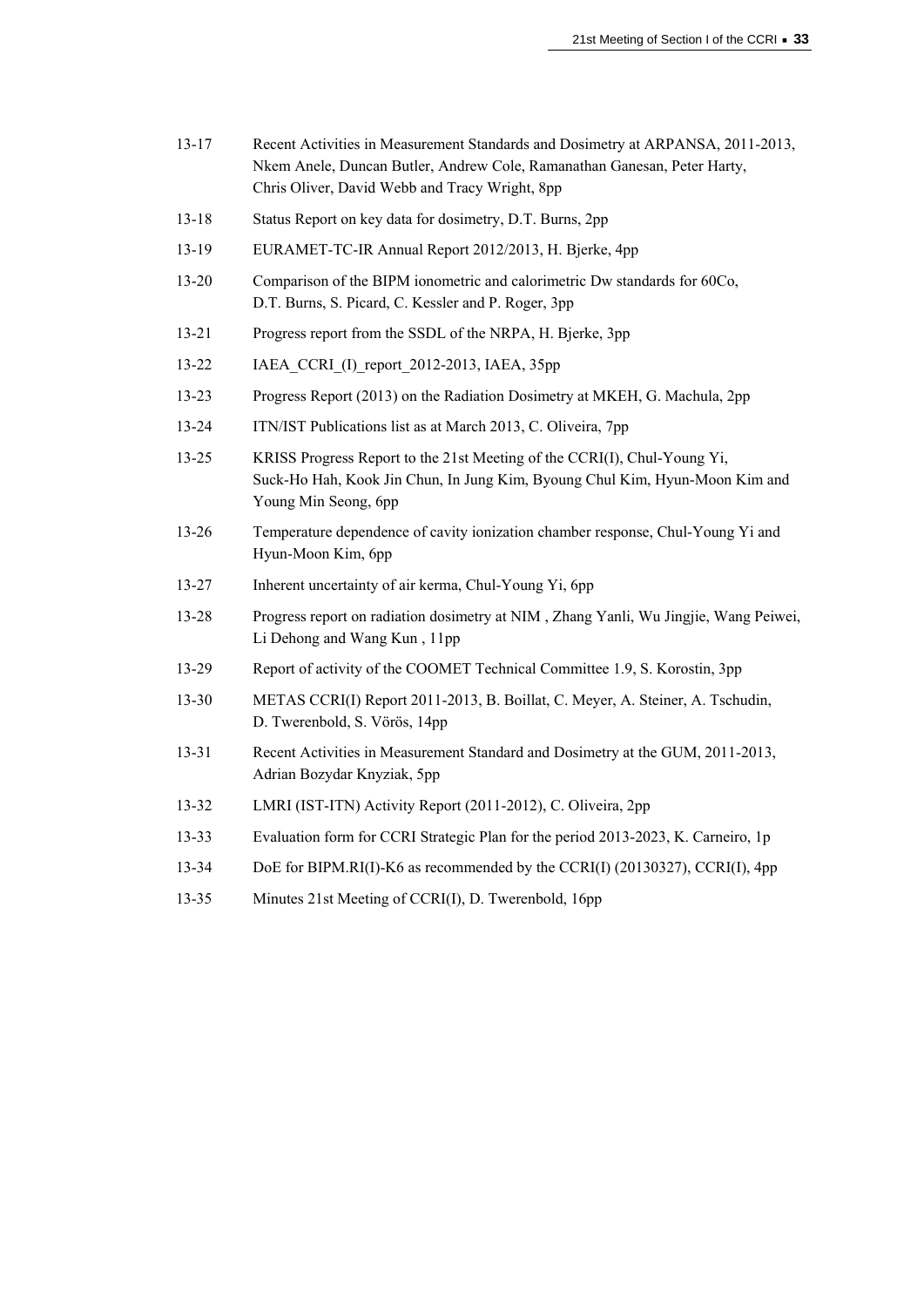| | |
|---|---|
| 13-17 | Recent Activities in Measurement Standards and Dosimetry at ARPANSA, 2011-2013, Nkem Anele, Duncan Butler, Andrew Cole, Ramanathan Ganesan, Peter Harty, Chris Oliver, David Webb and Tracy Wright, 8pp |
| 13-18 | Status Report on key data for dosimetry, D.T. Burns, 2pp |
| 13-19 | EURAMET-TC-IR Annual Report 2012/2013, H. Bjerke, 4pp |
| 13-20 | Comparison of the BIPM ionometric and calorimetric Dw standards for 60Co, D.T. Burns, S. Picard, C. Kessler and P. Roger, 3pp |
| 13-21 | Progress report from the SSDL of the NRPA, H. Bjerke, 3pp |
| 13-22 | IAEA_CCRI_(I)_report_2012-2013, IAEA, 35pp |
| 13-23 | Progress Report (2013) on the Radiation Dosimetry at MKEH, G. Machula, 2pp |
| 13-24 | ITN/IST Publications list as at March 2013, C. Oliveira, 7pp |
| 13-25 | KRISS Progress Report to the 21st Meeting of the CCRI(I), Chul-Young Yi, Suck-Ho Hah, Kook Jin Chun, In Jung Kim, Byoung Chul Kim, Hyun-Moon Kim and Young Min Seong, 6pp |
| 13-26 | Temperature dependence of cavity ionization chamber response, Chul-Young Yi and Hyun-Moon Kim, 6pp |
| 13-27 | Inherent uncertainty of air kerma, Chul-Young Yi, 6pp |
| 13-28 | Progress report on radiation dosimetry at NIM , Zhang Yanli, Wu Jingjie, Wang Peiwei, Li Dehong and Wang Kun , 11pp |
| 13-29 | Report of activity of the COOMET Technical Committee 1.9, S. Korostin, 3pp |
| 13-30 | METAS CCRI(I) Report 2011-2013, B. Boillat, C. Meyer, A. Steiner, A. Tschudin, D. Twerenbold, S. Vörös, 14pp |
| 13-31 | Recent Activities in Measurement Standard and Dosimetry at the GUM, 2011-2013, Adrian Bozydar Knyziak, 5pp |
| 13-32 | LMRI (IST-ITN) Activity Report (2011-2012), C. Oliveira, 2pp |
| 13-33 | Evaluation form for CCRI Strategic Plan for the period 2013-2023, K. Carneiro, 1p |
| 13-34 | DoE for BIPM.RI(I)-K6 as recommended by the CCRI(I) (20130327), CCRI(I), 4pp |
| 13-35 | Minutes 21st Meeting of CCRI(I), D. Twerenbold, 16pp |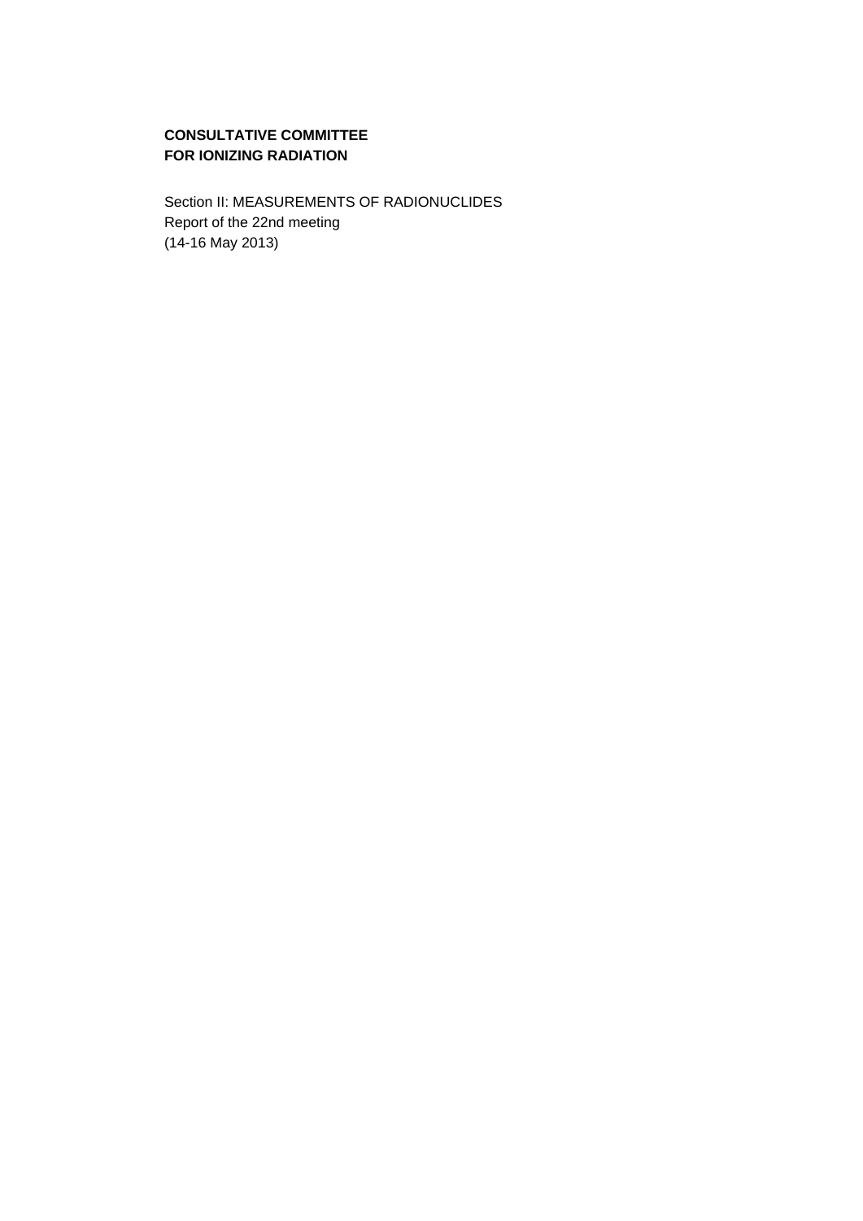**CONSULTATIVE COMMITTEE FOR IONIZING RADIATION**

Section II: MEASUREMENTS OF RADIONUCLIDES
Report of the 22nd meeting
(14-16 May 2013)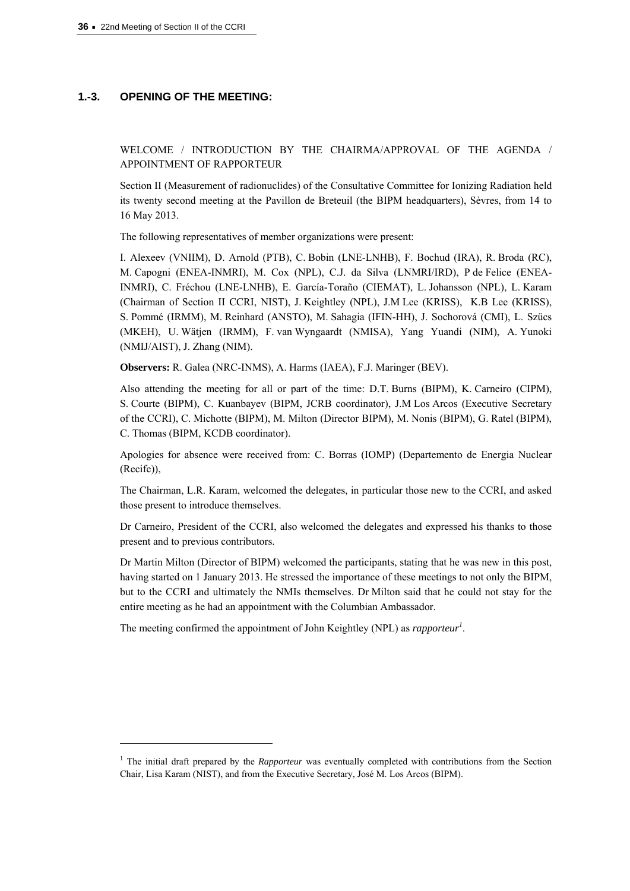## 1.-3. OPENING OF THE MEETING:

WELCOME / INTRODUCTION BY THE CHAIRMA/APPROVAL OF THE AGENDA / APPOINTMENT OF RAPPORTEUR

Section II (Measurement of radionuclides) of the Consultative Committee for Ionizing Radiation held its twenty second meeting at the Pavillon de Breteuil (the BIPM headquarters), Sèvres, from 14 to 16 May 2013.

The following representatives of member organizations were present:

I. Alexeev (VNIIM), D. Arnold (PTB), C. Bobin (LNE-LNHB), F. Bochud (IRA), R. Broda (RC), M. Capogni (ENEA-INMRI), M. Cox (NPL), C.J. da Silva (LNMRI/IRD), P de Felice (ENEA-INMRI), C. Fréchou (LNE-LNHB), E. García-Toraño (CIEMAT), L. Johansson (NPL), L. Karam (Chairman of Section II CCRI, NIST), J. Keightley (NPL), J.M Lee (KRISS), K.B Lee (KRISS), S. Pommé (IRMM), M. Reinhard (ANSTO), M. Sahagia (IFIN-HH), J. Sochorová (CMI), L. Szücs (MKEH), U. Wätjen (IRMM), F. van Wyngaardt (NMISA), Yang Yuandi (NIM), A. Yunoki (NMIJ/AIST), J. Zhang (NIM).

**Observers:** R. Galea (NRC-INMS), A. Harms (IAEA), F.J. Maringer (BEV).

Also attending the meeting for all or part of the time: D.T. Burns (BIPM), K. Carneiro (CIPM), S. Courte (BIPM), C. Kuanbayev (BIPM, JCRB coordinator), J.M Los Arcos (Executive Secretary of the CCRI), C. Michotte (BIPM), M. Milton (Director BIPM), M. Nonis (BIPM), G. Ratel (BIPM), C. Thomas (BIPM, KCDB coordinator).

Apologies for absence were received from: C. Borras (IOMP) (Departemento de Energia Nuclear (Recife)),

The Chairman, L.R. Karam, welcomed the delegates, in particular those new to the CCRI, and asked those present to introduce themselves.

Dr Carneiro, President of the CCRI, also welcomed the delegates and expressed his thanks to those present and to previous contributors.

Dr Martin Milton (Director of BIPM) welcomed the participants, stating that he was new in this post, having started on 1 January 2013. He stressed the importance of these meetings to not only the BIPM, but to the CCRI and ultimately the NMIs themselves. Dr Milton said that he could not stay for the entire meeting as he had an appointment with the Columbian Ambassador.

The meeting confirmed the appointment of John Keightley (NPL) as *rapporteur*[1].

[1] The initial draft prepared by the *Rapporteur* was eventually completed with contributions from the Section Chair, Lisa Karam (NIST), and from the Executive Secretary, José M. Los Arcos (BIPM).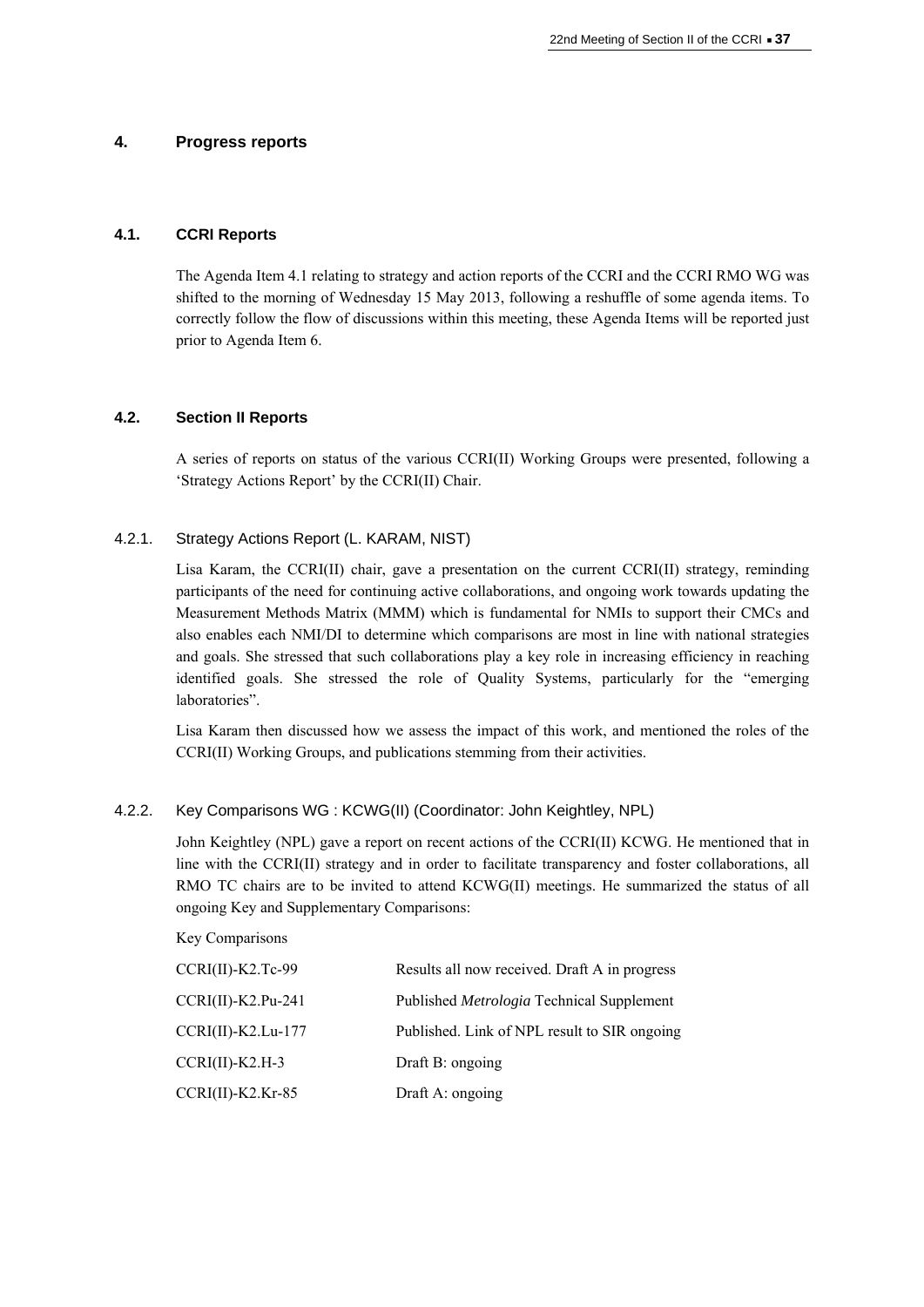## 4. Progress reports

### 4.1. CCRI Reports

The Agenda Item 4.1 relating to strategy and action reports of the CCRI and the CCRI RMO WG was shifted to the morning of Wednesday 15 May 2013, following a reshuffle of some agenda items. To correctly follow the flow of discussions within this meeting, these Agenda Items will be reported just prior to Agenda Item 6.

### 4.2. Section II Reports

A series of reports on status of the various CCRI(II) Working Groups were presented, following a 'Strategy Actions Report' by the CCRI(II) Chair.

#### 4.2.1. Strategy Actions Report (L. KARAM, NIST)

Lisa Karam, the CCRI(II) chair, gave a presentation on the current CCRI(II) strategy, reminding participants of the need for continuing active collaborations, and ongoing work towards updating the Measurement Methods Matrix (MMM) which is fundamental for NMIs to support their CMCs and also enables each NMI/DI to determine which comparisons are most in line with national strategies and goals. She stressed that such collaborations play a key role in increasing efficiency in reaching identified goals. She stressed the role of Quality Systems, particularly for the "emerging laboratories".

Lisa Karam then discussed how we assess the impact of this work, and mentioned the roles of the CCRI(II) Working Groups, and publications stemming from their activities.

#### 4.2.2. Key Comparisons WG : KCWG(II) (Coordinator: John Keightley, NPL)

John Keightley (NPL) gave a report on recent actions of the CCRI(II) KCWG. He mentioned that in line with the CCRI(II) strategy and in order to facilitate transparency and foster collaborations, all RMO TC chairs are to be invited to attend KCWG(II) meetings. He summarized the status of all ongoing Key and Supplementary Comparisons:

Key Comparisons

| | |
|---|---|
| CCRI(II)-K2.Tc-99 | Results all now received. Draft A in progress |
| CCRI(II)-K2.Pu-241 | Published *Metrologia* Technical Supplement |
| CCRI(II)-K2.Lu-177 | Published. Link of NPL result to SIR ongoing |
| CCRI(II)-K2.H-3 | Draft B: ongoing |
| CCRI(II)-K2.Kr-85 | Draft A: ongoing |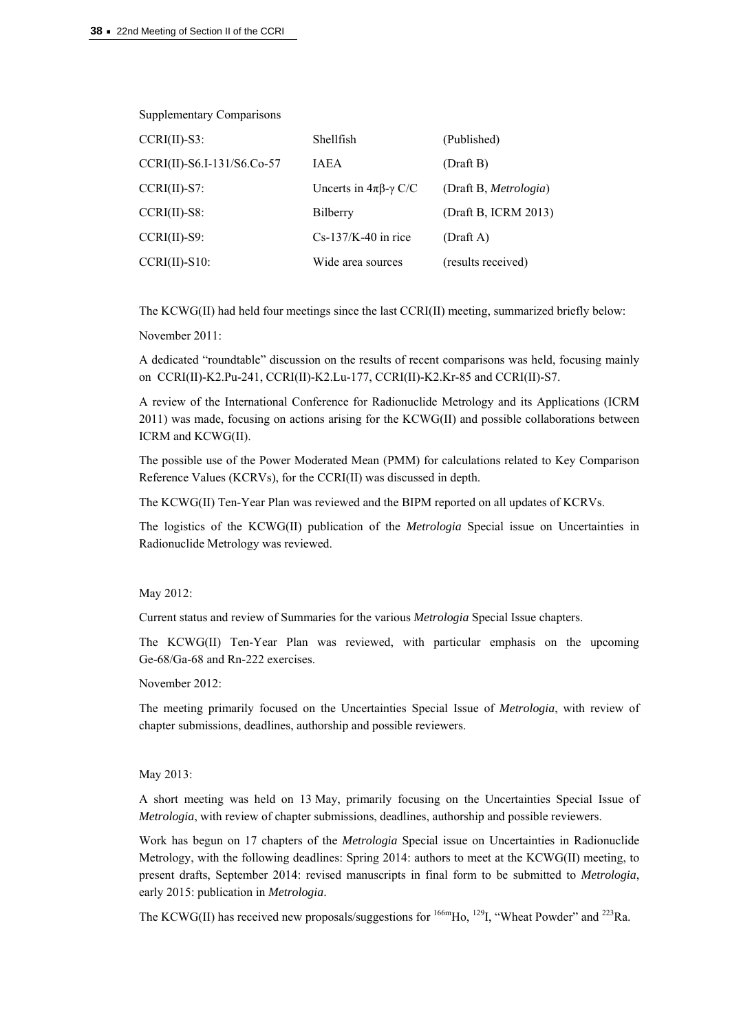Supplementary Comparisons

| | | |
|---|---|---|
| CCRI(II)-S3: | Shellfish | (Published) |
| CCRI(II)-S6.I-131/S6.Co-57 | IAEA | (Draft B) |
| CCRI(II)-S7: | Uncerts in $4\pi\beta$-$\gamma$ C/C | (Draft B, *Metrologia*) |
| CCRI(II)-S8: | Bilberry | (Draft B, ICRM 2013) |
| CCRI(II)-S9: | Cs-137/K-40 in rice | (Draft A) |
| CCRI(II)-S10: | Wide area sources | (results received) |

The KCWG(II) had held four meetings since the last CCRI(II) meeting, summarized briefly below:

November 2011:

A dedicated "roundtable" discussion on the results of recent comparisons was held, focusing mainly on CCRI(II)-K2.Pu-241, CCRI(II)-K2.Lu-177, CCRI(II)-K2.Kr-85 and CCRI(II)-S7.

A review of the International Conference for Radionuclide Metrology and its Applications (ICRM 2011) was made, focusing on actions arising for the KCWG(II) and possible collaborations between ICRM and KCWG(II).

The possible use of the Power Moderated Mean (PMM) for calculations related to Key Comparison Reference Values (KCRVs), for the CCRI(II) was discussed in depth.

The KCWG(II) Ten-Year Plan was reviewed and the BIPM reported on all updates of KCRVs.

The logistics of the KCWG(II) publication of the *Metrologia* Special issue on Uncertainties in Radionuclide Metrology was reviewed.

May 2012:

Current status and review of Summaries for the various *Metrologia* Special Issue chapters.

The KCWG(II) Ten-Year Plan was reviewed, with particular emphasis on the upcoming Ge-68/Ga-68 and Rn-222 exercises.

November 2012:

The meeting primarily focused on the Uncertainties Special Issue of *Metrologia*, with review of chapter submissions, deadlines, authorship and possible reviewers.

May 2013:

A short meeting was held on 13 May, primarily focusing on the Uncertainties Special Issue of *Metrologia*, with review of chapter submissions, deadlines, authorship and possible reviewers.

Work has begun on 17 chapters of the *Metrologia* Special issue on Uncertainties in Radionuclide Metrology, with the following deadlines: Spring 2014: authors to meet at the KCWG(II) meeting, to present drafts, September 2014: revised manuscripts in final form to be submitted to *Metrologia*, early 2015: publication in *Metrologia*.

The KCWG(II) has received new proposals/suggestions for $^{166m}$Ho, $^{129}$I, "Wheat Powder" and $^{223}$Ra.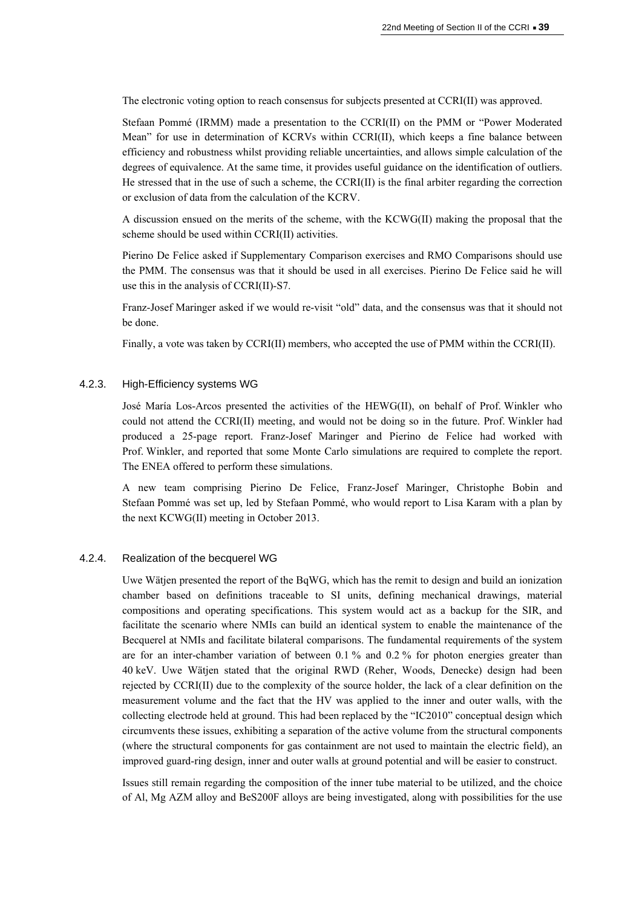The electronic voting option to reach consensus for subjects presented at CCRI(II) was approved.

Stefaan Pommé (IRMM) made a presentation to the CCRI(II) on the PMM or "Power Moderated Mean" for use in determination of KCRVs within CCRI(II), which keeps a fine balance between efficiency and robustness whilst providing reliable uncertainties, and allows simple calculation of the degrees of equivalence. At the same time, it provides useful guidance on the identification of outliers. He stressed that in the use of such a scheme, the CCRI(II) is the final arbiter regarding the correction or exclusion of data from the calculation of the KCRV.

A discussion ensued on the merits of the scheme, with the KCWG(II) making the proposal that the scheme should be used within CCRI(II) activities.

Pierino De Felice asked if Supplementary Comparison exercises and RMO Comparisons should use the PMM. The consensus was that it should be used in all exercises. Pierino De Felice said he will use this in the analysis of CCRI(II)-S7.

Franz-Josef Maringer asked if we would re-visit "old" data, and the consensus was that it should not be done.

Finally, a vote was taken by CCRI(II) members, who accepted the use of PMM within the CCRI(II).

### 4.2.3. High-Efficiency systems WG

José María Los-Arcos presented the activities of the HEWG(II), on behalf of Prof. Winkler who could not attend the CCRI(II) meeting, and would not be doing so in the future. Prof. Winkler had produced a 25-page report. Franz-Josef Maringer and Pierino de Felice had worked with Prof. Winkler, and reported that some Monte Carlo simulations are required to complete the report. The ENEA offered to perform these simulations.

A new team comprising Pierino De Felice, Franz-Josef Maringer, Christophe Bobin and Stefaan Pommé was set up, led by Stefaan Pommé, who would report to Lisa Karam with a plan by the next KCWG(II) meeting in October 2013.

### 4.2.4. Realization of the becquerel WG

Uwe Wätjen presented the report of the BqWG, which has the remit to design and build an ionization chamber based on definitions traceable to SI units, defining mechanical drawings, material compositions and operating specifications. This system would act as a backup for the SIR, and facilitate the scenario where NMIs can build an identical system to enable the maintenance of the Becquerel at NMIs and facilitate bilateral comparisons. The fundamental requirements of the system are for an inter-chamber variation of between 0.1 % and 0.2 % for photon energies greater than 40 keV. Uwe Wätjen stated that the original RWD (Reher, Woods, Denecke) design had been rejected by CCRI(II) due to the complexity of the source holder, the lack of a clear definition on the measurement volume and the fact that the HV was applied to the inner and outer walls, with the collecting electrode held at ground. This had been replaced by the "IC2010" conceptual design which circumvents these issues, exhibiting a separation of the active volume from the structural components (where the structural components for gas containment are not used to maintain the electric field), an improved guard-ring design, inner and outer walls at ground potential and will be easier to construct.

Issues still remain regarding the composition of the inner tube material to be utilized, and the choice of Al, Mg AZM alloy and BeS200F alloys are being investigated, along with possibilities for the use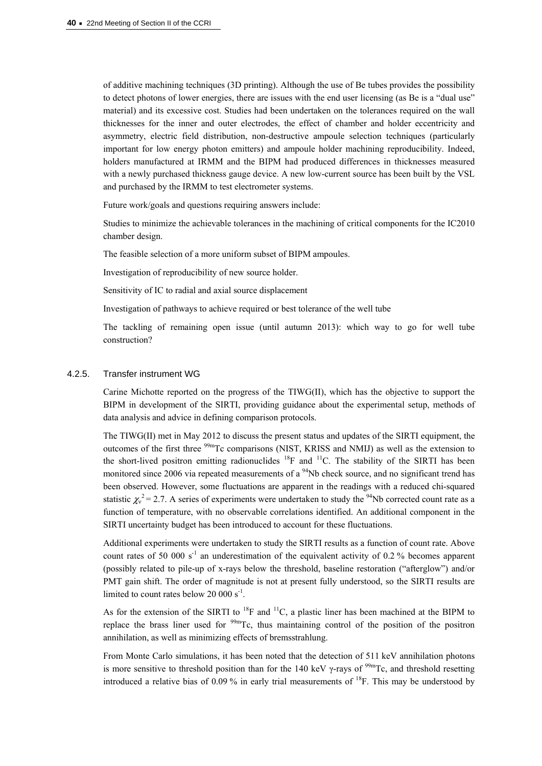of additive machining techniques (3D printing). Although the use of Be tubes provides the possibility to detect photons of lower energies, there are issues with the end user licensing (as Be is a “dual use” material) and its excessive cost. Studies had been undertaken on the tolerances required on the wall thicknesses for the inner and outer electrodes, the effect of chamber and holder eccentricity and asymmetry, electric field distribution, non-destructive ampoule selection techniques (particularly important for low energy photon emitters) and ampoule holder machining reproducibility. Indeed, holders manufactured at IRMM and the BIPM had produced differences in thicknesses measured with a newly purchased thickness gauge device. A new low-current source has been built by the VSL and purchased by the IRMM to test electrometer systems.

Future work/goals and questions requiring answers include:

Studies to minimize the achievable tolerances in the machining of critical components for the IC2010 chamber design.

The feasible selection of a more uniform subset of BIPM ampoules.

Investigation of reproducibility of new source holder.

Sensitivity of IC to radial and axial source displacement

Investigation of pathways to achieve required or best tolerance of the well tube

The tackling of remaining open issue (until autumn 2013): which way to go for well tube construction?

### 4.2.5. Transfer instrument WG

Carine Michotte reported on the progress of the TIWG(II), which has the objective to support the BIPM in development of the SIRTI, providing guidance about the experimental setup, methods of data analysis and advice in defining comparison protocols.

The TIWG(II) met in May 2012 to discuss the present status and updates of the SIRTI equipment, the outcomes of the first three $^{99m}$Tc comparisons (NIST, KRISS and NMIJ) as well as the extension to the short-lived positron emitting radionuclides $^{18}$F and $^{11}$C. The stability of the SIRTI has been monitored since 2006 via repeated measurements of a $^{94}$Nb check source, and no significant trend has been observed. However, some fluctuations are apparent in the readings with a reduced chi-squared statistic $\chi_{\nu}^{2} = 2.7$. A series of experiments were undertaken to study the $^{94}$Nb corrected count rate as a function of temperature, with no observable correlations identified. An additional component in the SIRTI uncertainty budget has been introduced to account for these fluctuations.

Additional experiments were undertaken to study the SIRTI results as a function of count rate. Above count rates of 50 000 s$^{-1}$ an underestimation of the equivalent activity of 0.2 % becomes apparent (possibly related to pile-up of x-rays below the threshold, baseline restoration (“afterglow”) and/or PMT gain shift. The order of magnitude is not at present fully understood, so the SIRTI results are limited to count rates below 20 000 s$^{-1}$.

As for the extension of the SIRTI to $^{18}$F and $^{11}$C, a plastic liner has been machined at the BIPM to replace the brass liner used for $^{99m}$Tc, thus maintaining control of the position of the positron annihilation, as well as minimizing effects of bremsstrahlung.

From Monte Carlo simulations, it has been noted that the detection of 511 keV annihilation photons is more sensitive to threshold position than for the 140 keV γ-rays of $^{99m}$Tc, and threshold resetting introduced a relative bias of 0.09 % in early trial measurements of $^{18}$F. This may be understood by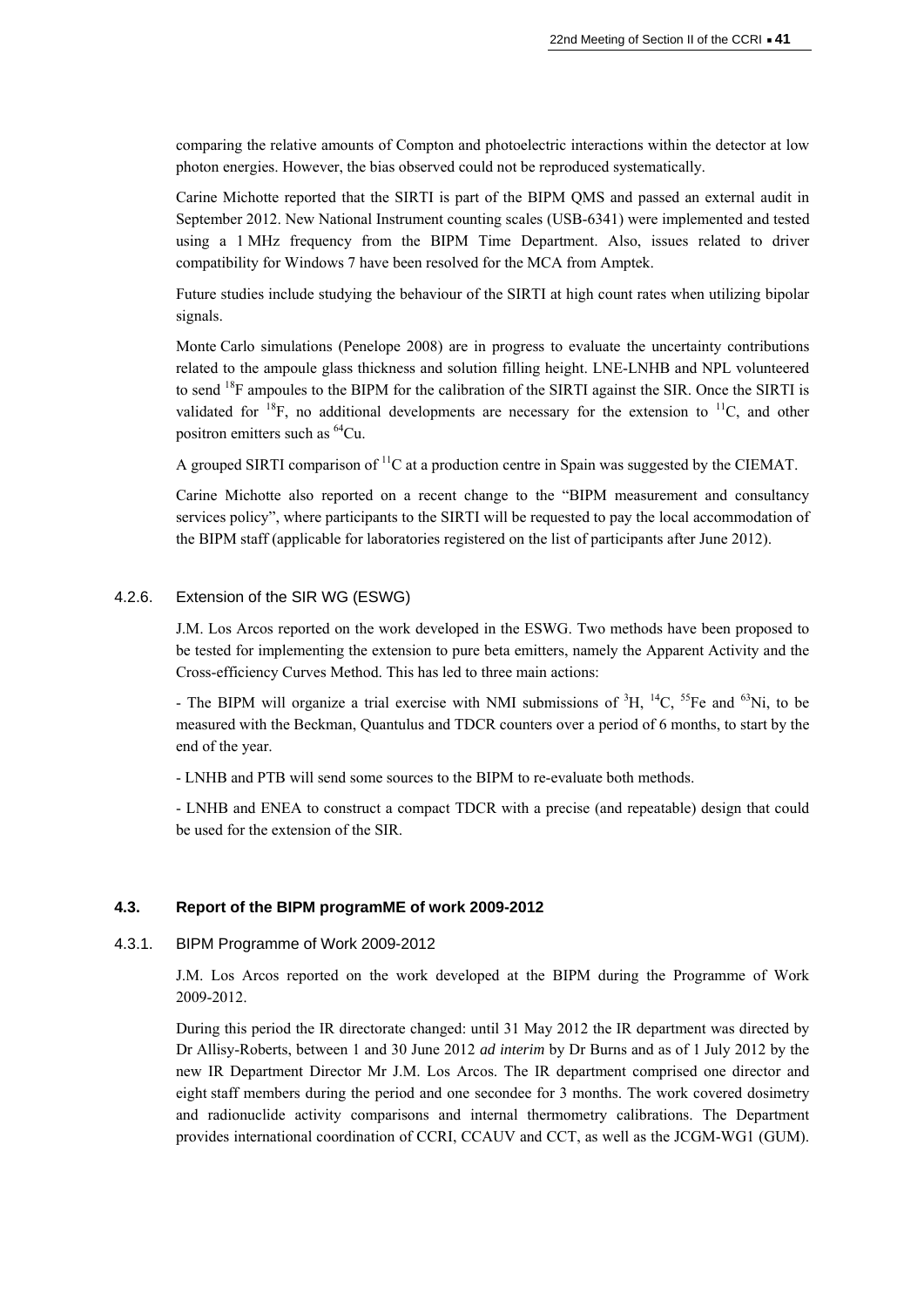comparing the relative amounts of Compton and photoelectric interactions within the detector at low photon energies. However, the bias observed could not be reproduced systematically.

Carine Michotte reported that the SIRTI is part of the BIPM QMS and passed an external audit in September 2012. New National Instrument counting scales (USB-6341) were implemented and tested using a 1 MHz frequency from the BIPM Time Department. Also, issues related to driver compatibility for Windows 7 have been resolved for the MCA from Amptek.

Future studies include studying the behaviour of the SIRTI at high count rates when utilizing bipolar signals.

Monte Carlo simulations (Penelope 2008) are in progress to evaluate the uncertainty contributions related to the ampoule glass thickness and solution filling height. LNE-LNHB and NPL volunteered to send $^{18}$F ampoules to the BIPM for the calibration of the SIRTI against the SIR. Once the SIRTI is validated for $^{18}$F, no additional developments are necessary for the extension to $^{11}$C, and other positron emitters such as $^{64}$Cu.

A grouped SIRTI comparison of $^{11}$C at a production centre in Spain was suggested by the CIEMAT.

Carine Michotte also reported on a recent change to the "BIPM measurement and consultancy services policy", where participants to the SIRTI will be requested to pay the local accommodation of the BIPM staff (applicable for laboratories registered on the list of participants after June 2012).

#### 4.2.6. Extension of the SIR WG (ESWG)

J.M. Los Arcos reported on the work developed in the ESWG. Two methods have been proposed to be tested for implementing the extension to pure beta emitters, namely the Apparent Activity and the Cross-efficiency Curves Method. This has led to three main actions:

- The BIPM will organize a trial exercise with NMI submissions of $^{3}$H, $^{14}$C, $^{55}$Fe and $^{63}$Ni, to be measured with the Beckman, Quantulus and TDCR counters over a period of 6 months, to start by the end of the year.

- LNHB and PTB will send some sources to the BIPM to re-evaluate both methods.

- LNHB and ENEA to construct a compact TDCR with a precise (and repeatable) design that could be used for the extension of the SIR.

### 4.3. Report of the BIPM programME of work 2009-2012

#### 4.3.1. BIPM Programme of Work 2009-2012

J.M. Los Arcos reported on the work developed at the BIPM during the Programme of Work 2009-2012.

During this period the IR directorate changed: until 31 May 2012 the IR department was directed by Dr Allisy-Roberts, between 1 and 30 June 2012 *ad interim* by Dr Burns and as of 1 July 2012 by the new IR Department Director Mr J.M. Los Arcos. The IR department comprised one director and eight staff members during the period and one secondee for 3 months. The work covered dosimetry and radionuclide activity comparisons and internal thermometry calibrations. The Department provides international coordination of CCRI, CCAUV and CCT, as well as the JCGM-WG1 (GUM).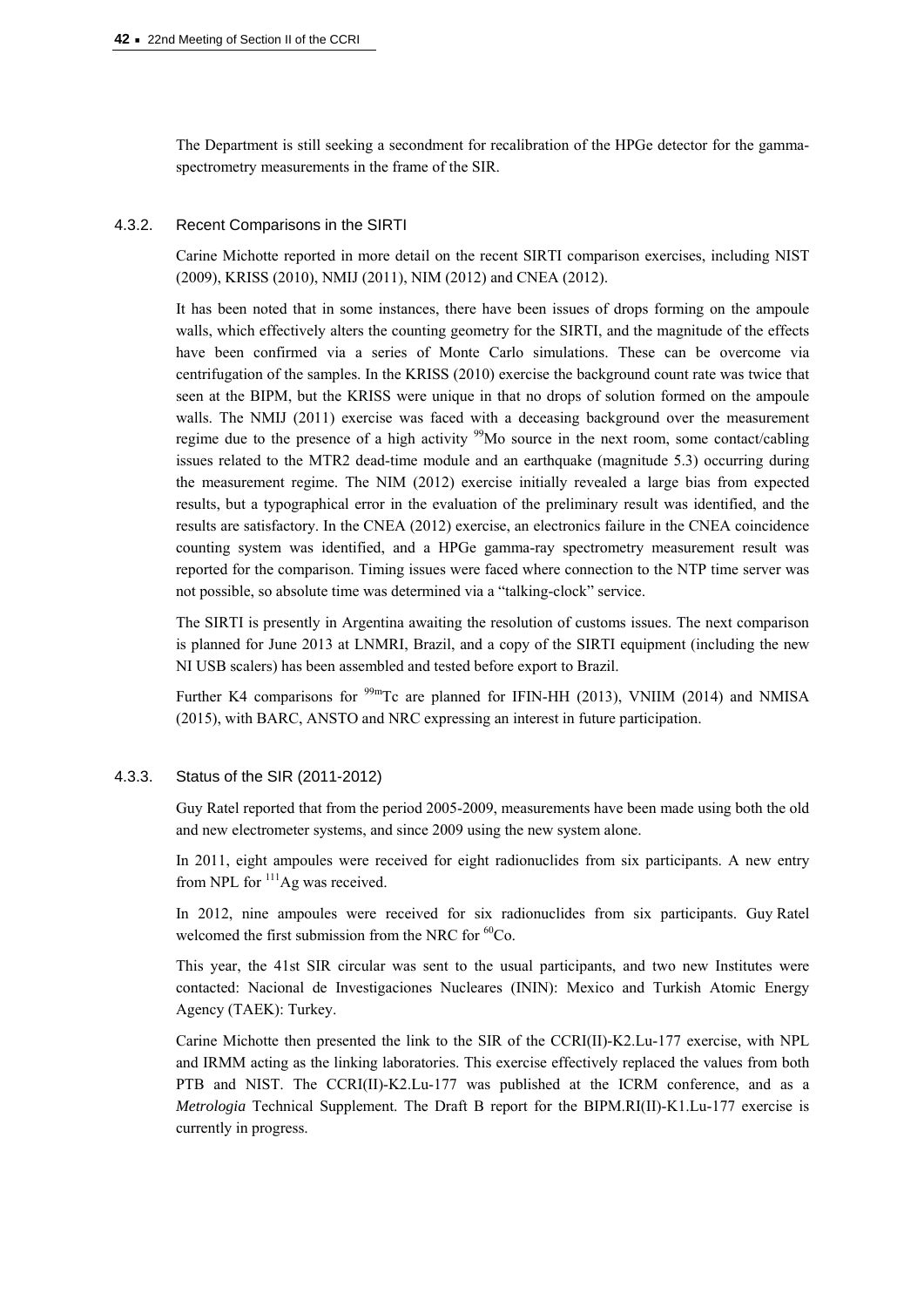The Department is still seeking a secondment for recalibration of the HPGe detector for the gamma-spectrometry measurements in the frame of the SIR.

### 4.3.2. Recent Comparisons in the SIRTI

Carine Michotte reported in more detail on the recent SIRTI comparison exercises, including NIST (2009), KRISS (2010), NMIJ (2011), NIM (2012) and CNEA (2012).

It has been noted that in some instances, there have been issues of drops forming on the ampoule walls, which effectively alters the counting geometry for the SIRTI, and the magnitude of the effects have been confirmed via a series of Monte Carlo simulations. These can be overcome via centrifugation of the samples. In the KRISS (2010) exercise the background count rate was twice that seen at the BIPM, but the KRISS were unique in that no drops of solution formed on the ampoule walls. The NMIJ (2011) exercise was faced with a deceasing background over the measurement regime due to the presence of a high activity $^{99}$Mo source in the next room, some contact/cabling issues related to the MTR2 dead-time module and an earthquake (magnitude 5.3) occurring during the measurement regime. The NIM (2012) exercise initially revealed a large bias from expected results, but a typographical error in the evaluation of the preliminary result was identified, and the results are satisfactory. In the CNEA (2012) exercise, an electronics failure in the CNEA coincidence counting system was identified, and a HPGe gamma-ray spectrometry measurement result was reported for the comparison. Timing issues were faced where connection to the NTP time server was not possible, so absolute time was determined via a "talking-clock" service.

The SIRTI is presently in Argentina awaiting the resolution of customs issues. The next comparison is planned for June 2013 at LNMRI, Brazil, and a copy of the SIRTI equipment (including the new NI USB scalers) has been assembled and tested before export to Brazil.

Further K4 comparisons for $^{99m}$Tc are planned for IFIN-HH (2013), VNIIM (2014) and NMISA (2015), with BARC, ANSTO and NRC expressing an interest in future participation.

### 4.3.3. Status of the SIR (2011-2012)

Guy Ratel reported that from the period 2005-2009, measurements have been made using both the old and new electrometer systems, and since 2009 using the new system alone.

In 2011, eight ampoules were received for eight radionuclides from six participants. A new entry from NPL for $^{111}$Ag was received.

In 2012, nine ampoules were received for six radionuclides from six participants. Guy Ratel welcomed the first submission from the NRC for $^{60}$Co.

This year, the 41st SIR circular was sent to the usual participants, and two new Institutes were contacted: Nacional de Investigaciones Nucleares (ININ): Mexico and Turkish Atomic Energy Agency (TAEK): Turkey.

Carine Michotte then presented the link to the SIR of the CCRI(II)-K2.Lu-177 exercise, with NPL and IRMM acting as the linking laboratories. This exercise effectively replaced the values from both PTB and NIST. The CCRI(II)-K2.Lu-177 was published at the ICRM conference, and as a *Metrologia* Technical Supplement. The Draft B report for the BIPM.RI(II)-K1.Lu-177 exercise is currently in progress.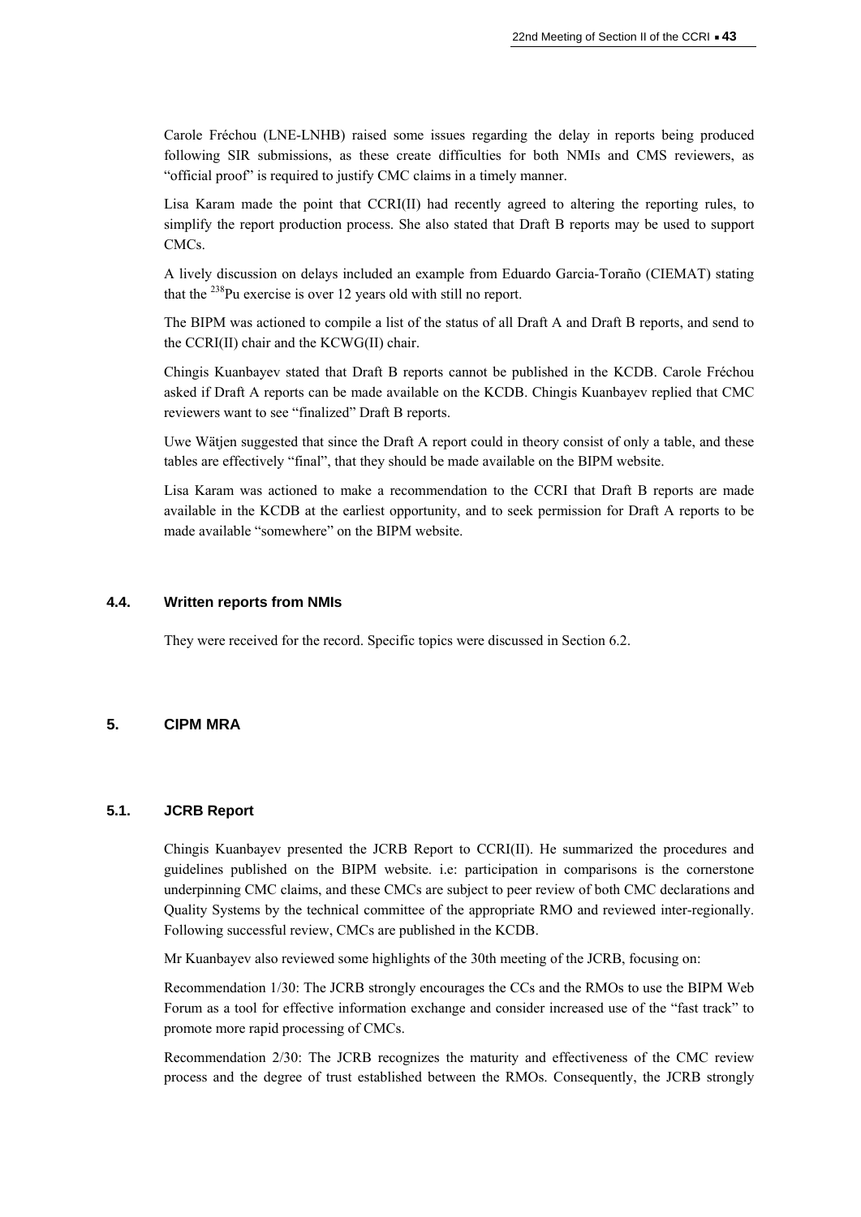Carole Fréchou (LNE-LNHB) raised some issues regarding the delay in reports being produced following SIR submissions, as these create difficulties for both NMIs and CMS reviewers, as "official proof" is required to justify CMC claims in a timely manner.

Lisa Karam made the point that CCRI(II) had recently agreed to altering the reporting rules, to simplify the report production process. She also stated that Draft B reports may be used to support CMCs.

A lively discussion on delays included an example from Eduardo Garcia-Toraño (CIEMAT) stating that the $^{238}$Pu exercise is over 12 years old with still no report.

The BIPM was actioned to compile a list of the status of all Draft A and Draft B reports, and send to the CCRI(II) chair and the KCWG(II) chair.

Chingis Kuanbayev stated that Draft B reports cannot be published in the KCDB. Carole Fréchou asked if Draft A reports can be made available on the KCDB. Chingis Kuanbayev replied that CMC reviewers want to see "finalized" Draft B reports.

Uwe Wätjen suggested that since the Draft A report could in theory consist of only a table, and these tables are effectively "final", that they should be made available on the BIPM website.

Lisa Karam was actioned to make a recommendation to the CCRI that Draft B reports are made available in the KCDB at the earliest opportunity, and to seek permission for Draft A reports to be made available "somewhere" on the BIPM website.

### 4.4. Written reports from NMIs

They were received for the record. Specific topics were discussed in Section 6.2.

## 5. CIPM MRA

### 5.1. JCRB Report

Chingis Kuanbayev presented the JCRB Report to CCRI(II). He summarized the procedures and guidelines published on the BIPM website. i.e: participation in comparisons is the cornerstone underpinning CMC claims, and these CMCs are subject to peer review of both CMC declarations and Quality Systems by the technical committee of the appropriate RMO and reviewed inter-regionally. Following successful review, CMCs are published in the KCDB.

Mr Kuanbayev also reviewed some highlights of the 30th meeting of the JCRB, focusing on:

Recommendation 1/30: The JCRB strongly encourages the CCs and the RMOs to use the BIPM Web Forum as a tool for effective information exchange and consider increased use of the "fast track" to promote more rapid processing of CMCs.

Recommendation 2/30: The JCRB recognizes the maturity and effectiveness of the CMC review process and the degree of trust established between the RMOs. Consequently, the JCRB strongly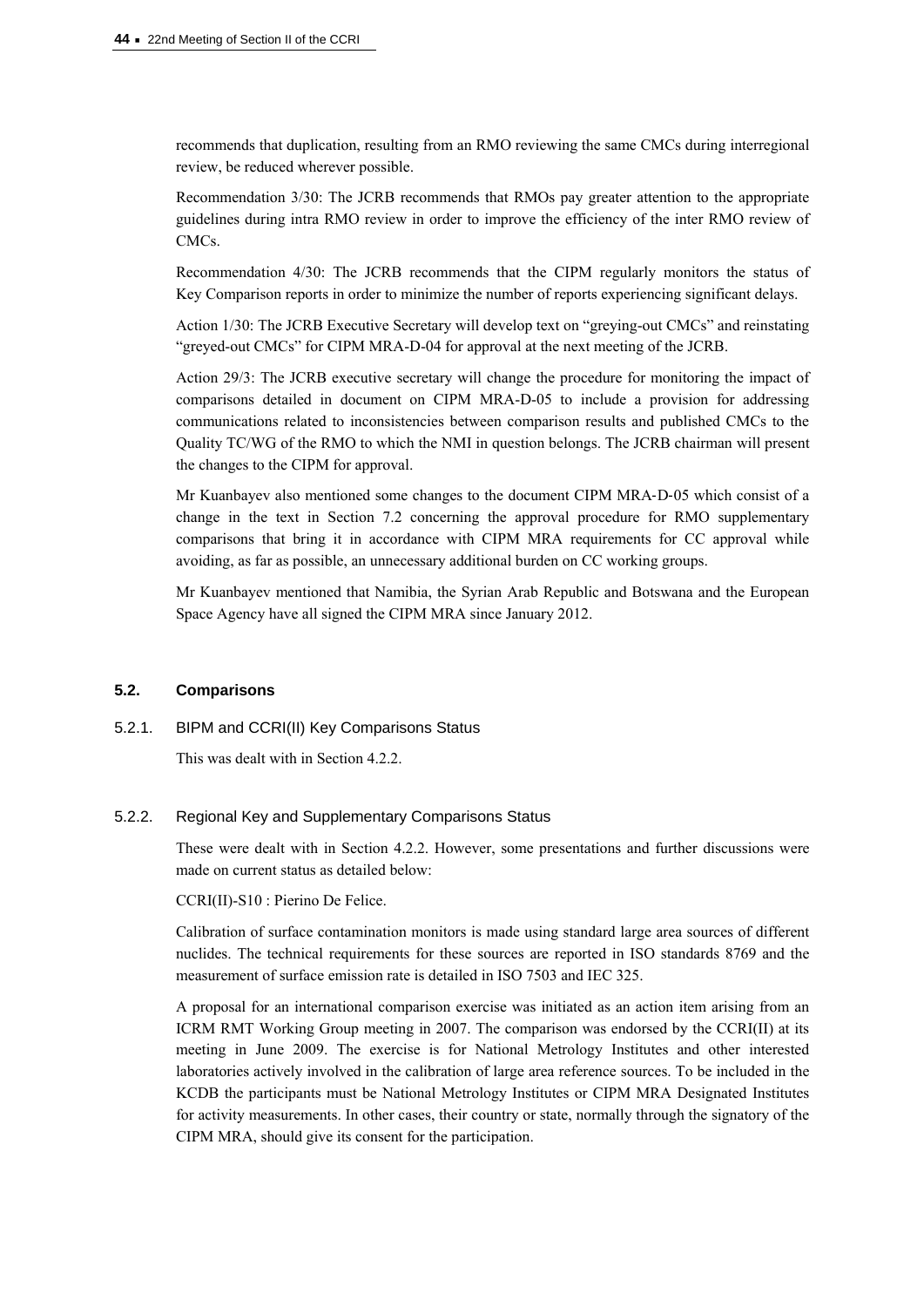recommends that duplication, resulting from an RMO reviewing the same CMCs during interregional review, be reduced wherever possible.

Recommendation 3/30: The JCRB recommends that RMOs pay greater attention to the appropriate guidelines during intra RMO review in order to improve the efficiency of the inter RMO review of CMCs.

Recommendation 4/30: The JCRB recommends that the CIPM regularly monitors the status of Key Comparison reports in order to minimize the number of reports experiencing significant delays.

Action 1/30: The JCRB Executive Secretary will develop text on "greying-out CMCs" and reinstating "greyed-out CMCs" for CIPM MRA-D-04 for approval at the next meeting of the JCRB.

Action 29/3: The JCRB executive secretary will change the procedure for monitoring the impact of comparisons detailed in document on CIPM MRA-D-05 to include a provision for addressing communications related to inconsistencies between comparison results and published CMCs to the Quality TC/WG of the RMO to which the NMI in question belongs. The JCRB chairman will present the changes to the CIPM for approval.

Mr Kuanbayev also mentioned some changes to the document CIPM MRA-D-05 which consist of a change in the text in Section 7.2 concerning the approval procedure for RMO supplementary comparisons that bring it in accordance with CIPM MRA requirements for CC approval while avoiding, as far as possible, an unnecessary additional burden on CC working groups.

Mr Kuanbayev mentioned that Namibia, the Syrian Arab Republic and Botswana and the European Space Agency have all signed the CIPM MRA since January 2012.

## 5.2. Comparisons

### 5.2.1. BIPM and CCRI(II) Key Comparisons Status

This was dealt with in Section 4.2.2.

### 5.2.2. Regional Key and Supplementary Comparisons Status

These were dealt with in Section 4.2.2. However, some presentations and further discussions were made on current status as detailed below:

CCRI(II)-S10 : Pierino De Felice.

Calibration of surface contamination monitors is made using standard large area sources of different nuclides. The technical requirements for these sources are reported in ISO standards 8769 and the measurement of surface emission rate is detailed in ISO 7503 and IEC 325.

A proposal for an international comparison exercise was initiated as an action item arising from an ICRM RMT Working Group meeting in 2007. The comparison was endorsed by the CCRI(II) at its meeting in June 2009. The exercise is for National Metrology Institutes and other interested laboratories actively involved in the calibration of large area reference sources. To be included in the KCDB the participants must be National Metrology Institutes or CIPM MRA Designated Institutes for activity measurements. In other cases, their country or state, normally through the signatory of the CIPM MRA, should give its consent for the participation.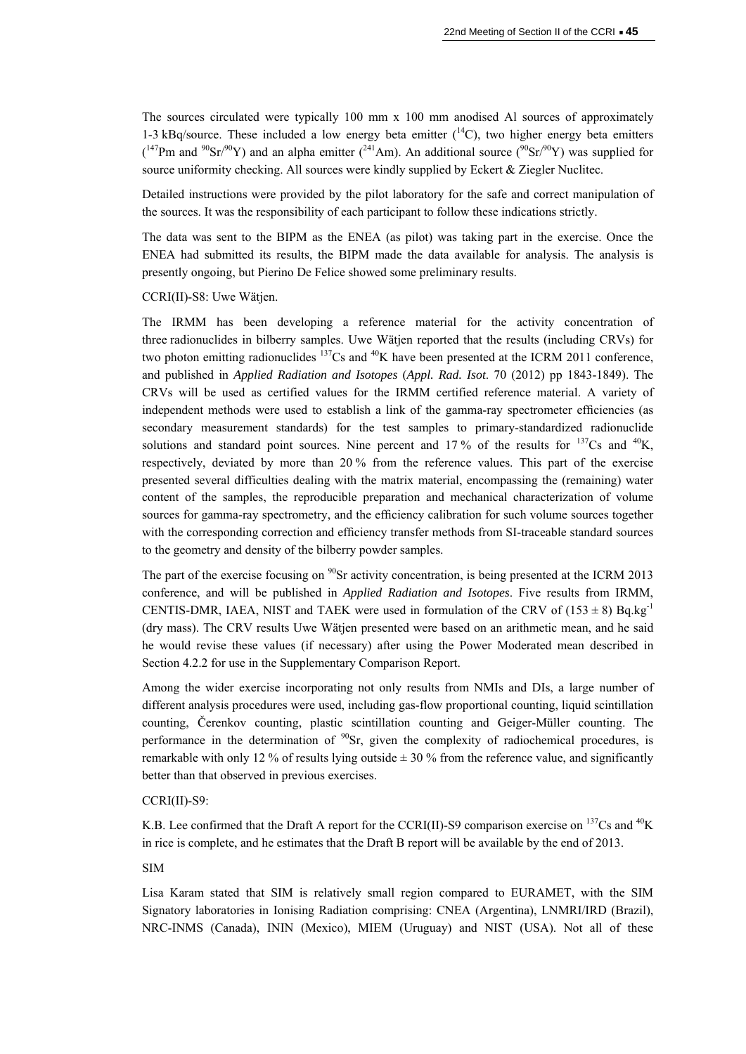The sources circulated were typically 100 mm x 100 mm anodised Al sources of approximately 1-3 kBq/source. These included a low energy beta emitter ($^{14}$C), two higher energy beta emitters ($^{147}$Pm and $^{90}$Sr/$^{90}$Y) and an alpha emitter ($^{241}$Am). An additional source ($^{90}$Sr/$^{90}$Y) was supplied for source uniformity checking. All sources were kindly supplied by Eckert & Ziegler Nuclitec.

Detailed instructions were provided by the pilot laboratory for the safe and correct manipulation of the sources. It was the responsibility of each participant to follow these indications strictly.

The data was sent to the BIPM as the ENEA (as pilot) was taking part in the exercise. Once the ENEA had submitted its results, the BIPM made the data available for analysis. The analysis is presently ongoing, but Pierino De Felice showed some preliminary results.

CCRI(II)-S8: Uwe Wätjen.

The IRMM has been developing a reference material for the activity concentration of three radionuclides in bilberry samples. Uwe Wätjen reported that the results (including CRVs) for two photon emitting radionuclides $^{137}$Cs and $^{40}$K have been presented at the ICRM 2011 conference, and published in *Applied Radiation and Isotopes* (*Appl. Rad. Isot*. 70 (2012) pp 1843-1849). The CRVs will be used as certified values for the IRMM certified reference material. A variety of independent methods were used to establish a link of the gamma-ray spectrometer efficiencies (as secondary measurement standards) for the test samples to primary-standardized radionuclide solutions and standard point sources. Nine percent and 17 % of the results for $^{137}$Cs and $^{40}$K, respectively, deviated by more than 20 % from the reference values. This part of the exercise presented several difficulties dealing with the matrix material, encompassing the (remaining) water content of the samples, the reproducible preparation and mechanical characterization of volume sources for gamma-ray spectrometry, and the efficiency calibration for such volume sources together with the corresponding correction and efficiency transfer methods from SI-traceable standard sources to the geometry and density of the bilberry powder samples.

The part of the exercise focusing on $^{90}$Sr activity concentration, is being presented at the ICRM 2013 conference, and will be published in *Applied Radiation and Isotopes*. Five results from IRMM, CENTIS-DMR, IAEA, NIST and TAEK were used in formulation of the CRV of (153 ± 8) Bq.kg$^{-1}$ (dry mass). The CRV results Uwe Wätjen presented were based on an arithmetic mean, and he said he would revise these values (if necessary) after using the Power Moderated mean described in Section 4.2.2 for use in the Supplementary Comparison Report.

Among the wider exercise incorporating not only results from NMIs and DIs, a large number of different analysis procedures were used, including gas-flow proportional counting, liquid scintillation counting, Čerenkov counting, plastic scintillation counting and Geiger-Müller counting. The performance in the determination of $^{90}$Sr, given the complexity of radiochemical procedures, is remarkable with only 12 % of results lying outside ± 30 % from the reference value, and significantly better than that observed in previous exercises.

CCRI(II)-S9:

K.B. Lee confirmed that the Draft A report for the CCRI(II)-S9 comparison exercise on $^{137}$Cs and $^{40}$K in rice is complete, and he estimates that the Draft B report will be available by the end of 2013.

SIM

Lisa Karam stated that SIM is relatively small region compared to EURAMET, with the SIM Signatory laboratories in Ionising Radiation comprising: CNEA (Argentina), LNMRI/IRD (Brazil), NRC-INMS (Canada), ININ (Mexico), MIEM (Uruguay) and NIST (USA). Not all of these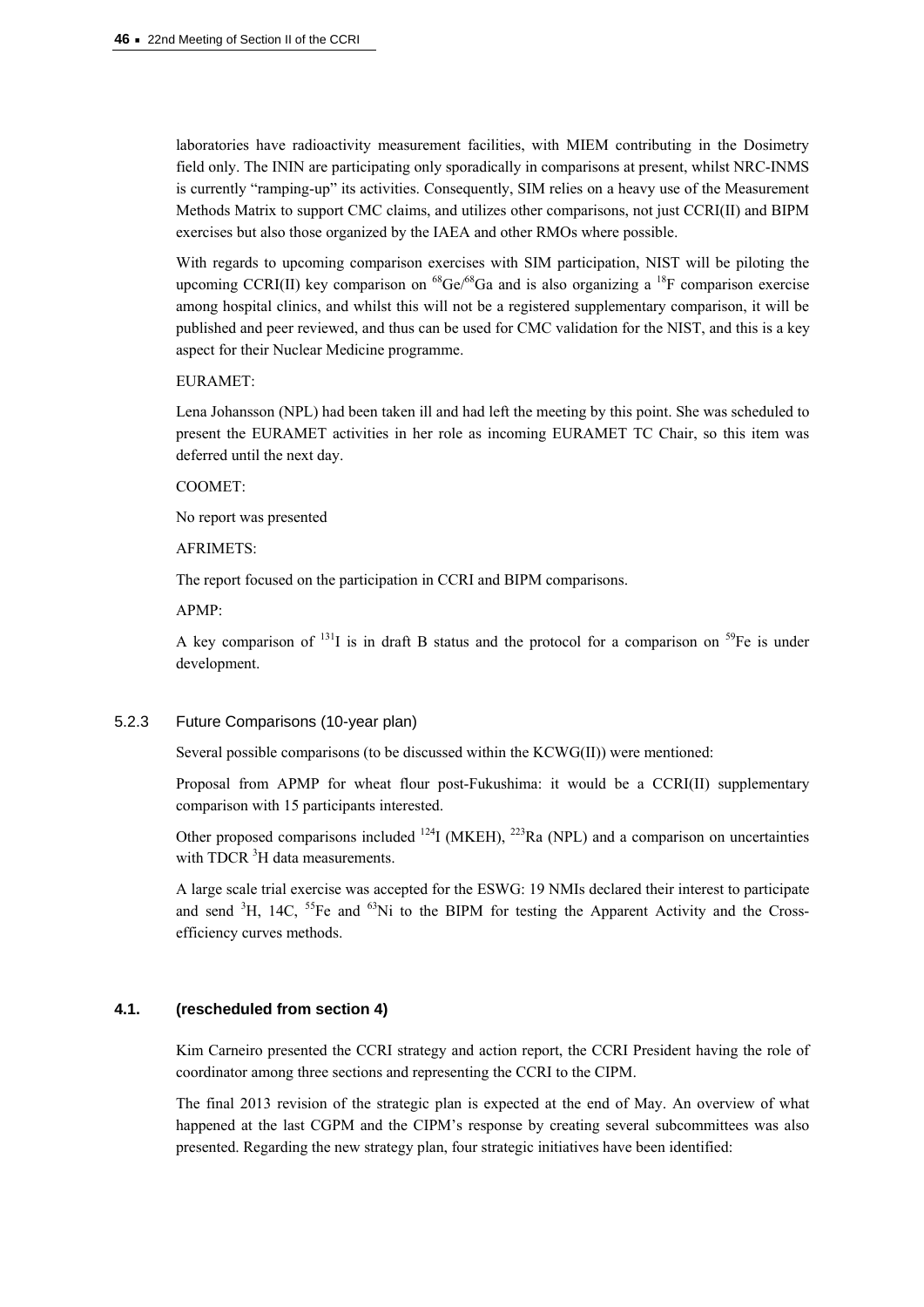laboratories have radioactivity measurement facilities, with MIEM contributing in the Dosimetry field only. The ININ are participating only sporadically in comparisons at present, whilst NRC-INMS is currently "ramping-up" its activities. Consequently, SIM relies on a heavy use of the Measurement Methods Matrix to support CMC claims, and utilizes other comparisons, not just CCRI(II) and BIPM exercises but also those organized by the IAEA and other RMOs where possible.

With regards to upcoming comparison exercises with SIM participation, NIST will be piloting the upcoming CCRI(II) key comparison on $^{68}Ge/^{68}Ga$ and is also organizing a $^{18}F$ comparison exercise among hospital clinics, and whilst this will not be a registered supplementary comparison, it will be published and peer reviewed, and thus can be used for CMC validation for the NIST, and this is a key aspect for their Nuclear Medicine programme.

EURAMET:

Lena Johansson (NPL) had been taken ill and had left the meeting by this point. She was scheduled to present the EURAMET activities in her role as incoming EURAMET TC Chair, so this item was deferred until the next day.

COOMET:

No report was presented

AFRIMETS:

The report focused on the participation in CCRI and BIPM comparisons.

APMP:

A key comparison of $^{131}I$ is in draft B status and the protocol for a comparison on $^{59}Fe$ is under development.

### 5.2.3 Future Comparisons (10-year plan)

Several possible comparisons (to be discussed within the KCWG(II)) were mentioned:

Proposal from APMP for wheat flour post-Fukushima: it would be a CCRI(II) supplementary comparison with 15 participants interested.

Other proposed comparisons included $^{124}I$ (MKEH), $^{223}Ra$ (NPL) and a comparison on uncertainties with TDCR $^{3}H$ data measurements.

A large scale trial exercise was accepted for the ESWG: 19 NMIs declared their interest to participate and send $^{3}H$, 14C, $^{55}Fe$ and $^{63}Ni$ to the BIPM for testing the Apparent Activity and the Cross-efficiency curves methods.

### 4.1. (rescheduled from section 4)

Kim Carneiro presented the CCRI strategy and action report, the CCRI President having the role of coordinator among three sections and representing the CCRI to the CIPM.

The final 2013 revision of the strategic plan is expected at the end of May. An overview of what happened at the last CGPM and the CIPM's response by creating several subcommittees was also presented. Regarding the new strategy plan, four strategic initiatives have been identified: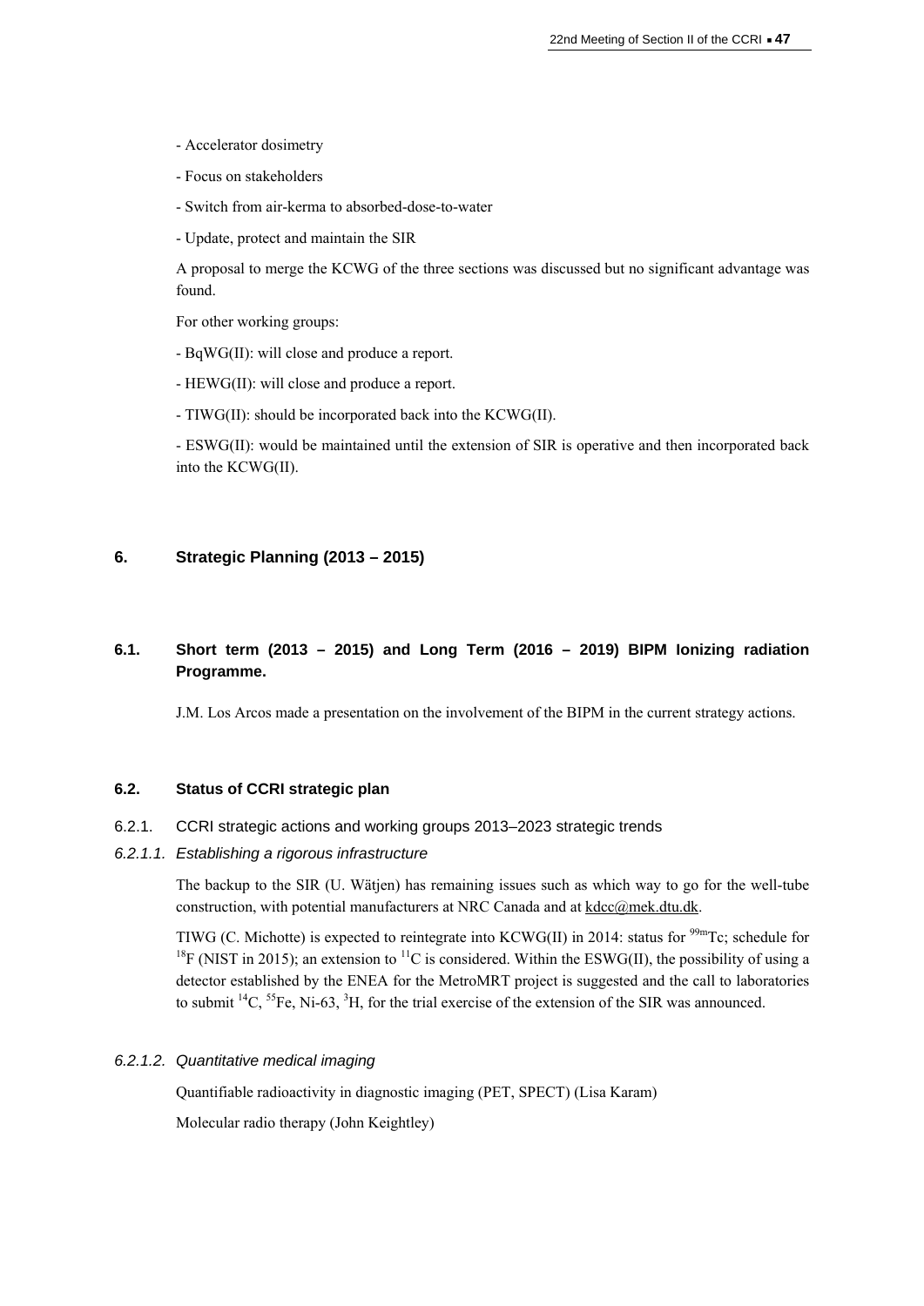- Accelerator dosimetry

- Focus on stakeholders

- Switch from air-kerma to absorbed-dose-to-water

- Update, protect and maintain the SIR

A proposal to merge the KCWG of the three sections was discussed but no significant advantage was found.

For other working groups:

- BqWG(II): will close and produce a report.

- HEWG(II): will close and produce a report.

- TIWG(II): should be incorporated back into the KCWG(II).

- ESWG(II): would be maintained until the extension of SIR is operative and then incorporated back into the KCWG(II).

## 6. Strategic Planning (2013 – 2015)

### 6.1. Short term (2013 – 2015) and Long Term (2016 – 2019) BIPM Ionizing radiation Programme.

J.M. Los Arcos made a presentation on the involvement of the BIPM in the current strategy actions.

### 6.2. Status of CCRI strategic plan

#### 6.2.1. CCRI strategic actions and working groups 2013–2023 strategic trends

##### *6.2.1.1. Establishing a rigorous infrastructure*

The backup to the SIR (U. Wätjen) has remaining issues such as which way to go for the well-tube construction, with potential manufacturers at NRC Canada and at kdcc@mek.dtu.dk.

TIWG (C. Michotte) is expected to reintegrate into KCWG(II) in 2014: status for $^{99m}$Tc; schedule for $^{18}$F (NIST in 2015); an extension to $^{11}$C is considered. Within the ESWG(II), the possibility of using a detector established by the ENEA for the MetroMRT project is suggested and the call to laboratories to submit $^{14}$C, $^{55}$Fe, Ni-63, $^{3}$H, for the trial exercise of the extension of the SIR was announced.

##### *6.2.1.2. Quantitative medical imaging*

Quantifiable radioactivity in diagnostic imaging (PET, SPECT) (Lisa Karam)

Molecular radio therapy (John Keightley)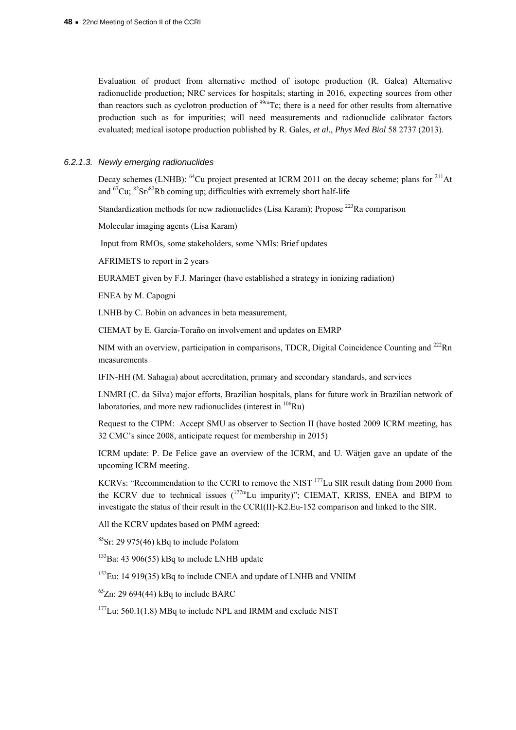Evaluation of product from alternative method of isotope production (R. Galea) Alternative radionuclide production; NRC services for hospitals; starting in 2016, expecting sources from other than reactors such as cyclotron production of $^{99m}$Tc; there is a need for other results from alternative production such as for impurities; will need measurements and radionuclide calibrator factors evaluated; medical isotope production published by R. Gales, *et al*., *Phys Med Biol* 58 2737 (2013).

### *6.2.1.3. Newly emerging radionuclides*

Decay schemes (LNHB): $^{64}$Cu project presented at ICRM 2011 on the decay scheme; plans for $^{211}$At and $^{67}$Cu; $^{82}$Sr/$^{82}$Rb coming up; difficulties with extremely short half-life

Standardization methods for new radionuclides (Lisa Karam); Propose $^{223}$Ra comparison

Molecular imaging agents (Lisa Karam)

Input from RMOs, some stakeholders, some NMIs: Brief updates

AFRIMETS to report in 2 years

EURAMET given by F.J. Maringer (have established a strategy in ionizing radiation)

ENEA by M. Capogni

LNHB by C. Bobin on advances in beta measurement,

CIEMAT by E. García-Toraño on involvement and updates on EMRP

NIM with an overview, participation in comparisons, TDCR, Digital Coincidence Counting and $^{222}$Rn measurements

IFIN-HH (M. Sahagia) about accreditation, primary and secondary standards, and services

LNMRI (C. da Silva) major efforts, Brazilian hospitals, plans for future work in Brazilian network of laboratories, and more new radionuclides (interest in $^{106}$Ru)

Request to the CIPM: Accept SMU as observer to Section II (have hosted 2009 ICRM meeting, has 32 CMC's since 2008, anticipate request for membership in 2015)

ICRM update: P. De Felice gave an overview of the ICRM, and U. Wätjen gave an update of the upcoming ICRM meeting.

KCRVs: "Recommendation to the CCRI to remove the NIST $^{177}$Lu SIR result dating from 2000 from the KCRV due to technical issues ($^{177m}$Lu impurity)"; CIEMAT, KRISS, ENEA and BIPM to investigate the status of their result in the CCRI(II)-K2.Eu-152 comparison and linked to the SIR.

All the KCRV updates based on PMM agreed:

$^{85}$Sr: 29 975(46) kBq to include Polatom

$^{133}$Ba: 43 906(55) kBq to include LNHB update

$^{152}$Eu: 14 919(35) kBq to include CNEA and update of LNHB and VNIIM

$^{65}$Zn: 29 694(44) kBq to include BARC

$^{177}$Lu: 560.1(1.8) MBq to include NPL and IRMM and exclude NIST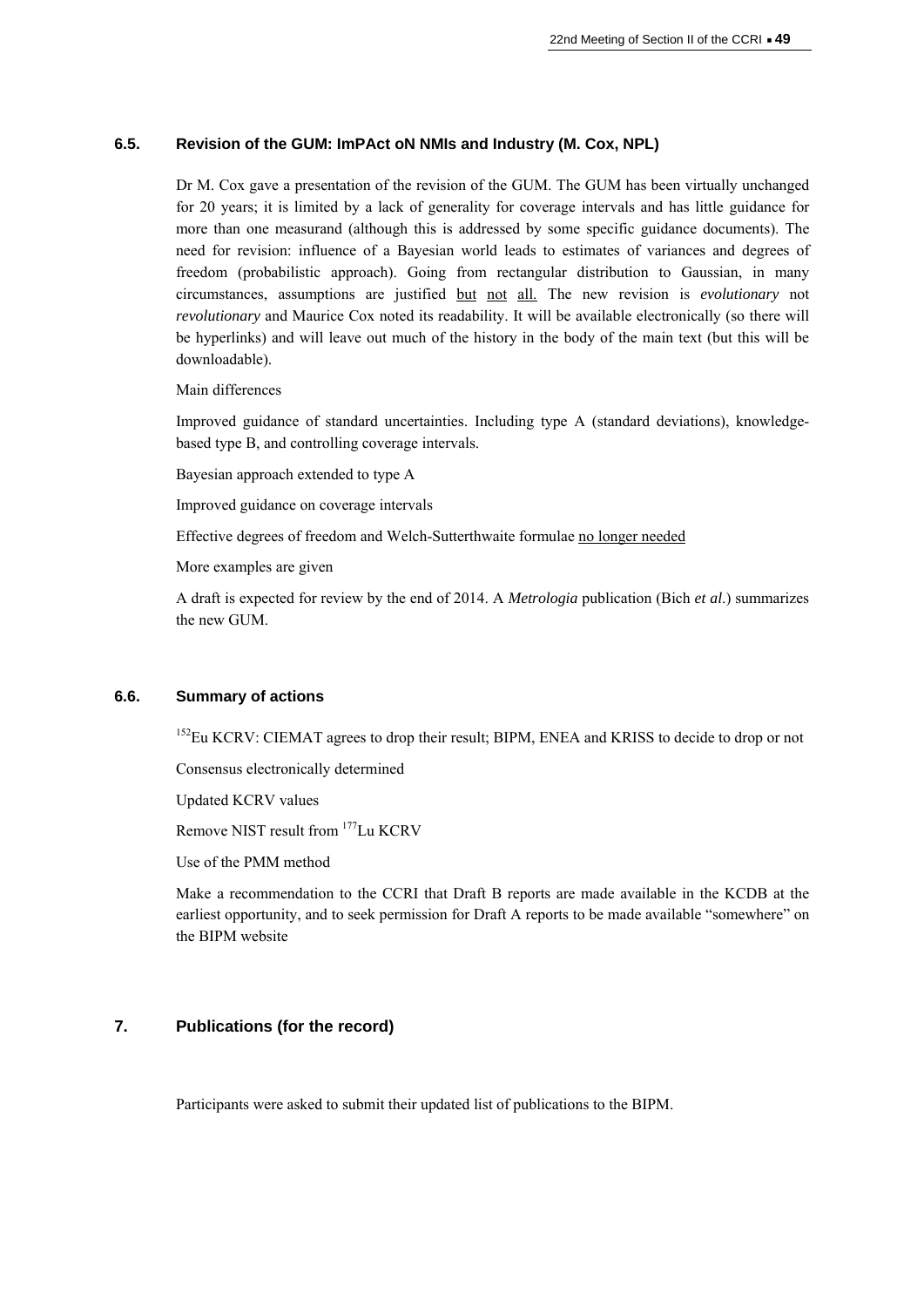### 6.5. Revision of the GUM: ImPAct oN NMIs and Industry (M. Cox, NPL)

Dr M. Cox gave a presentation of the revision of the GUM. The GUM has been virtually unchanged for 20 years; it is limited by a lack of generality for coverage intervals and has little guidance for more than one measurand (although this is addressed by some specific guidance documents). The need for revision: influence of a Bayesian world leads to estimates of variances and degrees of freedom (probabilistic approach). Going from rectangular distribution to Gaussian, in many circumstances, assumptions are justified but not all. The new revision is *evolutionary* not *revolutionary* and Maurice Cox noted its readability. It will be available electronically (so there will be hyperlinks) and will leave out much of the history in the body of the main text (but this will be downloadable).

Main differences

Improved guidance of standard uncertainties. Including type A (standard deviations), knowledge-based type B, and controlling coverage intervals.

Bayesian approach extended to type A

Improved guidance on coverage intervals

Effective degrees of freedom and Welch-Sutterthwaite formulae no longer needed

More examples are given

A draft is expected for review by the end of 2014. A *Metrologia* publication (Bich *et al.*) summarizes the new GUM.

### 6.6. Summary of actions

$^{152}$Eu KCRV: CIEMAT agrees to drop their result; BIPM, ENEA and KRISS to decide to drop or not

Consensus electronically determined

Updated KCRV values

Remove NIST result from $^{177}$Lu KCRV

Use of the PMM method

Make a recommendation to the CCRI that Draft B reports are made available in the KCDB at the earliest opportunity, and to seek permission for Draft A reports to be made available "somewhere" on the BIPM website

## 7. Publications (for the record)

Participants were asked to submit their updated list of publications to the BIPM.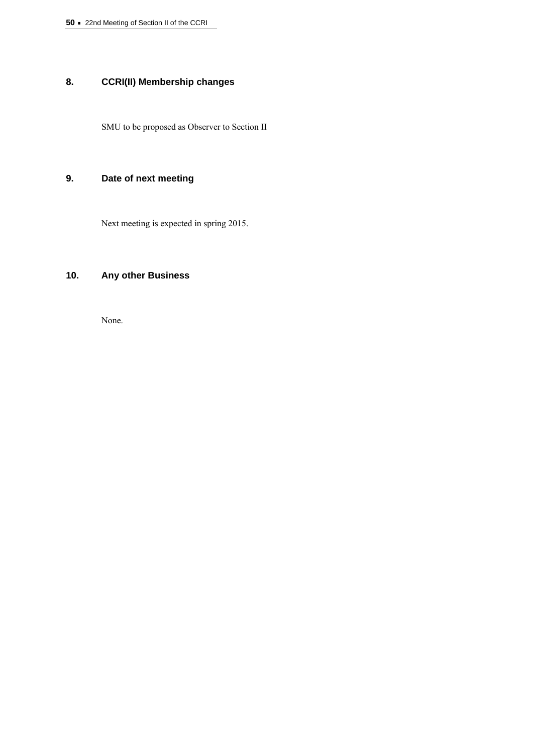## 8. CCRI(II) Membership changes

SMU to be proposed as Observer to Section II

## 9. Date of next meeting

Next meeting is expected in spring 2015.

## 10. Any other Business

None.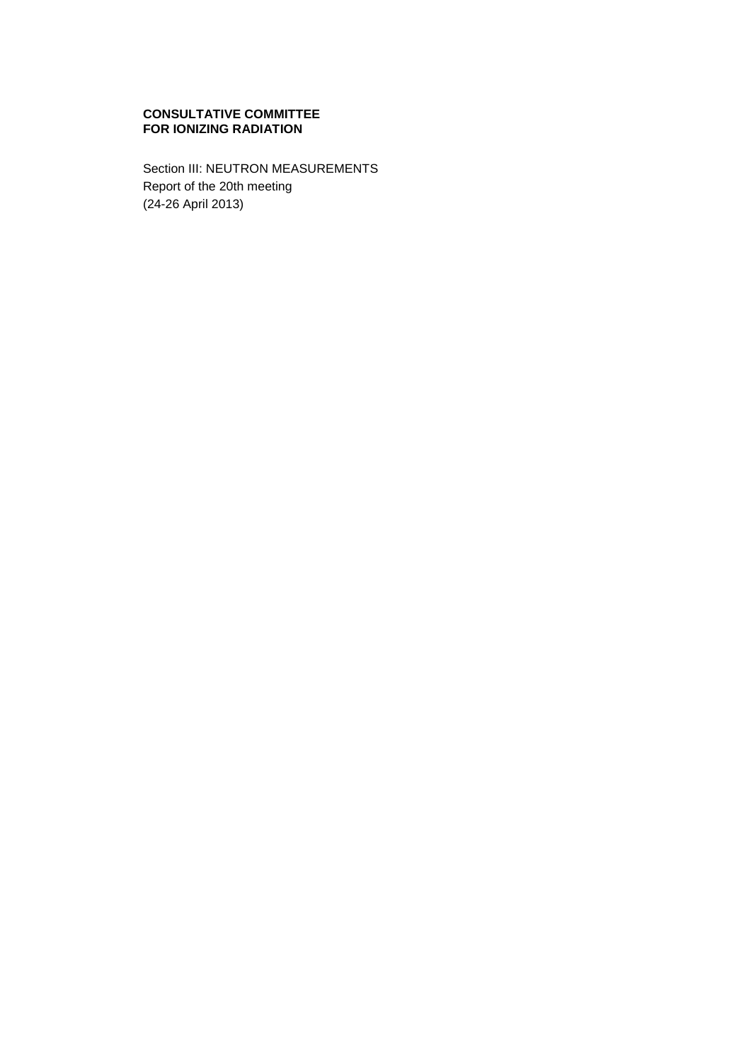**CONSULTATIVE COMMITTEE**
**FOR IONIZING RADIATION**

Section III: NEUTRON MEASUREMENTS
Report of the 20th meeting
(24-26 April 2013)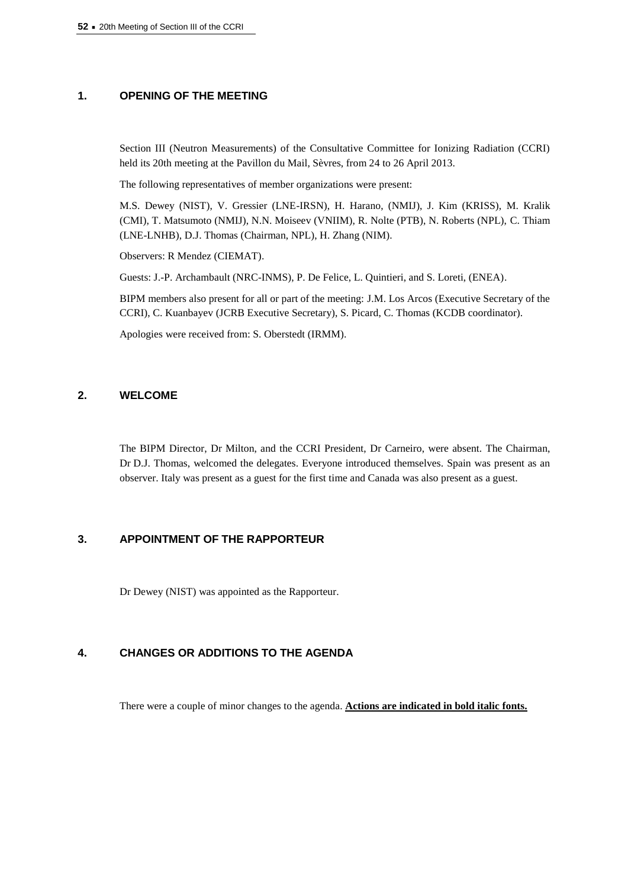## 1. OPENING OF THE MEETING

Section III (Neutron Measurements) of the Consultative Committee for Ionizing Radiation (CCRI) held its 20th meeting at the Pavillon du Mail, Sèvres, from 24 to 26 April 2013.

The following representatives of member organizations were present:

M.S. Dewey (NIST), V. Gressier (LNE-IRSN), H. Harano, (NMIJ), J. Kim (KRISS), M. Kralik (CMI), T. Matsumoto (NMIJ), N.N. Moiseev (VNIIM), R. Nolte (PTB), N. Roberts (NPL), C. Thiam (LNE-LNHB), D.J. Thomas (Chairman, NPL), H. Zhang (NIM).

Observers: R Mendez (CIEMAT).

Guests: J.-P. Archambault (NRC-INMS), P. De Felice, L. Quintieri, and S. Loreti, (ENEA).

BIPM members also present for all or part of the meeting: J.M. Los Arcos (Executive Secretary of the CCRI), C. Kuanbayev (JCRB Executive Secretary), S. Picard, C. Thomas (KCDB coordinator).

Apologies were received from: S. Oberstedt (IRMM).

## 2. WELCOME

The BIPM Director, Dr Milton, and the CCRI President, Dr Carneiro, were absent. The Chairman, Dr D.J. Thomas, welcomed the delegates. Everyone introduced themselves. Spain was present as an observer. Italy was present as a guest for the first time and Canada was also present as a guest.

## 3. APPOINTMENT OF THE RAPPORTEUR

Dr Dewey (NIST) was appointed as the Rapporteur.

## 4. CHANGES OR ADDITIONS TO THE AGENDA

There were a couple of minor changes to the agenda. **Actions are indicated in bold italic fonts.**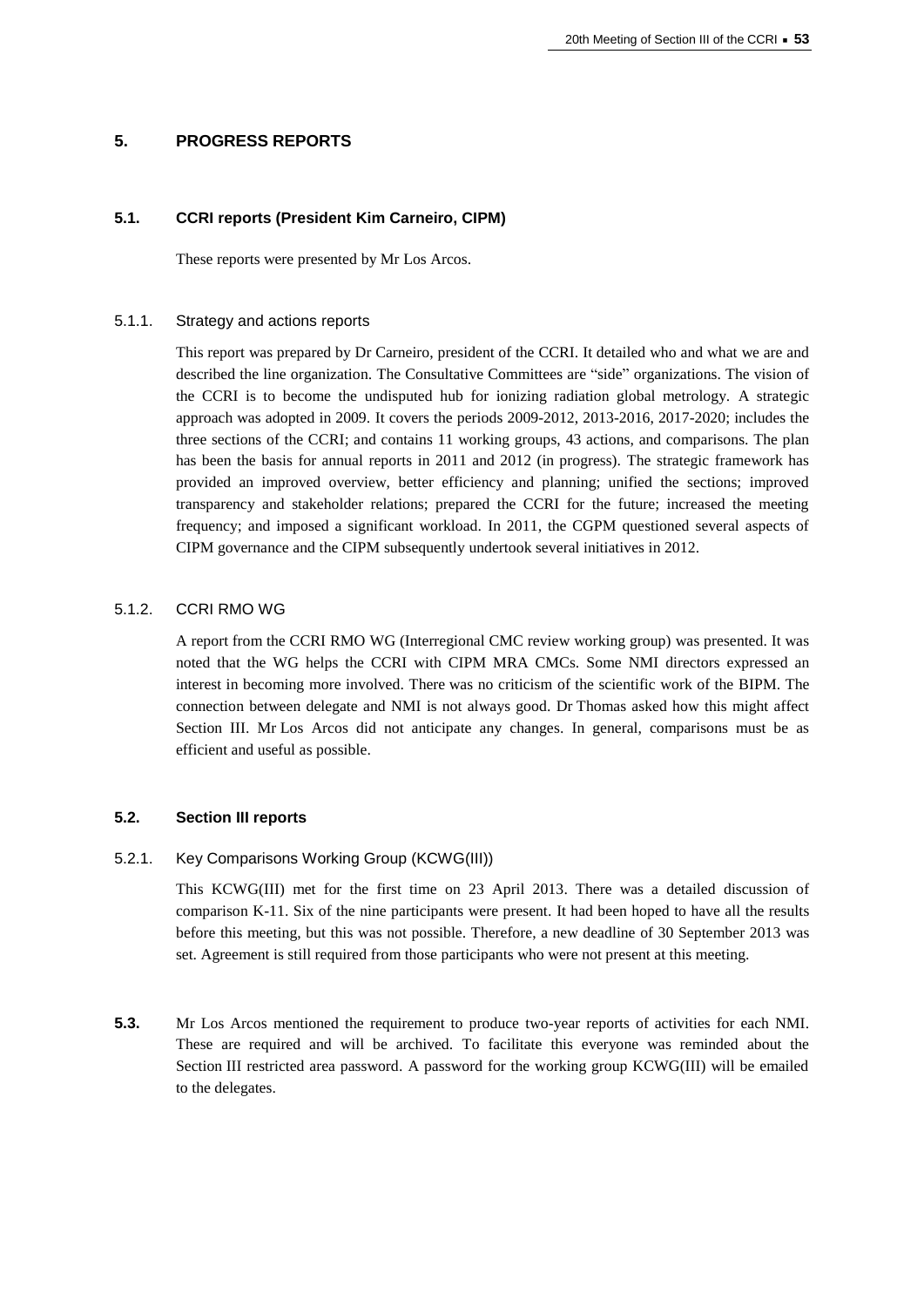## 5. PROGRESS REPORTS

### 5.1. CCRI reports (President Kim Carneiro, CIPM)

These reports were presented by Mr Los Arcos.

#### 5.1.1. Strategy and actions reports

This report was prepared by Dr Carneiro, president of the CCRI. It detailed who and what we are and described the line organization. The Consultative Committees are "side" organizations. The vision of the CCRI is to become the undisputed hub for ionizing radiation global metrology. A strategic approach was adopted in 2009. It covers the periods 2009-2012, 2013-2016, 2017-2020; includes the three sections of the CCRI; and contains 11 working groups, 43 actions, and comparisons. The plan has been the basis for annual reports in 2011 and 2012 (in progress). The strategic framework has provided an improved overview, better efficiency and planning; unified the sections; improved transparency and stakeholder relations; prepared the CCRI for the future; increased the meeting frequency; and imposed a significant workload. In 2011, the CGPM questioned several aspects of CIPM governance and the CIPM subsequently undertook several initiatives in 2012.

#### 5.1.2. CCRI RMO WG

A report from the CCRI RMO WG (Interregional CMC review working group) was presented. It was noted that the WG helps the CCRI with CIPM MRA CMCs. Some NMI directors expressed an interest in becoming more involved. There was no criticism of the scientific work of the BIPM. The connection between delegate and NMI is not always good. Dr Thomas asked how this might affect Section III. Mr Los Arcos did not anticipate any changes. In general, comparisons must be as efficient and useful as possible.

### 5.2. Section III reports

#### 5.2.1. Key Comparisons Working Group (KCWG(III))

This KCWG(III) met for the first time on 23 April 2013. There was a detailed discussion of comparison K-11. Six of the nine participants were present. It had been hoped to have all the results before this meeting, but this was not possible. Therefore, a new deadline of 30 September 2013 was set. Agreement is still required from those participants who were not present at this meeting.

**5.3.** Mr Los Arcos mentioned the requirement to produce two-year reports of activities for each NMI. These are required and will be archived. To facilitate this everyone was reminded about the Section III restricted area password. A password for the working group KCWG(III) will be emailed to the delegates.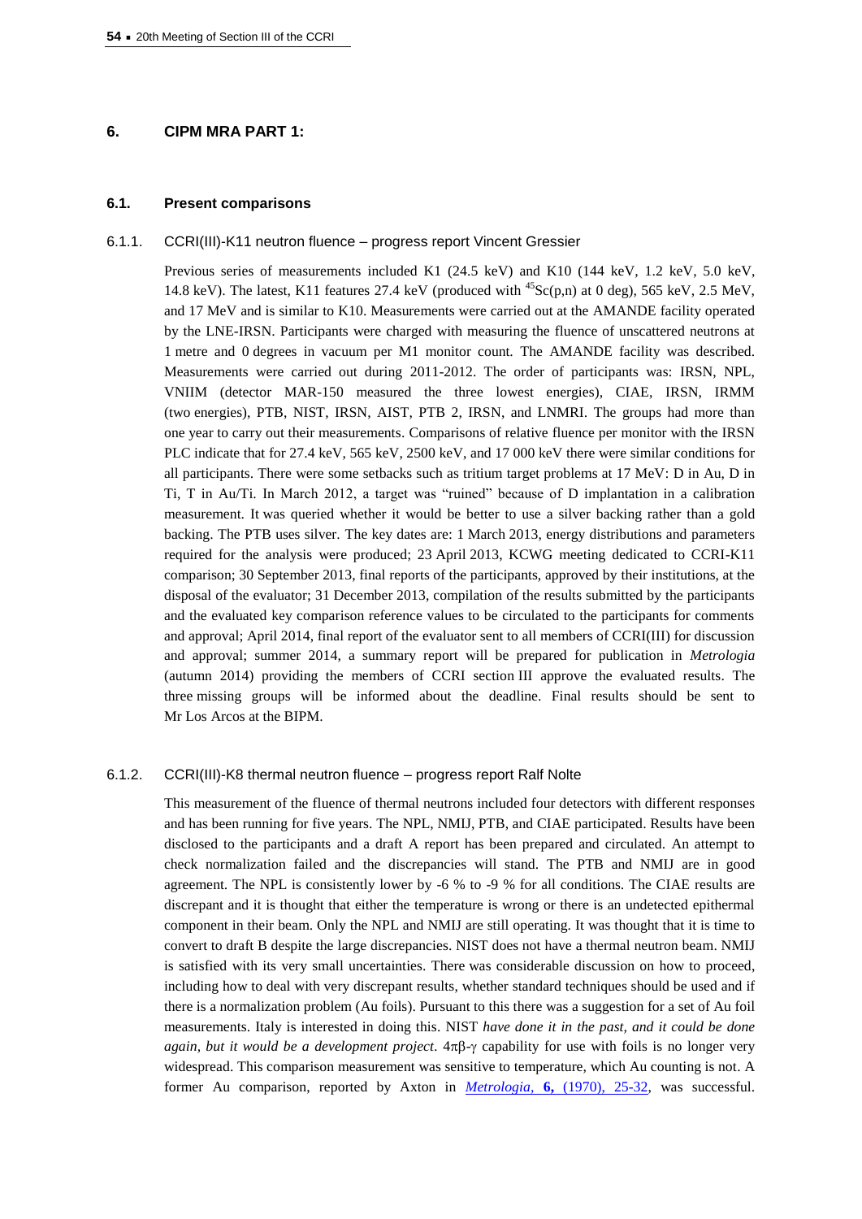## 6. CIPM MRA PART 1:

### 6.1. Present comparisons

#### 6.1.1. CCRI(III)-K11 neutron fluence – progress report Vincent Gressier

Previous series of measurements included K1 (24.5 keV) and K10 (144 keV, 1.2 keV, 5.0 keV, 14.8 keV). The latest, K11 features 27.4 keV (produced with $^{45}$Sc(p,n) at 0 deg), 565 keV, 2.5 MeV, and 17 MeV and is similar to K10. Measurements were carried out at the AMANDE facility operated by the LNE-IRSN. Participants were charged with measuring the fluence of unscattered neutrons at 1 metre and 0 degrees in vacuum per M1 monitor count. The AMANDE facility was described. Measurements were carried out during 2011-2012. The order of participants was: IRSN, NPL, VNIIM (detector MAR-150 measured the three lowest energies), CIAE, IRSN, IRMM (two energies), PTB, NIST, IRSN, AIST, PTB 2, IRSN, and LNMRI. The groups had more than one year to carry out their measurements. Comparisons of relative fluence per monitor with the IRSN PLC indicate that for 27.4 keV, 565 keV, 2500 keV, and 17 000 keV there were similar conditions for all participants. There were some setbacks such as tritium target problems at 17 MeV: D in Au, D in Ti, T in Au/Ti. In March 2012, a target was "ruined" because of D implantation in a calibration measurement. It was queried whether it would be better to use a silver backing rather than a gold backing. The PTB uses silver. The key dates are: 1 March 2013, energy distributions and parameters required for the analysis were produced; 23 April 2013, KCWG meeting dedicated to CCRI-K11 comparison; 30 September 2013, final reports of the participants, approved by their institutions, at the disposal of the evaluator; 31 December 2013, compilation of the results submitted by the participants and the evaluated key comparison reference values to be circulated to the participants for comments and approval; April 2014, final report of the evaluator sent to all members of CCRI(III) for discussion and approval; summer 2014, a summary report will be prepared for publication in *Metrologia* (autumn 2014) providing the members of CCRI section III approve the evaluated results. The three missing groups will be informed about the deadline. Final results should be sent to Mr Los Arcos at the BIPM.

#### 6.1.2. CCRI(III)-K8 thermal neutron fluence – progress report Ralf Nolte

This measurement of the fluence of thermal neutrons included four detectors with different responses and has been running for five years. The NPL, NMIJ, PTB, and CIAE participated. Results have been disclosed to the participants and a draft A report has been prepared and circulated. An attempt to check normalization failed and the discrepancies will stand. The PTB and NMIJ are in good agreement. The NPL is consistently lower by -6 % to -9 % for all conditions. The CIAE results are discrepant and it is thought that either the temperature is wrong or there is an undetected epithermal component in their beam. Only the NPL and NMIJ are still operating. It was thought that it is time to convert to draft B despite the large discrepancies. NIST does not have a thermal neutron beam. NMIJ is satisfied with its very small uncertainties. There was considerable discussion on how to proceed, including how to deal with very discrepant results, whether standard techniques should be used and if there is a normalization problem (Au foils). Pursuant to this there was a suggestion for a set of Au foil measurements. Italy is interested in doing this. NIST *have done it in the past, and it could be done again, but it would be a development project*. 4πβ-γ capability for use with foils is no longer very widespread. This comparison measurement was sensitive to temperature, which Au counting is not. A former Au comparison, reported by Axton in *Metrologia*, **6,** (1970), 25-32, was successful.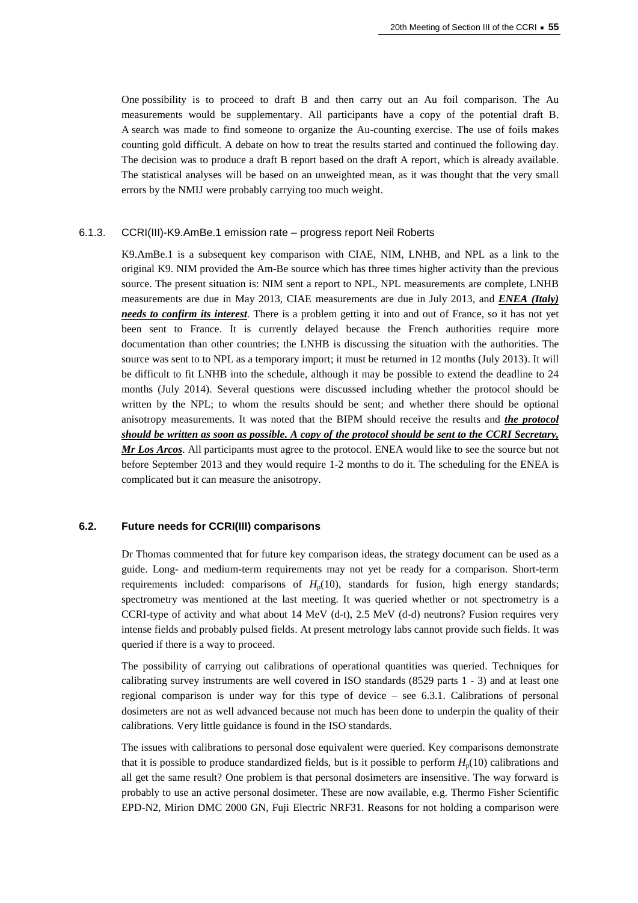One possibility is to proceed to draft B and then carry out an Au foil comparison. The Au measurements would be supplementary. All participants have a copy of the potential draft B. A search was made to find someone to organize the Au-counting exercise. The use of foils makes counting gold difficult. A debate on how to treat the results started and continued the following day. The decision was to produce a draft B report based on the draft A report, which is already available. The statistical analyses will be based on an unweighted mean, as it was thought that the very small errors by the NMIJ were probably carrying too much weight.

### 6.1.3. CCRI(III)-K9.AmBe.1 emission rate – progress report Neil Roberts

K9.AmBe.1 is a subsequent key comparison with CIAE, NIM, LNHB, and NPL as a link to the original K9. NIM provided the Am-Be source which has three times higher activity than the previous source. The present situation is: NIM sent a report to NPL, NPL measurements are complete, LNHB measurements are due in May 2013, CIAE measurements are due in July 2013, and ***ENEA (Italy) needs to confirm its interest***. There is a problem getting it into and out of France, so it has not yet been sent to France. It is currently delayed because the French authorities require more documentation than other countries; the LNHB is discussing the situation with the authorities. The source was sent to to NPL as a temporary import; it must be returned in 12 months (July 2013). It will be difficult to fit LNHB into the schedule, although it may be possible to extend the deadline to 24 months (July 2014). Several questions were discussed including whether the protocol should be written by the NPL; to whom the results should be sent; and whether there should be optional anisotropy measurements. It was noted that the BIPM should receive the results and ***the protocol should be written as soon as possible. A copy of the protocol should be sent to the CCRI Secretary, Mr Los Arcos***. All participants must agree to the protocol. ENEA would like to see the source but not before September 2013 and they would require 1-2 months to do it. The scheduling for the ENEA is complicated but it can measure the anisotropy.

## 6.2. Future needs for CCRI(III) comparisons

Dr Thomas commented that for future key comparison ideas, the strategy document can be used as a guide. Long- and medium-term requirements may not yet be ready for a comparison. Short-term requirements included: comparisons of $H_p(10)$, standards for fusion, high energy standards; spectrometry was mentioned at the last meeting. It was queried whether or not spectrometry is a CCRI-type of activity and what about 14 MeV (d-t), 2.5 MeV (d-d) neutrons? Fusion requires very intense fields and probably pulsed fields. At present metrology labs cannot provide such fields. It was queried if there is a way to proceed.

The possibility of carrying out calibrations of operational quantities was queried. Techniques for calibrating survey instruments are well covered in ISO standards (8529 parts 1 - 3) and at least one regional comparison is under way for this type of device – see 6.3.1. Calibrations of personal dosimeters are not as well advanced because not much has been done to underpin the quality of their calibrations. Very little guidance is found in the ISO standards.

The issues with calibrations to personal dose equivalent were queried. Key comparisons demonstrate that it is possible to produce standardized fields, but is it possible to perform $H_p(10)$ calibrations and all get the same result? One problem is that personal dosimeters are insensitive. The way forward is probably to use an active personal dosimeter. These are now available, e.g. Thermo Fisher Scientific EPD-N2, Mirion DMC 2000 GN, Fuji Electric NRF31. Reasons for not holding a comparison were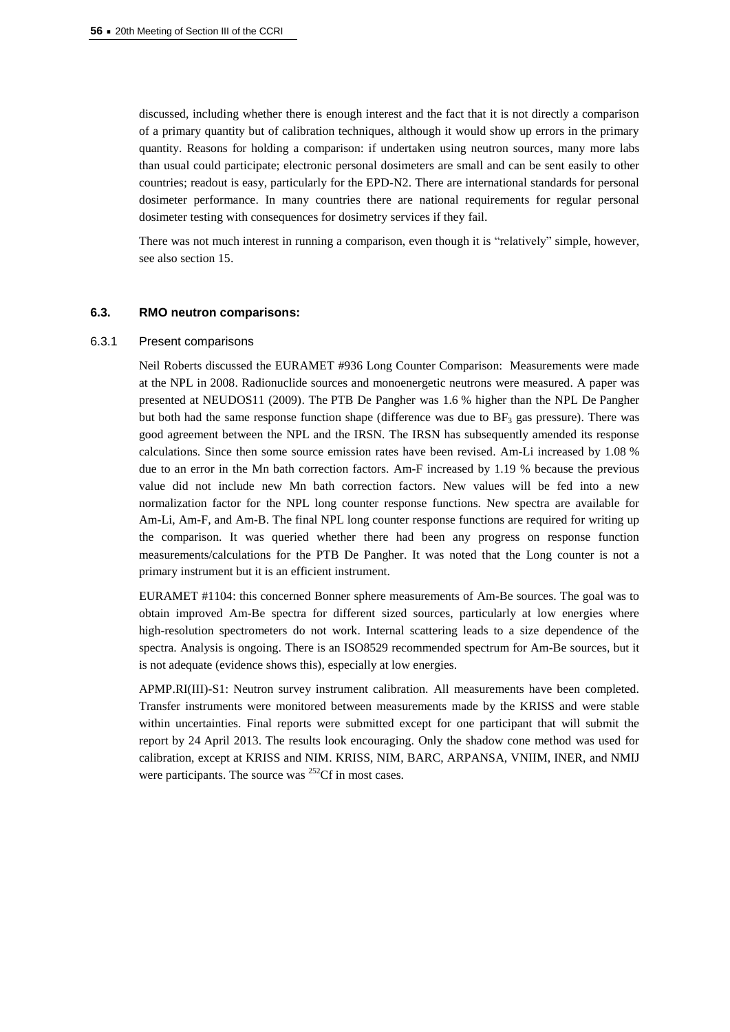discussed, including whether there is enough interest and the fact that it is not directly a comparison of a primary quantity but of calibration techniques, although it would show up errors in the primary quantity. Reasons for holding a comparison: if undertaken using neutron sources, many more labs than usual could participate; electronic personal dosimeters are small and can be sent easily to other countries; readout is easy, particularly for the EPD-N2. There are international standards for personal dosimeter performance. In many countries there are national requirements for regular personal dosimeter testing with consequences for dosimetry services if they fail.

There was not much interest in running a comparison, even though it is "relatively" simple, however, see also section 15.

### 6.3. RMO neutron comparisons:

#### 6.3.1 Present comparisons

Neil Roberts discussed the EURAMET #936 Long Counter Comparison: Measurements were made at the NPL in 2008. Radionuclide sources and monoenergetic neutrons were measured. A paper was presented at NEUDOS11 (2009). The PTB De Pangher was 1.6 % higher than the NPL De Pangher but both had the same response function shape (difference was due to $BF_3$ gas pressure). There was good agreement between the NPL and the IRSN. The IRSN has subsequently amended its response calculations. Since then some source emission rates have been revised. Am-Li increased by 1.08 % due to an error in the Mn bath correction factors. Am-F increased by 1.19 % because the previous value did not include new Mn bath correction factors. New values will be fed into a new normalization factor for the NPL long counter response functions. New spectra are available for Am-Li, Am-F, and Am-B. The final NPL long counter response functions are required for writing up the comparison. It was queried whether there had been any progress on response function measurements/calculations for the PTB De Pangher. It was noted that the Long counter is not a primary instrument but it is an efficient instrument.

EURAMET #1104: this concerned Bonner sphere measurements of Am-Be sources. The goal was to obtain improved Am-Be spectra for different sized sources, particularly at low energies where high-resolution spectrometers do not work. Internal scattering leads to a size dependence of the spectra. Analysis is ongoing. There is an ISO8529 recommended spectrum for Am-Be sources, but it is not adequate (evidence shows this), especially at low energies.

APMP.RI(III)-S1: Neutron survey instrument calibration. All measurements have been completed. Transfer instruments were monitored between measurements made by the KRISS and were stable within uncertainties. Final reports were submitted except for one participant that will submit the report by 24 April 2013. The results look encouraging. Only the shadow cone method was used for calibration, except at KRISS and NIM. KRISS, NIM, BARC, ARPANSA, VNIIM, INER, and NMIJ were participants. The source was $^{252}$Cf in most cases.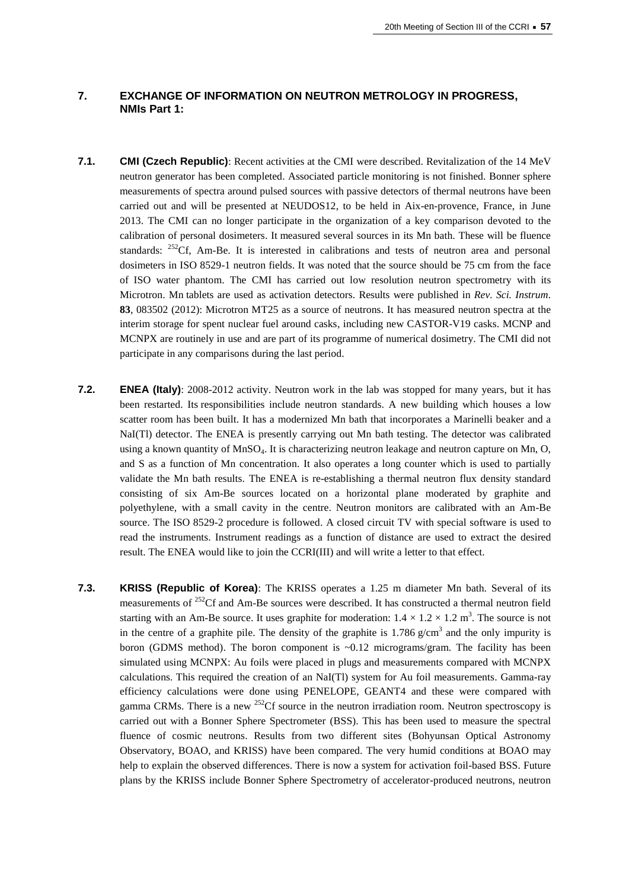## 7. EXCHANGE OF INFORMATION ON NEUTRON METROLOGY IN PROGRESS, NMIs Part 1:

**7.1. CMI (Czech Republic)**: Recent activities at the CMI were described. Revitalization of the 14 MeV neutron generator has been completed. Associated particle monitoring is not finished. Bonner sphere measurements of spectra around pulsed sources with passive detectors of thermal neutrons have been carried out and will be presented at NEUDOS12, to be held in Aix-en-provence, France, in June 2013. The CMI can no longer participate in the organization of a key comparison devoted to the calibration of personal dosimeters. It measured several sources in its Mn bath. These will be fluence standards: $^{252}$Cf, Am-Be. It is interested in calibrations and tests of neutron area and personal dosimeters in ISO 8529-1 neutron fields. It was noted that the source should be 75 cm from the face of ISO water phantom. The CMI has carried out low resolution neutron spectrometry with its Microtron. Mn tablets are used as activation detectors. Results were published in *Rev. Sci. Instrum*. **83**, 083502 (2012): Microtron MT25 as a source of neutrons. It has measured neutron spectra at the interim storage for spent nuclear fuel around casks, including new CASTOR-V19 casks. MCNP and MCNPX are routinely in use and are part of its programme of numerical dosimetry. The CMI did not participate in any comparisons during the last period.

**7.2. ENEA (Italy)**: 2008-2012 activity. Neutron work in the lab was stopped for many years, but it has been restarted. Its responsibilities include neutron standards. A new building which houses a low scatter room has been built. It has a modernized Mn bath that incorporates a Marinelli beaker and a NaI(Tl) detector. The ENEA is presently carrying out Mn bath testing. The detector was calibrated using a known quantity of $MnSO_4$. It is characterizing neutron leakage and neutron capture on Mn, O, and S as a function of Mn concentration. It also operates a long counter which is used to partially validate the Mn bath results. The ENEA is re-establishing a thermal neutron flux density standard consisting of six Am-Be sources located on a horizontal plane moderated by graphite and polyethylene, with a small cavity in the centre. Neutron monitors are calibrated with an Am-Be source. The ISO 8529-2 procedure is followed. A closed circuit TV with special software is used to read the instruments. Instrument readings as a function of distance are used to extract the desired result. The ENEA would like to join the CCRI(III) and will write a letter to that effect.

**7.3. KRISS (Republic of Korea)**: The KRISS operates a 1.25 m diameter Mn bath. Several of its measurements of $^{252}$Cf and Am-Be sources were described. It has constructed a thermal neutron field starting with an Am-Be source. It uses graphite for moderation: $1.4 \times 1.2 \times 1.2$ m$^3$. The source is not in the centre of a graphite pile. The density of the graphite is 1.786 g/cm$^3$ and the only impurity is boron (GDMS method). The boron component is ~0.12 micrograms/gram. The facility has been simulated using MCNPX: Au foils were placed in plugs and measurements compared with MCNPX calculations. This required the creation of an NaI(Tl) system for Au foil measurements. Gamma-ray efficiency calculations were done using PENELOPE, GEANT4 and these were compared with gamma CRMs. There is a new $^{252}$Cf source in the neutron irradiation room. Neutron spectroscopy is carried out with a Bonner Sphere Spectrometer (BSS). This has been used to measure the spectral fluence of cosmic neutrons. Results from two different sites (Bohyunsan Optical Astronomy Observatory, BOAO, and KRISS) have been compared. The very humid conditions at BOAO may help to explain the observed differences. There is now a system for activation foil-based BSS. Future plans by the KRISS include Bonner Sphere Spectrometry of accelerator-produced neutrons, neutron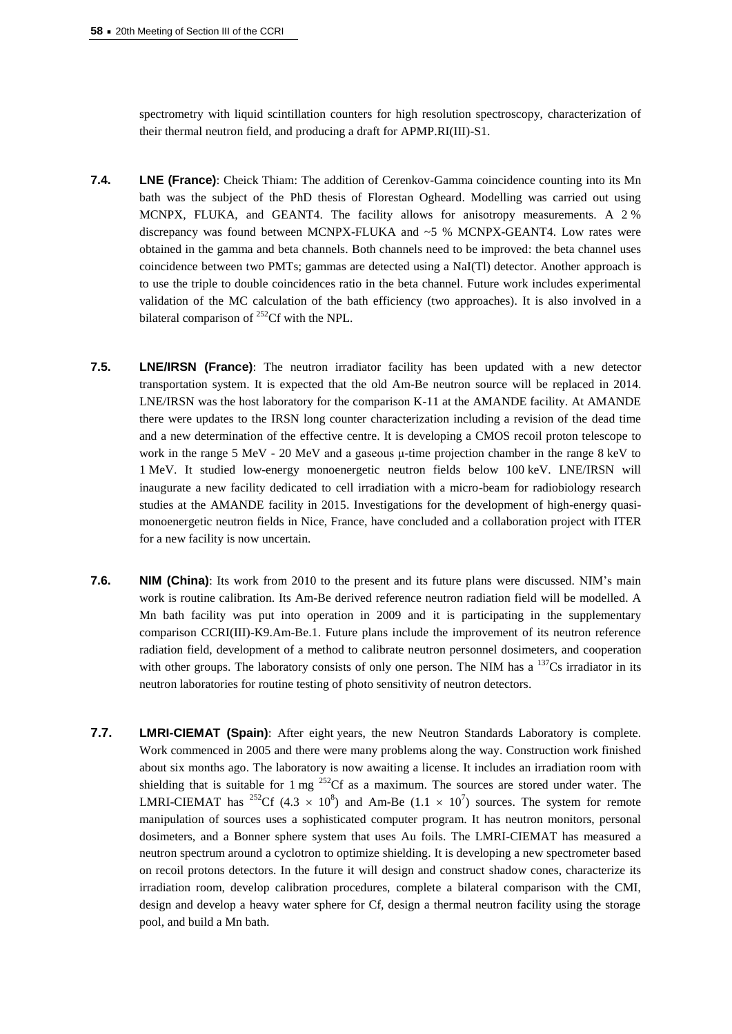spectrometry with liquid scintillation counters for high resolution spectroscopy, characterization of their thermal neutron field, and producing a draft for APMP.RI(III)-S1.

**7.4. LNE (France)**: Cheick Thiam: The addition of Cerenkov-Gamma coincidence counting into its Mn bath was the subject of the PhD thesis of Florestan Ogheard. Modelling was carried out using MCNPX, FLUKA, and GEANT4. The facility allows for anisotropy measurements. A 2 % discrepancy was found between MCNPX-FLUKA and ~5 % MCNPX-GEANT4. Low rates were obtained in the gamma and beta channels. Both channels need to be improved: the beta channel uses coincidence between two PMTs; gammas are detected using a NaI(Tl) detector. Another approach is to use the triple to double coincidences ratio in the beta channel. Future work includes experimental validation of the MC calculation of the bath efficiency (two approaches). It is also involved in a bilateral comparison of $^{252}$Cf with the NPL.

**7.5. LNE/IRSN (France)**: The neutron irradiator facility has been updated with a new detector transportation system. It is expected that the old Am-Be neutron source will be replaced in 2014. LNE/IRSN was the host laboratory for the comparison K-11 at the AMANDE facility. At AMANDE there were updates to the IRSN long counter characterization including a revision of the dead time and a new determination of the effective centre. It is developing a CMOS recoil proton telescope to work in the range 5 MeV - 20 MeV and a gaseous μ-time projection chamber in the range 8 keV to 1 MeV. It studied low-energy monoenergetic neutron fields below 100 keV. LNE/IRSN will inaugurate a new facility dedicated to cell irradiation with a micro-beam for radiobiology research studies at the AMANDE facility in 2015. Investigations for the development of high-energy quasi-monoenergetic neutron fields in Nice, France, have concluded and a collaboration project with ITER for a new facility is now uncertain.

**7.6. NIM (China)**: Its work from 2010 to the present and its future plans were discussed. NIM's main work is routine calibration. Its Am-Be derived reference neutron radiation field will be modelled. A Mn bath facility was put into operation in 2009 and it is participating in the supplementary comparison CCRI(III)-K9.Am-Be.1. Future plans include the improvement of its neutron reference radiation field, development of a method to calibrate neutron personnel dosimeters, and cooperation with other groups. The laboratory consists of only one person. The NIM has a $^{137}$Cs irradiator in its neutron laboratories for routine testing of photo sensitivity of neutron detectors.

**7.7. LMRI-CIEMAT (Spain)**: After eight years, the new Neutron Standards Laboratory is complete. Work commenced in 2005 and there were many problems along the way. Construction work finished about six months ago. The laboratory is now awaiting a license. It includes an irradiation room with shielding that is suitable for 1 mg $^{252}$Cf as a maximum. The sources are stored under water. The LMRI-CIEMAT has $^{252}$Cf ($4.3 \times 10^8$) and Am-Be ($1.1 \times 10^7$) sources. The system for remote manipulation of sources uses a sophisticated computer program. It has neutron monitors, personal dosimeters, and a Bonner sphere system that uses Au foils. The LMRI-CIEMAT has measured a neutron spectrum around a cyclotron to optimize shielding. It is developing a new spectrometer based on recoil protons detectors. In the future it will design and construct shadow cones, characterize its irradiation room, develop calibration procedures, complete a bilateral comparison with the CMI, design and develop a heavy water sphere for Cf, design a thermal neutron facility using the storage pool, and build a Mn bath.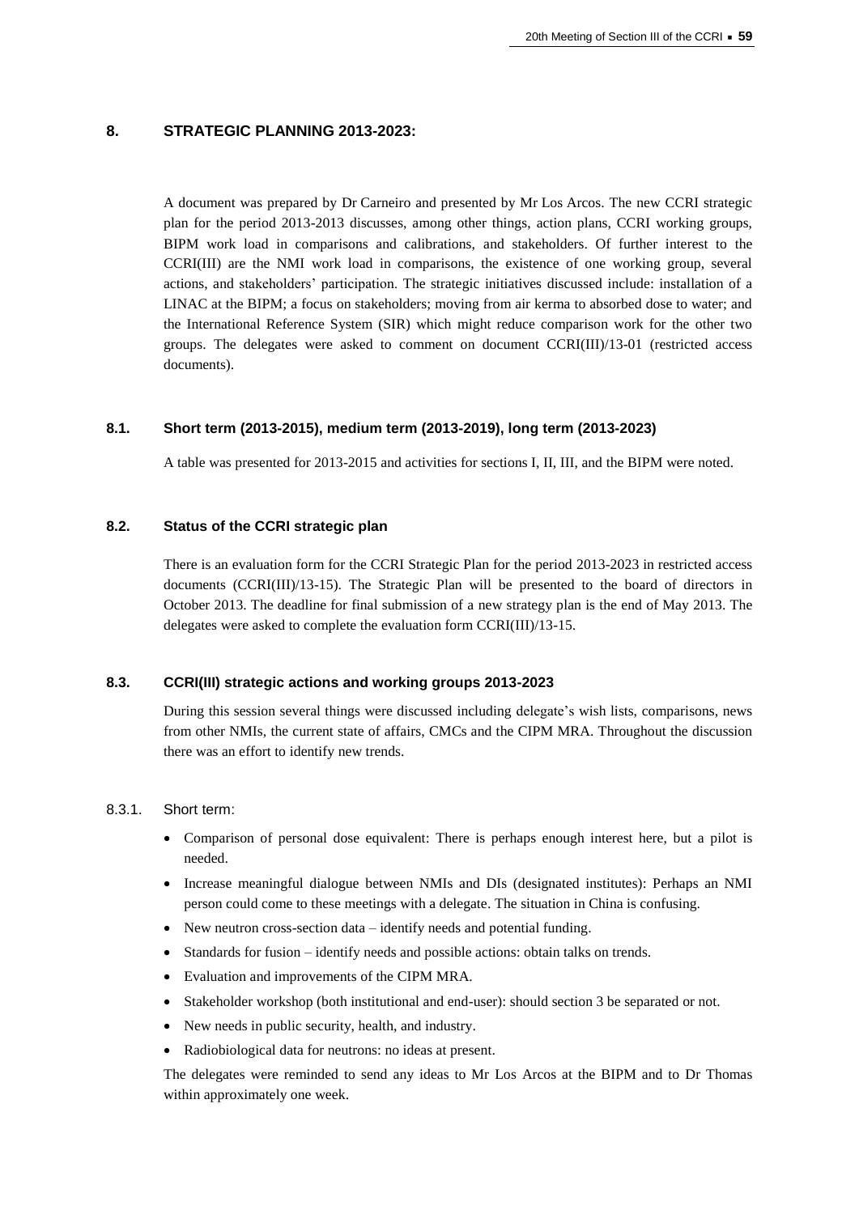## 8. STRATEGIC PLANNING 2013-2023:

A document was prepared by Dr Carneiro and presented by Mr Los Arcos. The new CCRI strategic plan for the period 2013-2013 discusses, among other things, action plans, CCRI working groups, BIPM work load in comparisons and calibrations, and stakeholders. Of further interest to the CCRI(III) are the NMI work load in comparisons, the existence of one working group, several actions, and stakeholders' participation. The strategic initiatives discussed include: installation of a LINAC at the BIPM; a focus on stakeholders; moving from air kerma to absorbed dose to water; and the International Reference System (SIR) which might reduce comparison work for the other two groups. The delegates were asked to comment on document CCRI(III)/13-01 (restricted access documents).

### 8.1. Short term (2013-2015), medium term (2013-2019), long term (2013-2023)

A table was presented for 2013-2015 and activities for sections I, II, III, and the BIPM were noted.

### 8.2. Status of the CCRI strategic plan

There is an evaluation form for the CCRI Strategic Plan for the period 2013-2023 in restricted access documents (CCRI(III)/13-15). The Strategic Plan will be presented to the board of directors in October 2013. The deadline for final submission of a new strategy plan is the end of May 2013. The delegates were asked to complete the evaluation form CCRI(III)/13-15.

### 8.3. CCRI(III) strategic actions and working groups 2013-2023

During this session several things were discussed including delegate's wish lists, comparisons, news from other NMIs, the current state of affairs, CMCs and the CIPM MRA. Throughout the discussion there was an effort to identify new trends.

#### 8.3.1. Short term:

- Comparison of personal dose equivalent: There is perhaps enough interest here, but a pilot is needed.
- Increase meaningful dialogue between NMIs and DIs (designated institutes): Perhaps an NMI person could come to these meetings with a delegate. The situation in China is confusing.
- New neutron cross-section data – identify needs and potential funding.
- Standards for fusion – identify needs and possible actions: obtain talks on trends.
- Evaluation and improvements of the CIPM MRA.
- Stakeholder workshop (both institutional and end-user): should section 3 be separated or not.
- New needs in public security, health, and industry.
- Radiobiological data for neutrons: no ideas at present.

The delegates were reminded to send any ideas to Mr Los Arcos at the BIPM and to Dr Thomas within approximately one week.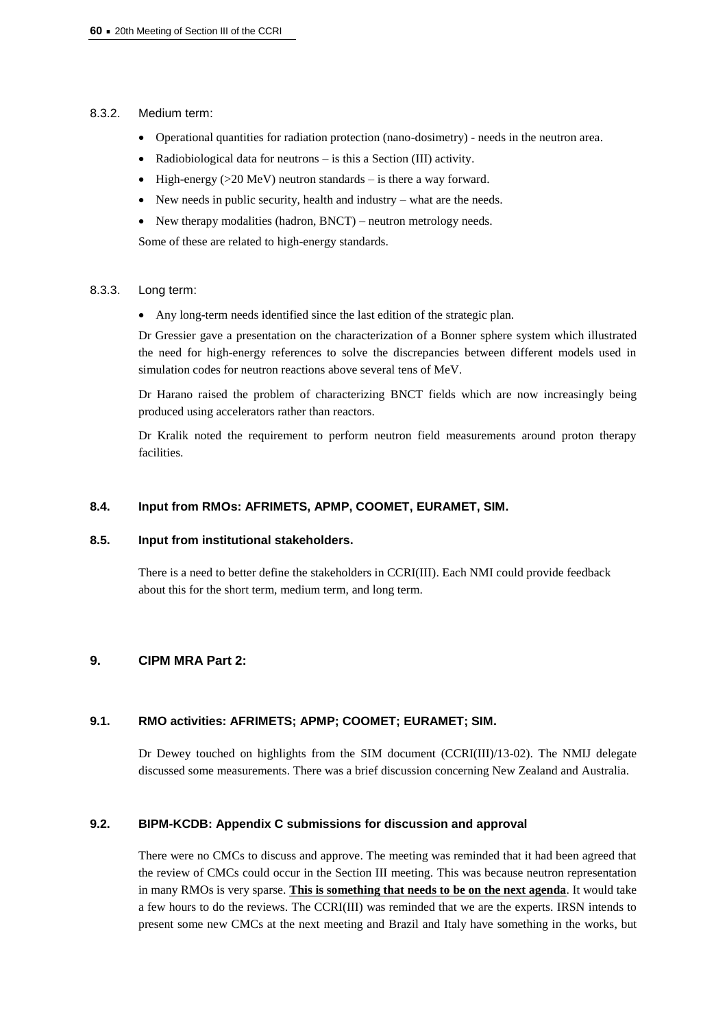#### 8.3.2. Medium term:

- Operational quantities for radiation protection (nano-dosimetry) - needs in the neutron area.
- Radiobiological data for neutrons – is this a Section (III) activity.
- High-energy (>20 MeV) neutron standards – is there a way forward.
- New needs in public security, health and industry – what are the needs.
- New therapy modalities (hadron, BNCT) – neutron metrology needs.

Some of these are related to high-energy standards.

#### 8.3.3. Long term:

- Any long-term needs identified since the last edition of the strategic plan.

Dr Gressier gave a presentation on the characterization of a Bonner sphere system which illustrated the need for high-energy references to solve the discrepancies between different models used in simulation codes for neutron reactions above several tens of MeV.

Dr Harano raised the problem of characterizing BNCT fields which are now increasingly being produced using accelerators rather than reactors.

Dr Kralik noted the requirement to perform neutron field measurements around proton therapy facilities.

### 8.4. Input from RMOs: AFRIMETS, APMP, COOMET, EURAMET, SIM.

### 8.5. Input from institutional stakeholders.

There is a need to better define the stakeholders in CCRI(III). Each NMI could provide feedback about this for the short term, medium term, and long term.

## 9. CIPM MRA Part 2:

### 9.1. RMO activities: AFRIMETS; APMP; COOMET; EURAMET; SIM.

Dr Dewey touched on highlights from the SIM document (CCRI(III)/13-02). The NMIJ delegate discussed some measurements. There was a brief discussion concerning New Zealand and Australia.

### 9.2. BIPM-KCDB: Appendix C submissions for discussion and approval

There were no CMCs to discuss and approve. The meeting was reminded that it had been agreed that the review of CMCs could occur in the Section III meeting. This was because neutron representation in many RMOs is very sparse. **This is something that needs to be on the next agenda**. It would take a few hours to do the reviews. The CCRI(III) was reminded that we are the experts. IRSN intends to present some new CMCs at the next meeting and Brazil and Italy have something in the works, but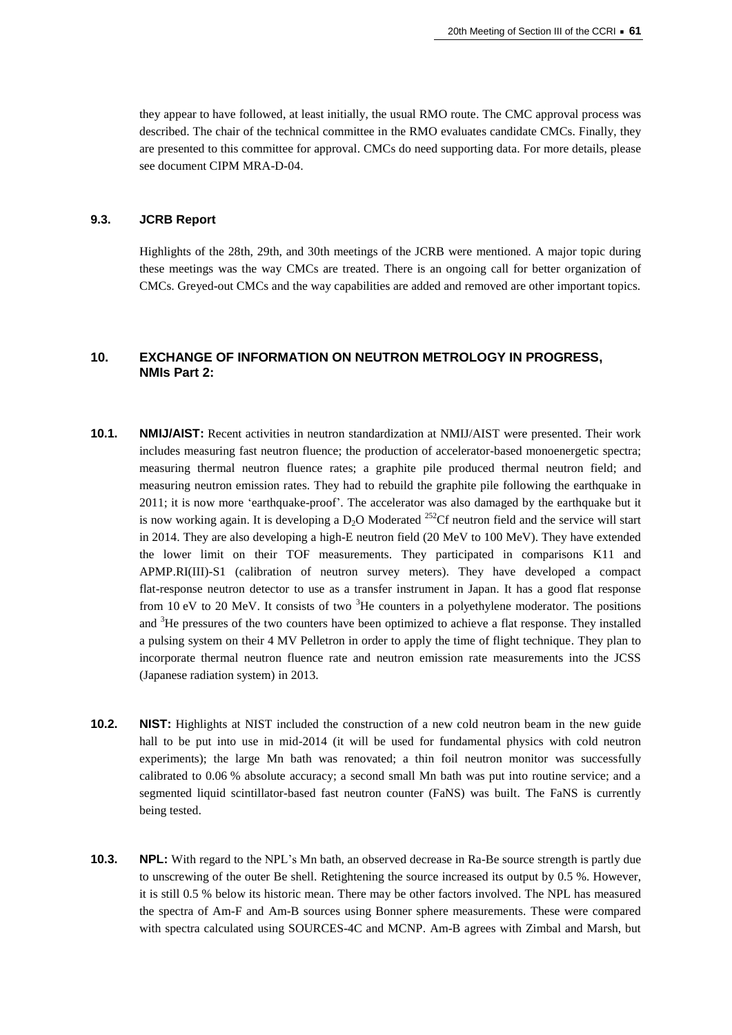they appear to have followed, at least initially, the usual RMO route. The CMC approval process was described. The chair of the technical committee in the RMO evaluates candidate CMCs. Finally, they are presented to this committee for approval. CMCs do need supporting data. For more details, please see document CIPM MRA-D-04.

### 9.3. JCRB Report

Highlights of the 28th, 29th, and 30th meetings of the JCRB were mentioned. A major topic during these meetings was the way CMCs are treated. There is an ongoing call for better organization of CMCs. Greyed-out CMCs and the way capabilities are added and removed are other important topics.

## 10. EXCHANGE OF INFORMATION ON NEUTRON METROLOGY IN PROGRESS, NMIs Part 2:

**10.1. NMIJ/AIST:** Recent activities in neutron standardization at NMIJ/AIST were presented. Their work includes measuring fast neutron fluence; the production of accelerator-based monoenergetic spectra; measuring thermal neutron fluence rates; a graphite pile produced thermal neutron field; and measuring neutron emission rates. They had to rebuild the graphite pile following the earthquake in 2011; it is now more 'earthquake-proof'. The accelerator was also damaged by the earthquake but it is now working again. It is developing a $D_2O$ Moderated $^{252}$Cf neutron field and the service will start in 2014. They are also developing a high-E neutron field (20 MeV to 100 MeV). They have extended the lower limit on their TOF measurements. They participated in comparisons K11 and APMP.RI(III)-S1 (calibration of neutron survey meters). They have developed a compact flat-response neutron detector to use as a transfer instrument in Japan. It has a good flat response from 10 eV to 20 MeV. It consists of two $^{3}$He counters in a polyethylene moderator. The positions and $^{3}$He pressures of the two counters have been optimized to achieve a flat response. They installed a pulsing system on their 4 MV Pelletron in order to apply the time of flight technique. They plan to incorporate thermal neutron fluence rate and neutron emission rate measurements into the JCSS (Japanese radiation system) in 2013.

**10.2. NIST:** Highlights at NIST included the construction of a new cold neutron beam in the new guide hall to be put into use in mid-2014 (it will be used for fundamental physics with cold neutron experiments); the large Mn bath was renovated; a thin foil neutron monitor was successfully calibrated to 0.06 % absolute accuracy; a second small Mn bath was put into routine service; and a segmented liquid scintillator-based fast neutron counter (FaNS) was built. The FaNS is currently being tested.

**10.3. NPL:** With regard to the NPL's Mn bath, an observed decrease in Ra-Be source strength is partly due to unscrewing of the outer Be shell. Retightening the source increased its output by 0.5 %. However, it is still 0.5 % below its historic mean. There may be other factors involved. The NPL has measured the spectra of Am-F and Am-B sources using Bonner sphere measurements. These were compared with spectra calculated using SOURCES-4C and MCNP. Am-B agrees with Zimbal and Marsh, but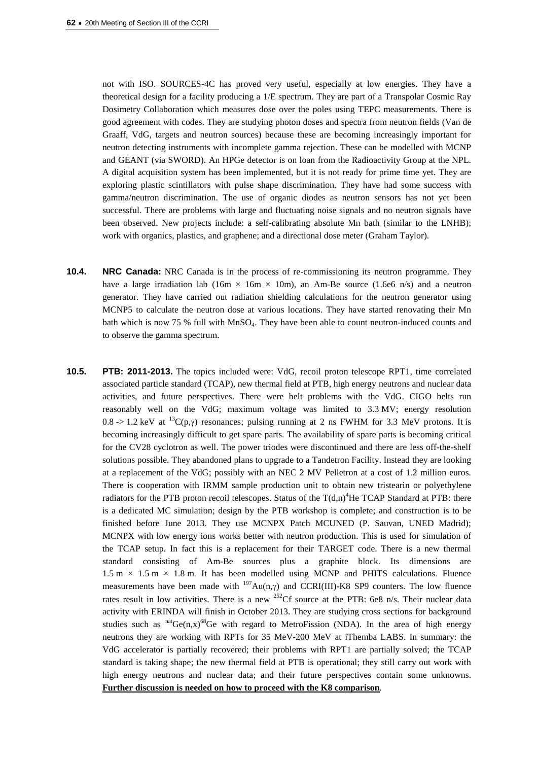not with ISO. SOURCES-4C has proved very useful, especially at low energies. They have a theoretical design for a facility producing a 1/E spectrum. They are part of a Transpolar Cosmic Ray Dosimetry Collaboration which measures dose over the poles using TEPC measurements. There is good agreement with codes. They are studying photon doses and spectra from neutron fields (Van de Graaff, VdG, targets and neutron sources) because these are becoming increasingly important for neutron detecting instruments with incomplete gamma rejection. These can be modelled with MCNP and GEANT (via SWORD). An HPGe detector is on loan from the Radioactivity Group at the NPL. A digital acquisition system has been implemented, but it is not ready for prime time yet. They are exploring plastic scintillators with pulse shape discrimination. They have had some success with gamma/neutron discrimination. The use of organic diodes as neutron sensors has not yet been successful. There are problems with large and fluctuating noise signals and no neutron signals have been observed. New projects include: a self-calibrating absolute Mn bath (similar to the LNHB); work with organics, plastics, and graphene; and a directional dose meter (Graham Taylor).

**10.4. NRC Canada:** NRC Canada is in the process of re-commissioning its neutron programme. They have a large irradiation lab (16m × 16m × 10m), an Am-Be source (1.6e6 n/s) and a neutron generator. They have carried out radiation shielding calculations for the neutron generator using MCNP5 to calculate the neutron dose at various locations. They have started renovating their Mn bath which is now 75 % full with $MnSO_4$. They have been able to count neutron-induced counts and to observe the gamma spectrum.

**10.5. PTB: 2011-2013.** The topics included were: VdG, recoil proton telescope RPT1, time correlated associated particle standard (TCAP), new thermal field at PTB, high energy neutrons and nuclear data activities, and future perspectives. There were belt problems with the VdG. CIGO belts run reasonably well on the VdG; maximum voltage was limited to 3.3 MV; energy resolution 0.8 -> 1.2 keV at $^{13}C(p,\gamma)$ resonances; pulsing running at 2 ns FWHM for 3.3 MeV protons. It is becoming increasingly difficult to get spare parts. The availability of spare parts is becoming critical for the CV28 cyclotron as well. The power triodes were discontinued and there are less off-the-shelf solutions possible. They abandoned plans to upgrade to a Tandetron Facility. Instead they are looking at a replacement of the VdG; possibly with an NEC 2 MV Pelletron at a cost of 1.2 million euros. There is cooperation with IRMM sample production unit to obtain new tristearin or polyethylene radiators for the PTB proton recoil telescopes. Status of the $T(d,n)^4He$ TCAP Standard at PTB: there is a dedicated MC simulation; design by the PTB workshop is complete; and construction is to be finished before June 2013. They use MCNPX Patch MCUNED (P. Sauvan, UNED Madrid); MCNPX with low energy ions works better with neutron production. This is used for simulation of the TCAP setup. In fact this is a replacement for their TARGET code. There is a new thermal standard consisting of Am-Be sources plus a graphite block. Its dimensions are 1.5 m × 1.5 m × 1.8 m. It has been modelled using MCNP and PHITS calculations. Fluence measurements have been made with $^{197}Au(n,\gamma)$ and CCRI(III)-K8 SP9 counters. The low fluence rates result in low activities. There is a new $^{252}Cf$ source at the PTB: 6e8 n/s. Their nuclear data activity with ERINDA will finish in October 2013. They are studying cross sections for background studies such as $^{nat}Ge(n,x)^{68}Ge$ with regard to MetroFission (NDA). In the area of high energy neutrons they are working with RPTs for 35 MeV-200 MeV at iThemba LABS. In summary: the VdG accelerator is partially recovered; their problems with RPT1 are partially solved; the TCAP standard is taking shape; the new thermal field at PTB is operational; they still carry out work with high energy neutrons and nuclear data; and their future perspectives contain some unknowns. **Further discussion is needed on how to proceed with the K8 comparison**.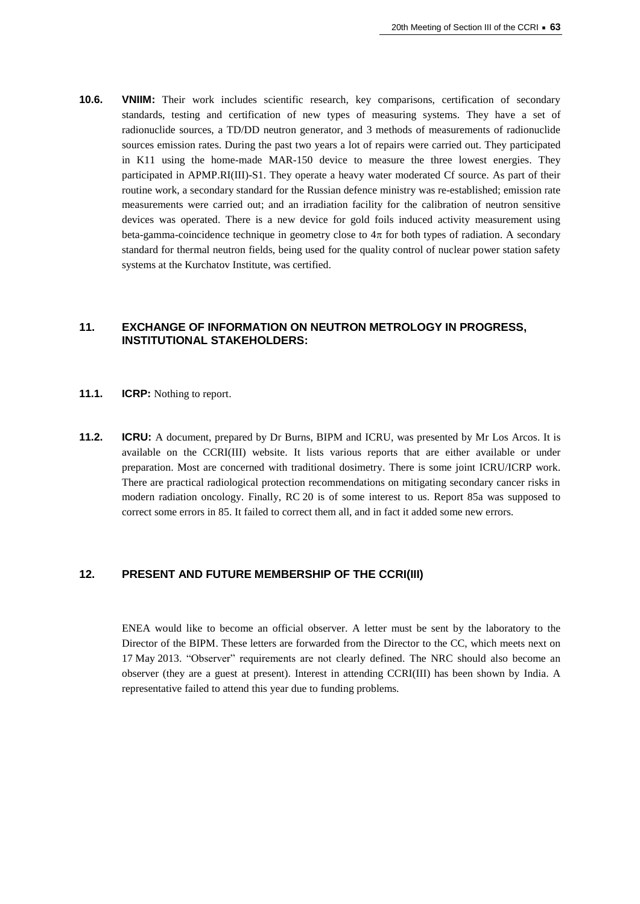**10.6.** **VNIIM:** Their work includes scientific research, key comparisons, certification of secondary standards, testing and certification of new types of measuring systems. They have a set of radionuclide sources, a TD/DD neutron generator, and 3 methods of measurements of radionuclide sources emission rates. During the past two years a lot of repairs were carried out. They participated in K11 using the home-made MAR-150 device to measure the three lowest energies. They participated in APMP.RI(III)-S1. They operate a heavy water moderated Cf source. As part of their routine work, a secondary standard for the Russian defence ministry was re-established; emission rate measurements were carried out; and an irradiation facility for the calibration of neutron sensitive devices was operated. There is a new device for gold foils induced activity measurement using beta-gamma-coincidence technique in geometry close to $4\pi$ for both types of radiation. A secondary standard for thermal neutron fields, being used for the quality control of nuclear power station safety systems at the Kurchatov Institute, was certified.

## 11. EXCHANGE OF INFORMATION ON NEUTRON METROLOGY IN PROGRESS, INSTITUTIONAL STAKEHOLDERS:

**11.1.** **ICRP:** Nothing to report.

**11.2.** **ICRU:** A document, prepared by Dr Burns, BIPM and ICRU, was presented by Mr Los Arcos. It is available on the CCRI(III) website. It lists various reports that are either available or under preparation. Most are concerned with traditional dosimetry. There is some joint ICRU/ICRP work. There are practical radiological protection recommendations on mitigating secondary cancer risks in modern radiation oncology. Finally, RC 20 is of some interest to us. Report 85a was supposed to correct some errors in 85. It failed to correct them all, and in fact it added some new errors.

## 12. PRESENT AND FUTURE MEMBERSHIP OF THE CCRI(III)

ENEA would like to become an official observer. A letter must be sent by the laboratory to the Director of the BIPM. These letters are forwarded from the Director to the CC, which meets next on 17 May 2013. "Observer" requirements are not clearly defined. The NRC should also become an observer (they are a guest at present). Interest in attending CCRI(III) has been shown by India. A representative failed to attend this year due to funding problems.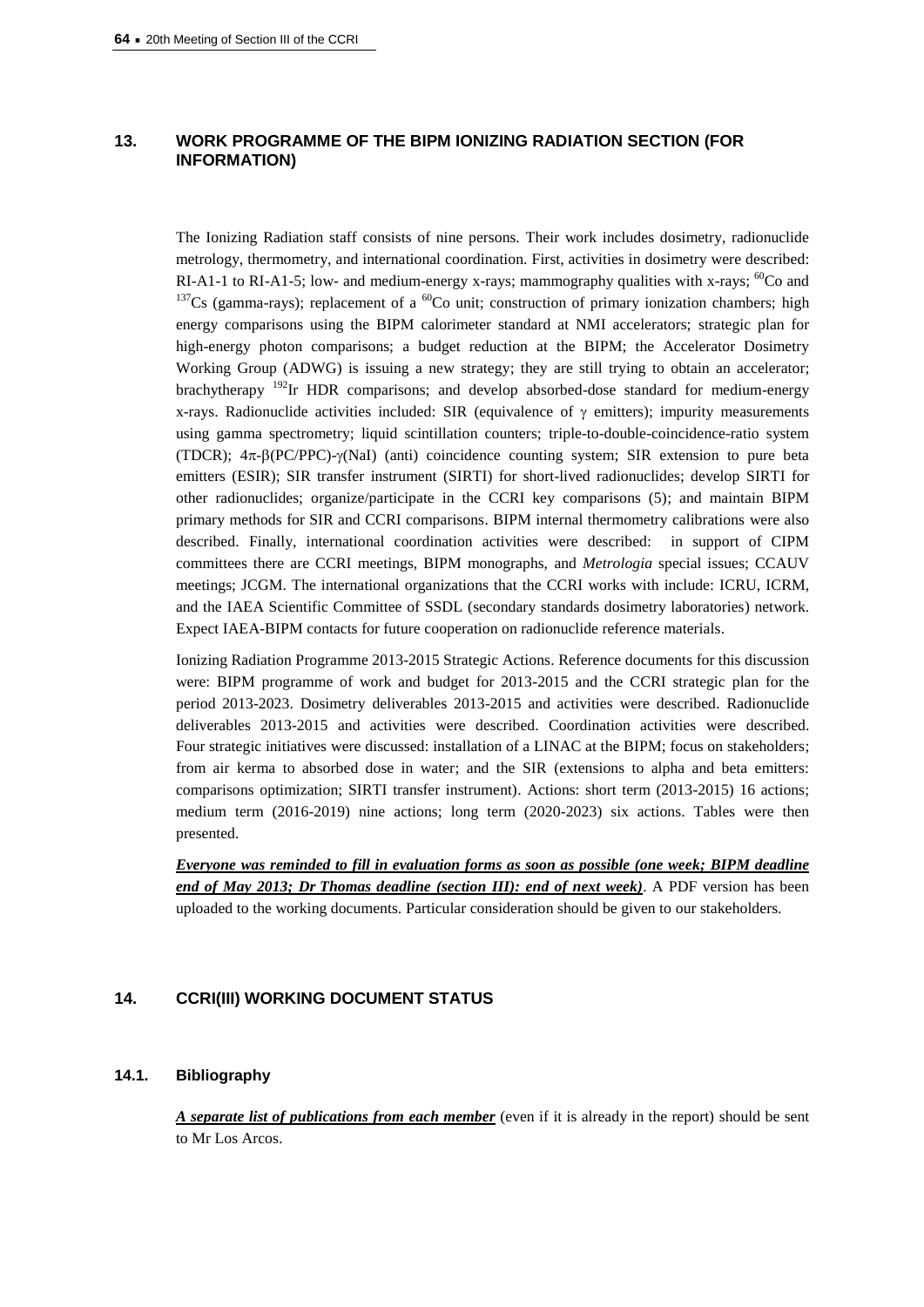## 13. WORK PROGRAMME OF THE BIPM IONIZING RADIATION SECTION (FOR INFORMATION)

The Ionizing Radiation staff consists of nine persons. Their work includes dosimetry, radionuclide metrology, thermometry, and international coordination. First, activities in dosimetry were described: RI-A1-1 to RI-A1-5; low- and medium-energy x-rays; mammography qualities with x-rays; $^{60}$Co and $^{137}$Cs (gamma-rays); replacement of a $^{60}$Co unit; construction of primary ionization chambers; high energy comparisons using the BIPM calorimeter standard at NMI accelerators; strategic plan for high-energy photon comparisons; a budget reduction at the BIPM; the Accelerator Dosimetry Working Group (ADWG) is issuing a new strategy; they are still trying to obtain an accelerator; brachytherapy $^{192}$Ir HDR comparisons; and develop absorbed-dose standard for medium-energy x-rays. Radionuclide activities included: SIR (equivalence of $\gamma$ emitters); impurity measurements using gamma spectrometry; liquid scintillation counters; triple-to-double-coincidence-ratio system (TDCR); $4\pi$-$\beta$(PC/PPC)-$\gamma$(NaI) (anti) coincidence counting system; SIR extension to pure beta emitters (ESIR); SIR transfer instrument (SIRTI) for short-lived radionuclides; develop SIRTI for other radionuclides; organize/participate in the CCRI key comparisons (5); and maintain BIPM primary methods for SIR and CCRI comparisons. BIPM internal thermometry calibrations were also described. Finally, international coordination activities were described: in support of CIPM committees there are CCRI meetings, BIPM monographs, and *Metrologia* special issues; CCAUV meetings; JCGM. The international organizations that the CCRI works with include: ICRU, ICRM, and the IAEA Scientific Committee of SSDL (secondary standards dosimetry laboratories) network. Expect IAEA-BIPM contacts for future cooperation on radionuclide reference materials.

Ionizing Radiation Programme 2013-2015 Strategic Actions. Reference documents for this discussion were: BIPM programme of work and budget for 2013-2015 and the CCRI strategic plan for the period 2013-2023. Dosimetry deliverables 2013-2015 and activities were described. Radionuclide deliverables 2013-2015 and activities were described. Coordination activities were described. Four strategic initiatives were discussed: installation of a LINAC at the BIPM; focus on stakeholders; from air kerma to absorbed dose in water; and the SIR (extensions to alpha and beta emitters: comparisons optimization; SIRTI transfer instrument). Actions: short term (2013-2015) 16 actions; medium term (2016-2019) nine actions; long term (2020-2023) six actions. Tables were then presented.

***Everyone was reminded to fill in evaluation forms as soon as possible (one week; BIPM deadline end of May 2013; Dr Thomas deadline (section III): end of next week)***. A PDF version has been uploaded to the working documents. Particular consideration should be given to our stakeholders.

## 14. CCRI(III) WORKING DOCUMENT STATUS

### 14.1. Bibliography

***A separate list of publications from each member*** (even if it is already in the report) should be sent to Mr Los Arcos.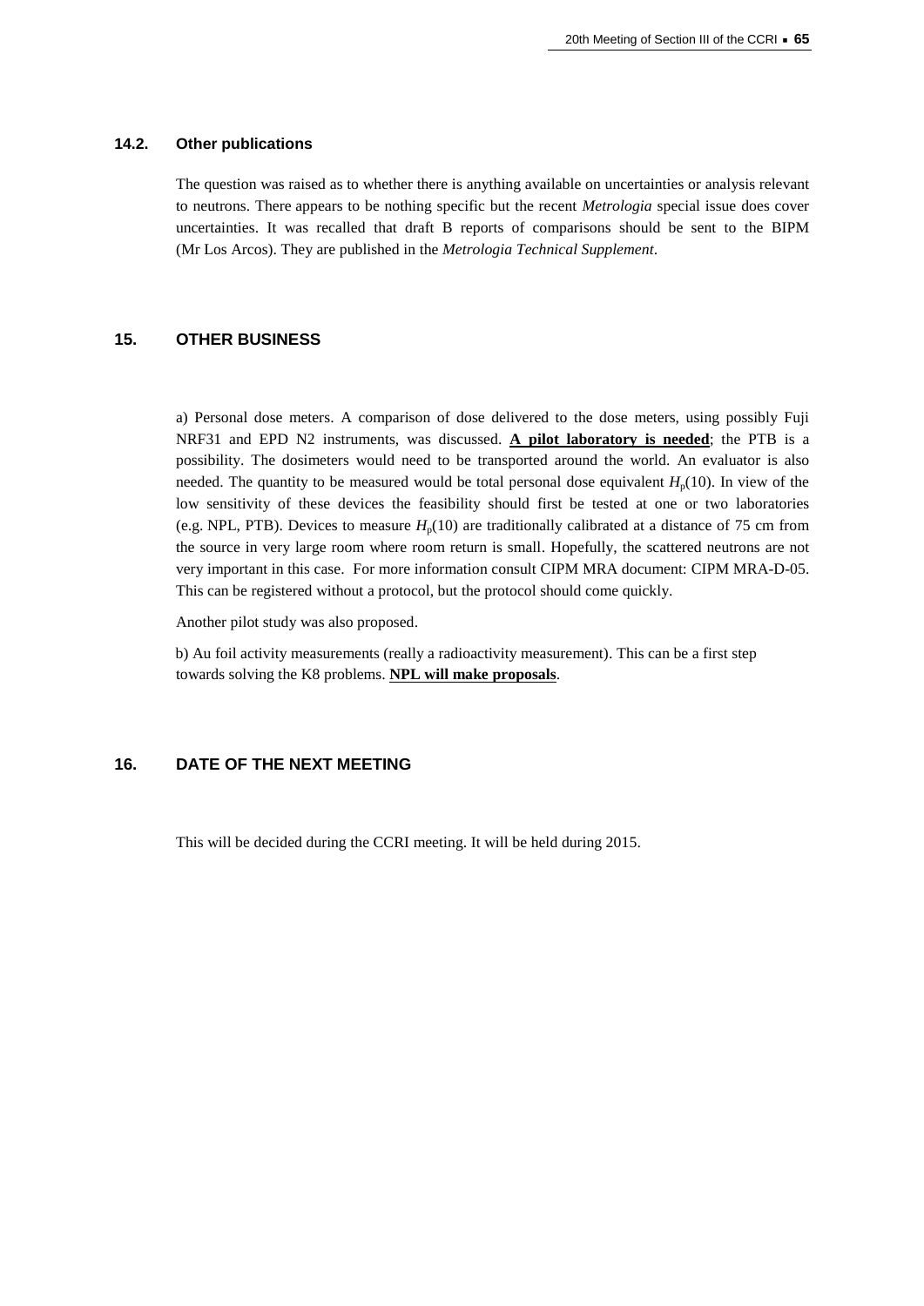### 14.2. Other publications

The question was raised as to whether there is anything available on uncertainties or analysis relevant to neutrons. There appears to be nothing specific but the recent *Metrologia* special issue does cover uncertainties. It was recalled that draft B reports of comparisons should be sent to the BIPM (Mr Los Arcos). They are published in the *Metrologia Technical Supplement*.

## 15. OTHER BUSINESS

a) Personal dose meters. A comparison of dose delivered to the dose meters, using possibly Fuji NRF31 and EPD N2 instruments, was discussed. **A pilot laboratory is needed**; the PTB is a possibility. The dosimeters would need to be transported around the world. An evaluator is also needed. The quantity to be measured would be total personal dose equivalent $H_p(10)$. In view of the low sensitivity of these devices the feasibility should first be tested at one or two laboratories (e.g. NPL, PTB). Devices to measure $H_p(10)$ are traditionally calibrated at a distance of 75 cm from the source in very large room where room return is small. Hopefully, the scattered neutrons are not very important in this case. For more information consult CIPM MRA document: CIPM MRA-D-05. This can be registered without a protocol, but the protocol should come quickly.

Another pilot study was also proposed.

b) Au foil activity measurements (really a radioactivity measurement). This can be a first step towards solving the K8 problems. **NPL will make proposals**.

## 16. DATE OF THE NEXT MEETING

This will be decided during the CCRI meeting. It will be held during 2015.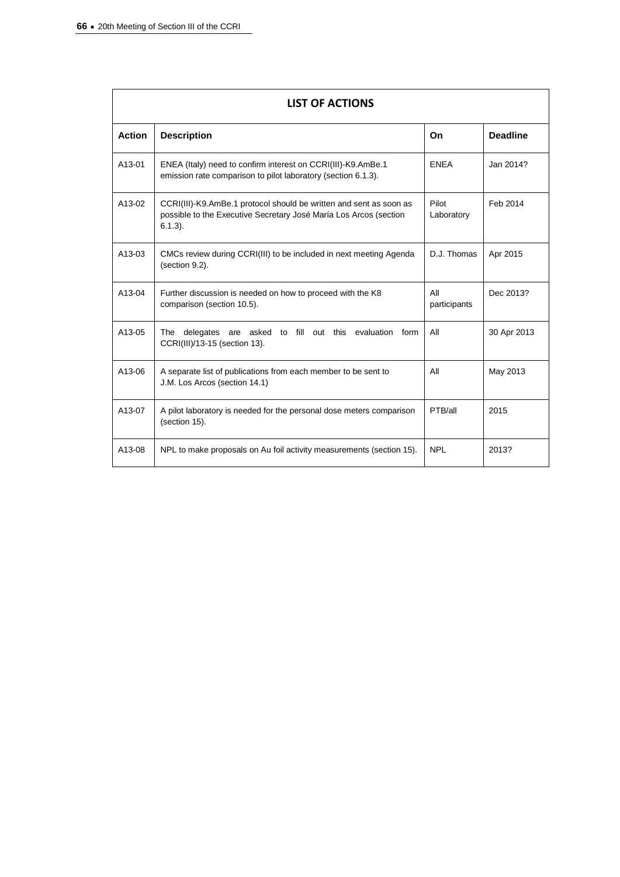| LIST OF ACTIONS | | | |
|---|---|---|---|
| **Action** | **Description** | **On** | **Deadline** |
| A13-01 | ENEA (Italy) need to confirm interest on CCRI(III)-K9.AmBe.1 emission rate comparison to pilot laboratory (section 6.1.3). | ENEA | Jan 2014? |
| A13-02 | CCRI(III)-K9.AmBe.1 protocol should be written and sent as soon as possible to the Executive Secretary José María Los Arcos (section 6.1.3). | Pilot Laboratory | Feb 2014 |
| A13-03 | CMCs review during CCRI(III) to be included in next meeting Agenda (section 9.2). | D.J. Thomas | Apr 2015 |
| A13-04 | Further discussion is needed on how to proceed with the K8 comparison (section 10.5). | All participants | Dec 2013? |
| A13-05 | The delegates are asked to fill out this evaluation form CCRI(III)/13-15 (section 13). | All | 30 Apr 2013 |
| A13-06 | A separate list of publications from each member to be sent to J.M. Los Arcos (section 14.1) | All | May 2013 |
| A13-07 | A pilot laboratory is needed for the personal dose meters comparison (section 15). | PTB/all | 2015 |
| A13-08 | NPL to make proposals on Au foil activity measurements (section 15). | NPL | 2013? |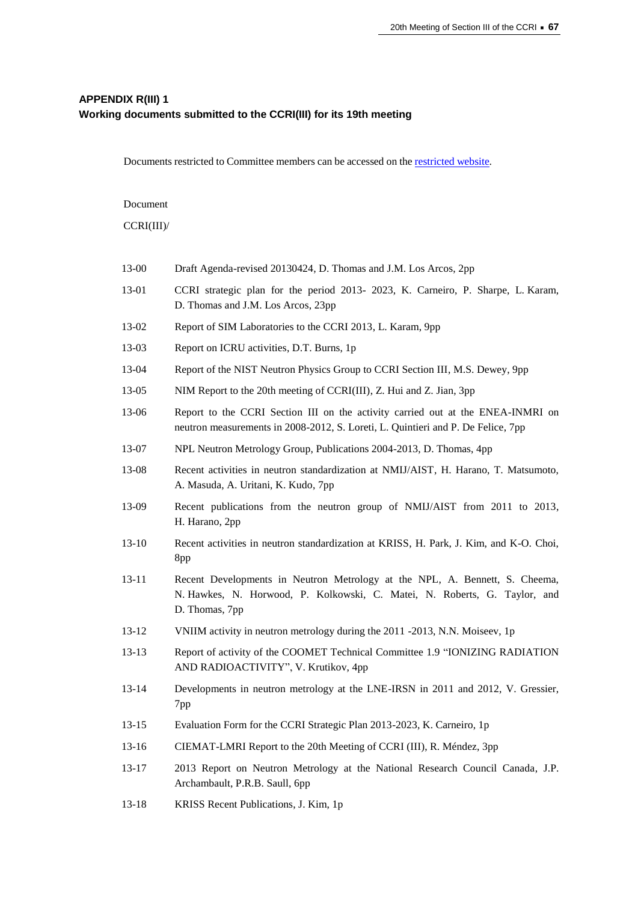### APPENDIX R(III) 1
### Working documents submitted to the CCRI(III) for its 19th meeting

Documents restricted to Committee members can be accessed on the [restricted website](restricted website).

Document
CCRI(III)/

| | |
|---|---|
| 13-00 | Draft Agenda-revised 20130424, D. Thomas and J.M. Los Arcos, 2pp |
| 13-01 | CCRI strategic plan for the period 2013- 2023, K. Carneiro, P. Sharpe, L. Karam, D. Thomas and J.M. Los Arcos, 23pp |
| 13-02 | Report of SIM Laboratories to the CCRI 2013, L. Karam, 9pp |
| 13-03 | Report on ICRU activities, D.T. Burns, 1p |
| 13-04 | Report of the NIST Neutron Physics Group to CCRI Section III, M.S. Dewey, 9pp |
| 13-05 | NIM Report to the 20th meeting of CCRI(III), Z. Hui and Z. Jian, 3pp |
| 13-06 | Report to the CCRI Section III on the activity carried out at the ENEA-INMRI on neutron measurements in 2008-2012, S. Loreti, L. Quintieri and P. De Felice, 7pp |
| 13-07 | NPL Neutron Metrology Group, Publications 2004-2013, D. Thomas, 4pp |
| 13-08 | Recent activities in neutron standardization at NMIJ/AIST, H. Harano, T. Matsumoto, A. Masuda, A. Uritani, K. Kudo, 7pp |
| 13-09 | Recent publications from the neutron group of NMIJ/AIST from 2011 to 2013, H. Harano, 2pp |
| 13-10 | Recent activities in neutron standardization at KRISS, H. Park, J. Kim, and K-O. Choi, 8pp |
| 13-11 | Recent Developments in Neutron Metrology at the NPL, A. Bennett, S. Cheema, N. Hawkes, N. Horwood, P. Kolkowski, C. Matei, N. Roberts, G. Taylor, and D. Thomas, 7pp |
| 13-12 | VNIIM activity in neutron metrology during the 2011 -2013, N.N. Moiseev, 1p |
| 13-13 | Report of activity of the COOMET Technical Committee 1.9 "IONIZING RADIATION AND RADIOACTIVITY", V. Krutikov, 4pp |
| 13-14 | Developments in neutron metrology at the LNE-IRSN in 2011 and 2012, V. Gressier, 7pp |
| 13-15 | Evaluation Form for the CCRI Strategic Plan 2013-2023, K. Carneiro, 1p |
| 13-16 | CIEMAT-LMRI Report to the 20th Meeting of CCRI (III), R. Méndez, 3pp |
| 13-17 | 2013 Report on Neutron Metrology at the National Research Council Canada, J.P. Archambault, P.R.B. Saull, 6pp |
| 13-18 | KRISS Recent Publications, J. Kim, 1p |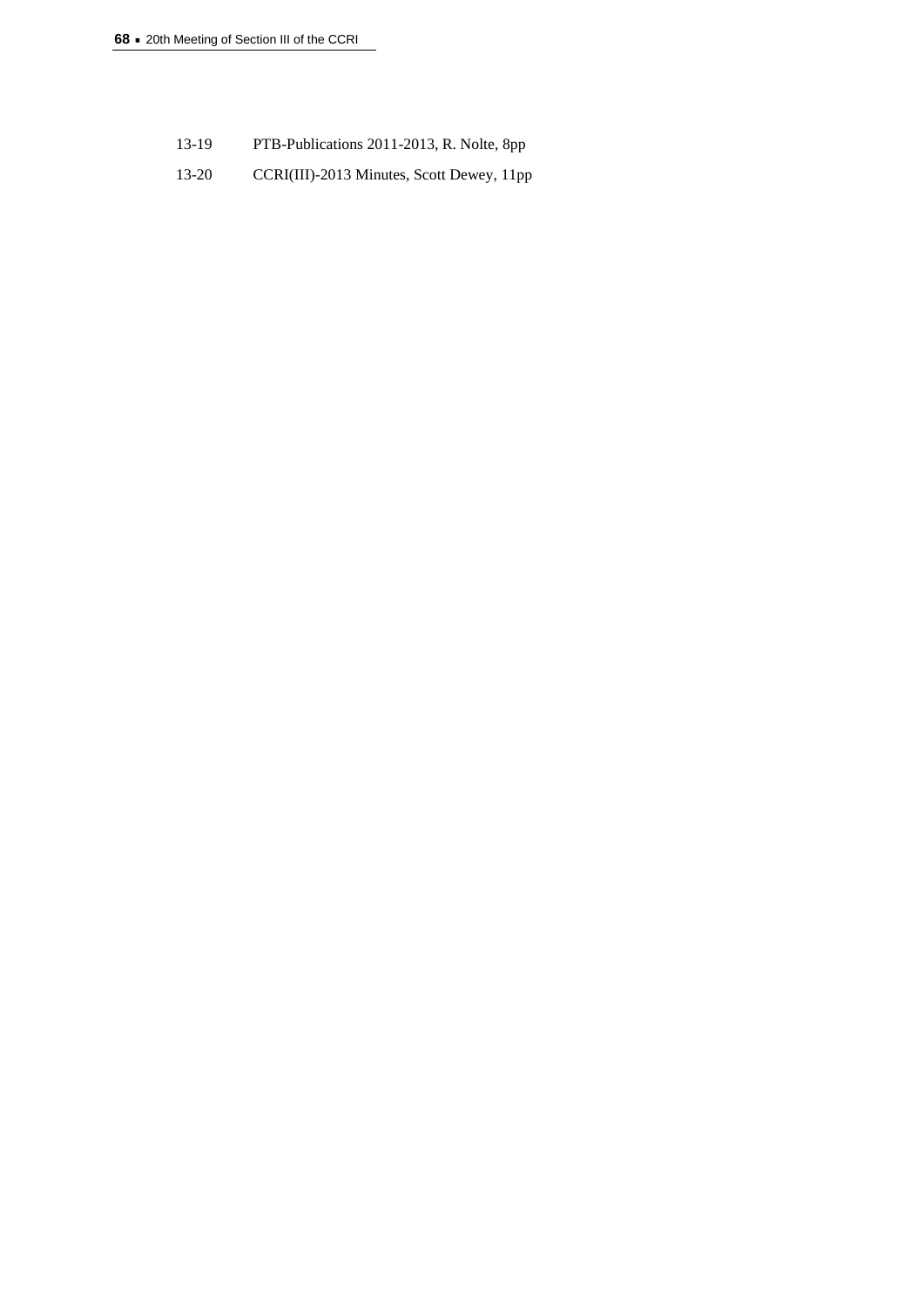13-19 PTB-Publications 2011-2013, R. Nolte, 8pp

13-20 CCRI(III)-2013 Minutes, Scott Dewey, 11pp